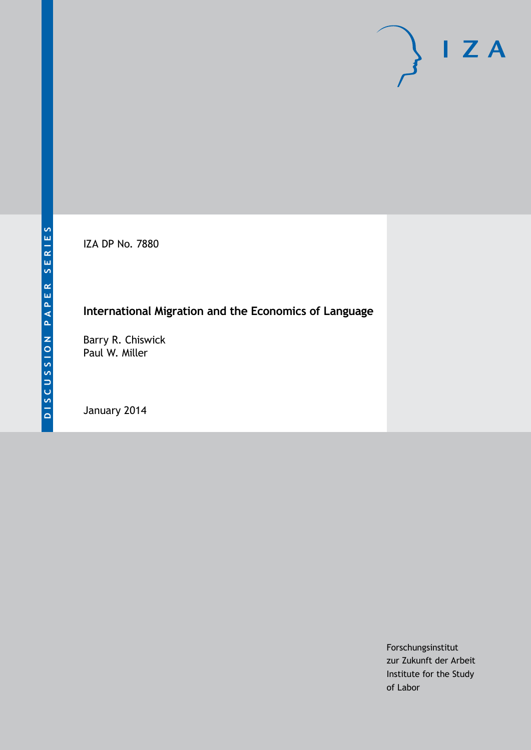DISCUSSION PAPER SERIES

IZA DP No. 7880

# International Migration and the Economics of Language

Barry R. Chiswick
Paul W. Miller

January 2014

Forschungsinstitut
zur Zukunft der Arbeit
Institute for the Study
of Labor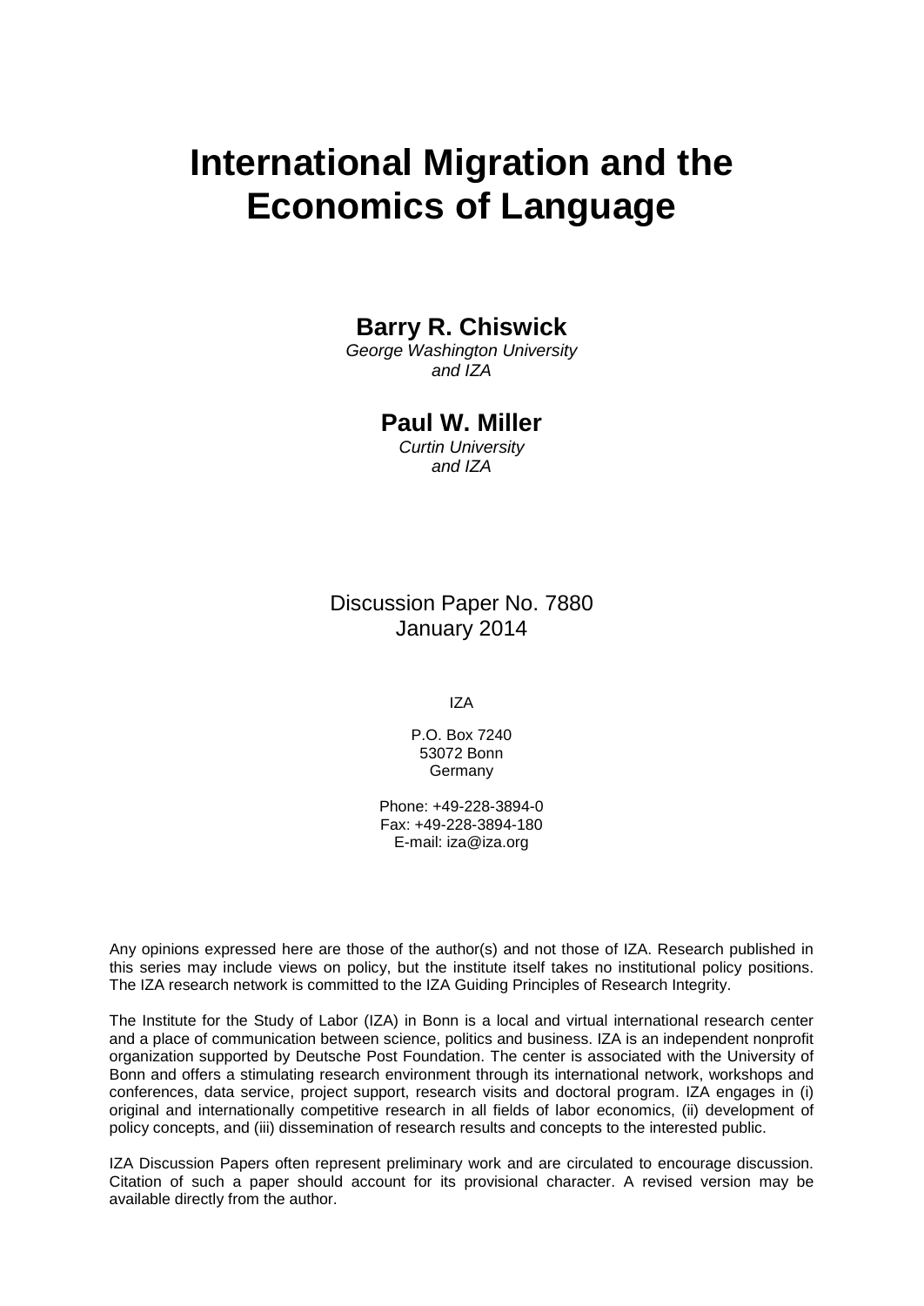# International Migration and the Economics of Language

**Barry R. Chiswick**
*George Washington University and IZA*

**Paul W. Miller**
*Curtin University and IZA*

Discussion Paper No. 7880
January 2014

IZA

P.O. Box 7240
53072 Bonn
Germany

Phone: +49-228-3894-0
Fax: +49-228-3894-180
E-mail: iza@iza.org

Any opinions expressed here are those of the author(s) and not those of IZA. Research published in this series may include views on policy, but the institute itself takes no institutional policy positions. The IZA research network is committed to the IZA Guiding Principles of Research Integrity.

The Institute for the Study of Labor (IZA) in Bonn is a local and virtual international research center and a place of communication between science, politics and business. IZA is an independent nonprofit organization supported by Deutsche Post Foundation. The center is associated with the University of Bonn and offers a stimulating research environment through its international network, workshops and conferences, data service, project support, research visits and doctoral program. IZA engages in (i) original and internationally competitive research in all fields of labor economics, (ii) development of policy concepts, and (iii) dissemination of research results and concepts to the interested public.

IZA Discussion Papers often represent preliminary work and are circulated to encourage discussion. Citation of such a paper should account for its provisional character. A revised version may be available directly from the author.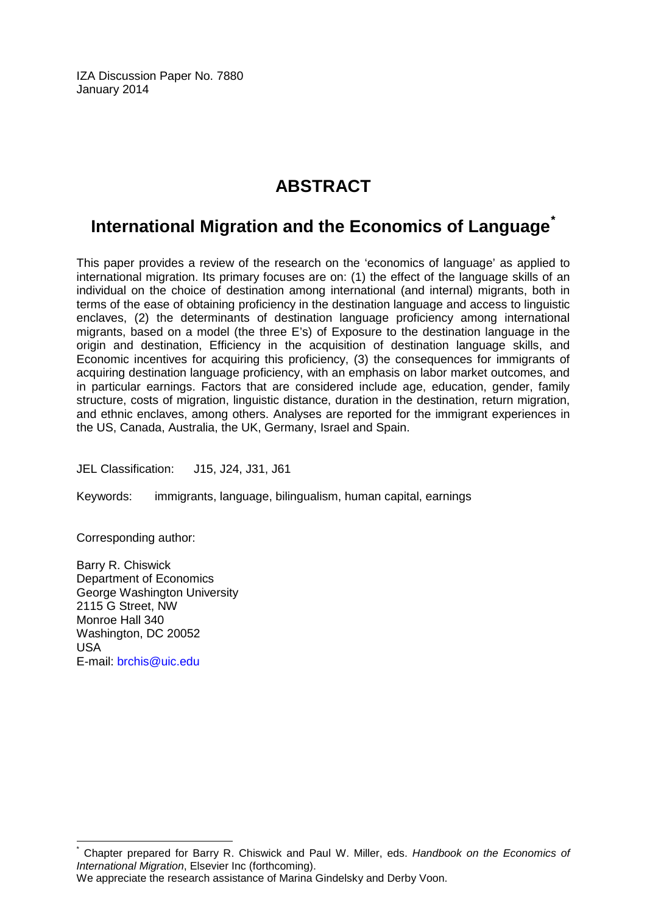IZA Discussion Paper No. 7880
January 2014

# ABSTRACT

## International Migration and the Economics of Language*

This paper provides a review of the research on the 'economics of language' as applied to international migration. Its primary focuses are on: (1) the effect of the language skills of an individual on the choice of destination among international (and internal) migrants, both in terms of the ease of obtaining proficiency in the destination language and access to linguistic enclaves, (2) the determinants of destination language proficiency among international migrants, based on a model (the three E's) of Exposure to the destination language in the origin and destination, Efficiency in the acquisition of destination language skills, and Economic incentives for acquiring this proficiency, (3) the consequences for immigrants of acquiring destination language proficiency, with an emphasis on labor market outcomes, and in particular earnings. Factors that are considered include age, education, gender, family structure, costs of migration, linguistic distance, duration in the destination, return migration, and ethnic enclaves, among others. Analyses are reported for the immigrant experiences in the US, Canada, Australia, the UK, Germany, Israel and Spain.

JEL Classification: J15, J24, J31, J61

Keywords: immigrants, language, bilingualism, human capital, earnings

Corresponding author:

Barry R. Chiswick
Department of Economics
George Washington University
2115 G Street, NW
Monroe Hall 340
Washington, DC 20052
USA
E-mail: brchis@uic.edu

---

* Chapter prepared for Barry R. Chiswick and Paul W. Miller, eds. *Handbook on the Economics of International Migration*, Elsevier Inc (forthcoming).
We appreciate the research assistance of Marina Gindelsky and Derby Voon.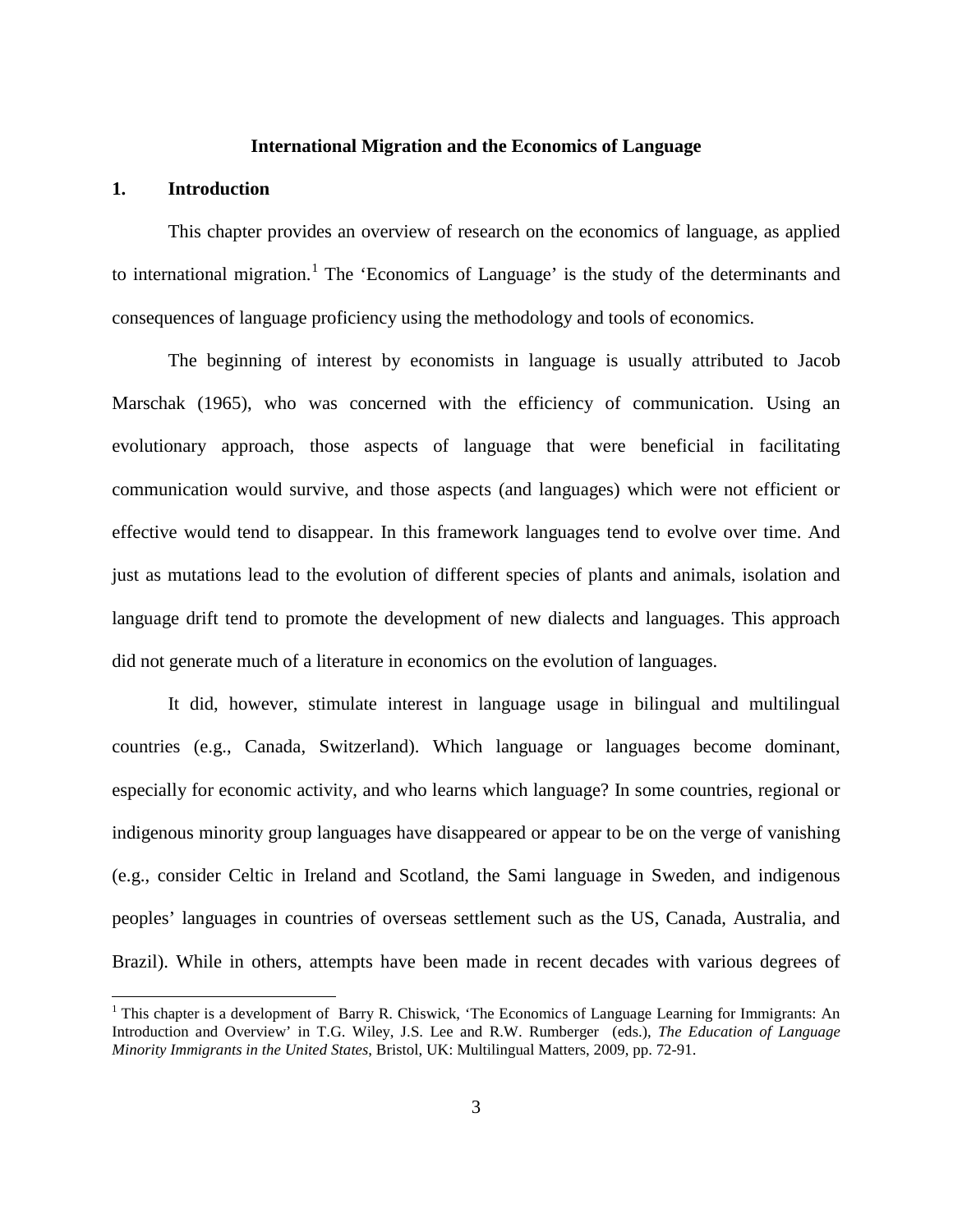# International Migration and the Economics of Language

## 1. Introduction

This chapter provides an overview of research on the economics of language, as applied to international migration.[1] The 'Economics of Language' is the study of the determinants and consequences of language proficiency using the methodology and tools of economics.

The beginning of interest by economists in language is usually attributed to Jacob Marschak (1965), who was concerned with the efficiency of communication. Using an evolutionary approach, those aspects of language that were beneficial in facilitating communication would survive, and those aspects (and languages) which were not efficient or effective would tend to disappear. In this framework languages tend to evolve over time. And just as mutations lead to the evolution of different species of plants and animals, isolation and language drift tend to promote the development of new dialects and languages. This approach did not generate much of a literature in economics on the evolution of languages.

It did, however, stimulate interest in language usage in bilingual and multilingual countries (e.g., Canada, Switzerland). Which language or languages become dominant, especially for economic activity, and who learns which language? In some countries, regional or indigenous minority group languages have disappeared or appear to be on the verge of vanishing (e.g., consider Celtic in Ireland and Scotland, the Sami language in Sweden, and indigenous peoples' languages in countries of overseas settlement such as the US, Canada, Australia, and Brazil). While in others, attempts have been made in recent decades with various degrees of

[1] This chapter is a development of Barry R. Chiswick, 'The Economics of Language Learning for Immigrants: An Introduction and Overview' in T.G. Wiley, J.S. Lee and R.W. Rumberger (eds.), *The Education of Language Minority Immigrants in the United States*, Bristol, UK: Multilingual Matters, 2009, pp. 72-91.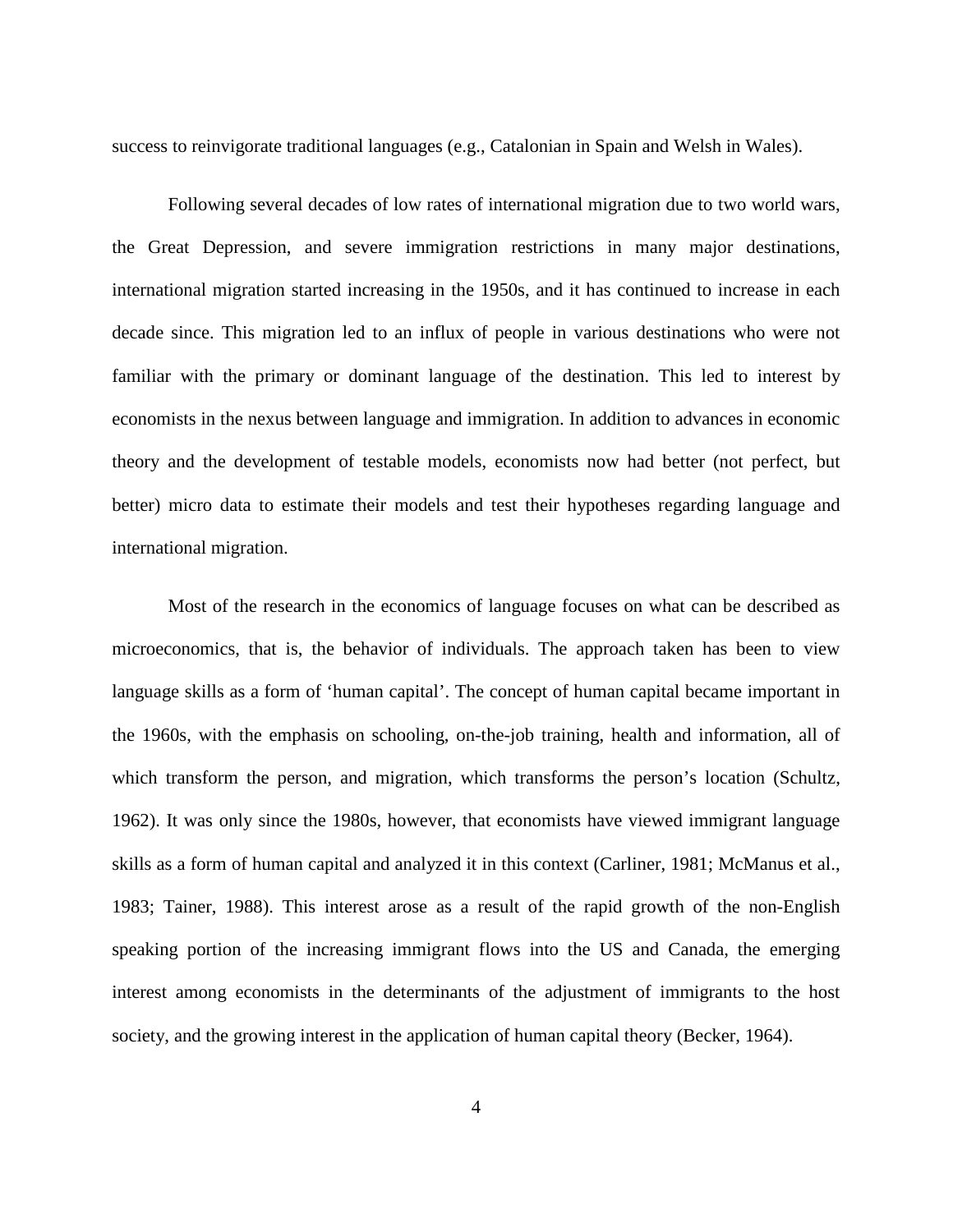success to reinvigorate traditional languages (e.g., Catalonian in Spain and Welsh in Wales).

Following several decades of low rates of international migration due to two world wars, the Great Depression, and severe immigration restrictions in many major destinations, international migration started increasing in the 1950s, and it has continued to increase in each decade since. This migration led to an influx of people in various destinations who were not familiar with the primary or dominant language of the destination. This led to interest by economists in the nexus between language and immigration. In addition to advances in economic theory and the development of testable models, economists now had better (not perfect, but better) micro data to estimate their models and test their hypotheses regarding language and international migration.

Most of the research in the economics of language focuses on what can be described as microeconomics, that is, the behavior of individuals. The approach taken has been to view language skills as a form of 'human capital'. The concept of human capital became important in the 1960s, with the emphasis on schooling, on-the-job training, health and information, all of which transform the person, and migration, which transforms the person's location (Schultz, 1962). It was only since the 1980s, however, that economists have viewed immigrant language skills as a form of human capital and analyzed it in this context (Carliner, 1981; McManus et al., 1983; Tainer, 1988). This interest arose as a result of the rapid growth of the non-English speaking portion of the increasing immigrant flows into the US and Canada, the emerging interest among economists in the determinants of the adjustment of immigrants to the host society, and the growing interest in the application of human capital theory (Becker, 1964).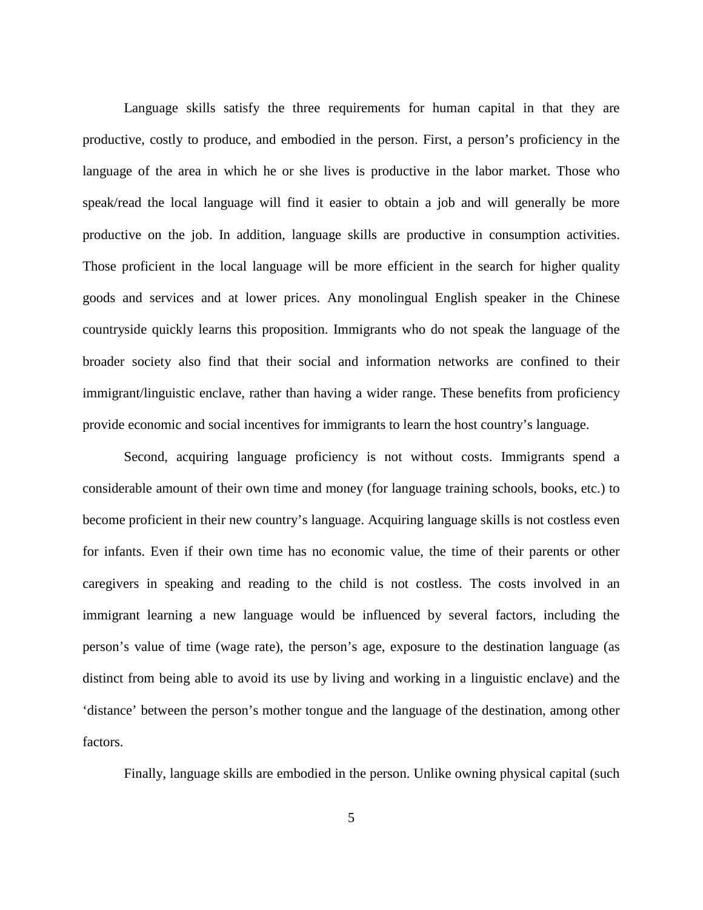Language skills satisfy the three requirements for human capital in that they are productive, costly to produce, and embodied in the person. First, a person's proficiency in the language of the area in which he or she lives is productive in the labor market. Those who speak/read the local language will find it easier to obtain a job and will generally be more productive on the job. In addition, language skills are productive in consumption activities. Those proficient in the local language will be more efficient in the search for higher quality goods and services and at lower prices. Any monolingual English speaker in the Chinese countryside quickly learns this proposition. Immigrants who do not speak the language of the broader society also find that their social and information networks are confined to their immigrant/linguistic enclave, rather than having a wider range. These benefits from proficiency provide economic and social incentives for immigrants to learn the host country's language.

Second, acquiring language proficiency is not without costs. Immigrants spend a considerable amount of their own time and money (for language training schools, books, etc.) to become proficient in their new country's language. Acquiring language skills is not costless even for infants. Even if their own time has no economic value, the time of their parents or other caregivers in speaking and reading to the child is not costless. The costs involved in an immigrant learning a new language would be influenced by several factors, including the person's value of time (wage rate), the person's age, exposure to the destination language (as distinct from being able to avoid its use by living and working in a linguistic enclave) and the 'distance' between the person's mother tongue and the language of the destination, among other factors.

Finally, language skills are embodied in the person. Unlike owning physical capital (such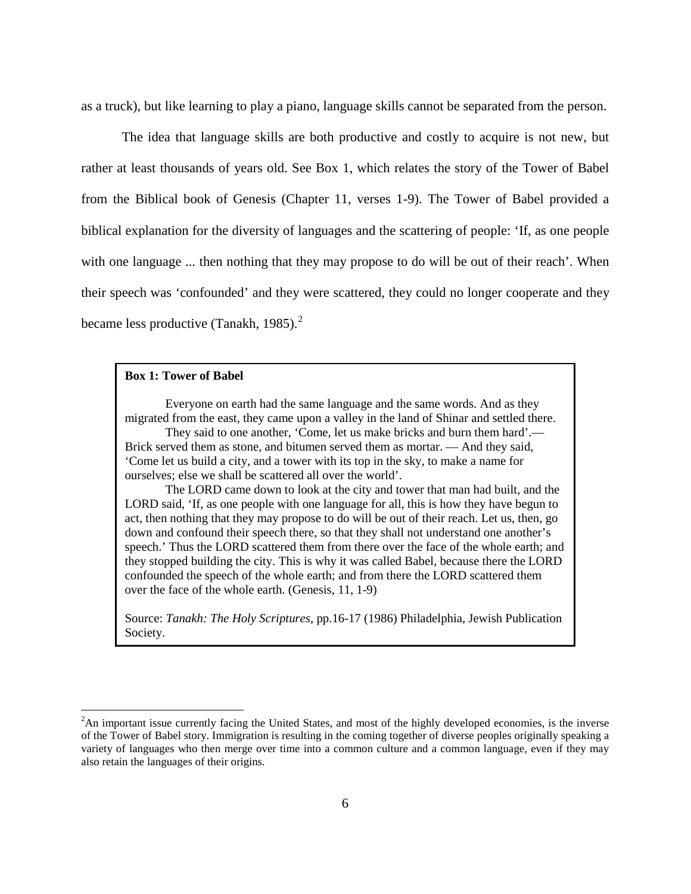as a truck), but like learning to play a piano, language skills cannot be separated from the person.

The idea that language skills are both productive and costly to acquire is not new, but rather at least thousands of years old. See Box 1, which relates the story of the Tower of Babel from the Biblical book of Genesis (Chapter 11, verses 1-9). The Tower of Babel provided a biblical explanation for the diversity of languages and the scattering of people: 'If, as one people with one language ... then nothing that they may propose to do will be out of their reach'. When their speech was 'confounded' and they were scattered, they could no longer cooperate and they became less productive (Tanakh, 1985).[2]

> **Box 1: Tower of Babel**
>
> Everyone on earth had the same language and the same words. And as they migrated from the east, they came upon a valley in the land of Shinar and settled there. They said to one another, 'Come, let us make bricks and burn them hard'.— Brick served them as stone, and bitumen served them as mortar. — And they said, 'Come let us build a city, and a tower with its top in the sky, to make a name for ourselves; else we shall be scattered all over the world'.
>
> The LORD came down to look at the city and tower that man had built, and the LORD said, 'If, as one people with one language for all, this is how they have begun to act, then nothing that they may propose to do will be out of their reach. Let us, then, go down and confound their speech there, so that they shall not understand one another's speech.' Thus the LORD scattered them from there over the face of the whole earth; and they stopped building the city. This is why it was called Babel, because there the LORD confounded the speech of the whole earth; and from there the LORD scattered them over the face of the whole earth. (Genesis, 11, 1-9)
>
> Source: *Tanakh: The Holy Scriptures*, pp.16-17 (1986) Philadelphia, Jewish Publication Society.

[2] An important issue currently facing the United States, and most of the highly developed economies, is the inverse of the Tower of Babel story. Immigration is resulting in the coming together of diverse peoples originally speaking a variety of languages who then merge over time into a common culture and a common language, even if they may also retain the languages of their origins.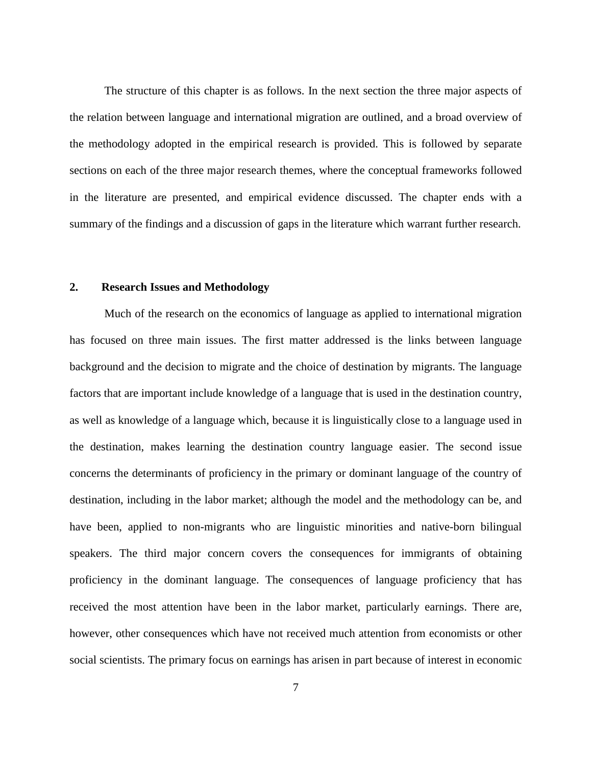The structure of this chapter is as follows. In the next section the three major aspects of the relation between language and international migration are outlined, and a broad overview of the methodology adopted in the empirical research is provided. This is followed by separate sections on each of the three major research themes, where the conceptual frameworks followed in the literature are presented, and empirical evidence discussed. The chapter ends with a summary of the findings and a discussion of gaps in the literature which warrant further research.

## 2. Research Issues and Methodology

Much of the research on the economics of language as applied to international migration has focused on three main issues. The first matter addressed is the links between language background and the decision to migrate and the choice of destination by migrants. The language factors that are important include knowledge of a language that is used in the destination country, as well as knowledge of a language which, because it is linguistically close to a language used in the destination, makes learning the destination country language easier. The second issue concerns the determinants of proficiency in the primary or dominant language of the country of destination, including in the labor market; although the model and the methodology can be, and have been, applied to non-migrants who are linguistic minorities and native-born bilingual speakers. The third major concern covers the consequences for immigrants of obtaining proficiency in the dominant language. The consequences of language proficiency that has received the most attention have been in the labor market, particularly earnings. There are, however, other consequences which have not received much attention from economists or other social scientists. The primary focus on earnings has arisen in part because of interest in economic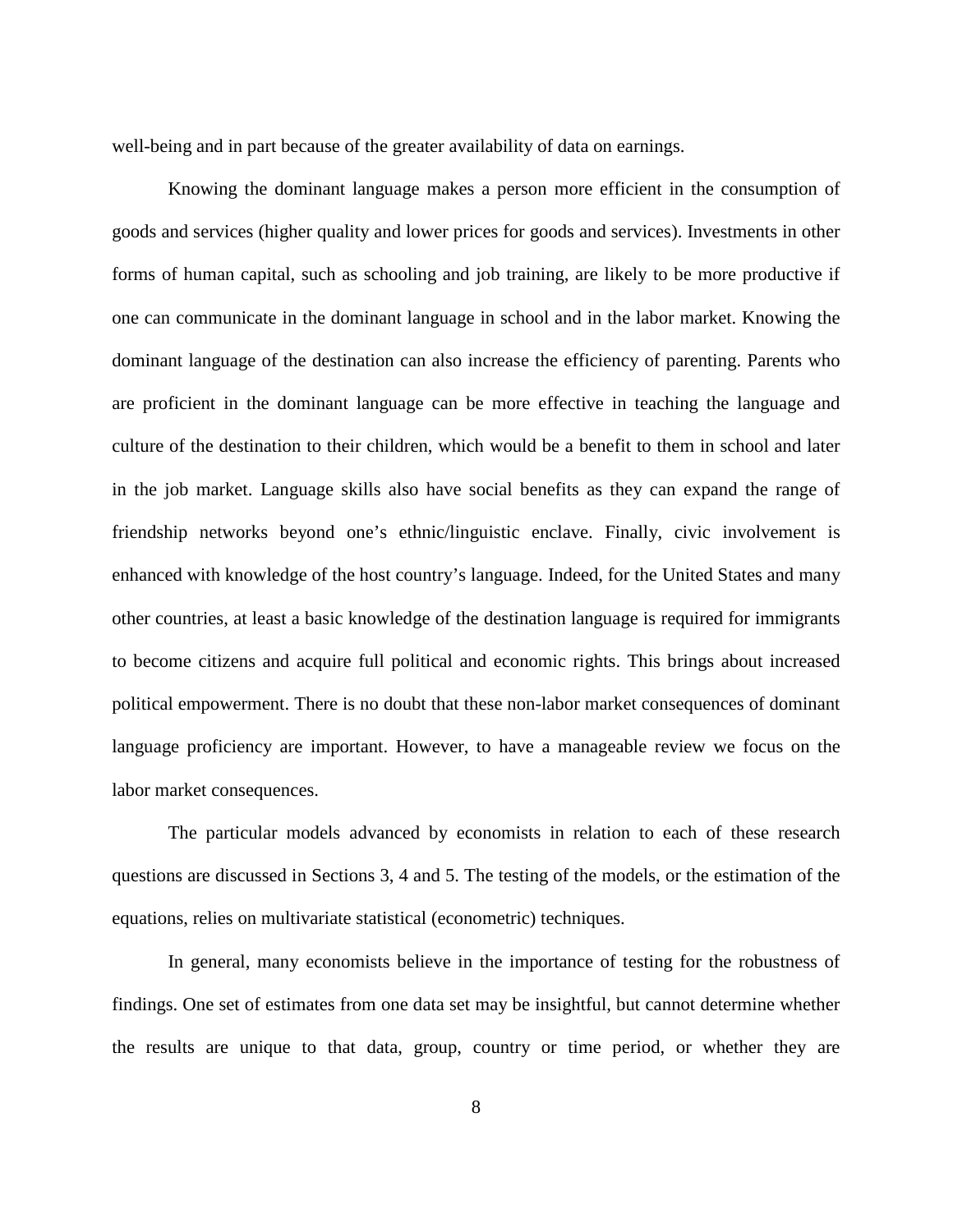well-being and in part because of the greater availability of data on earnings.

Knowing the dominant language makes a person more efficient in the consumption of goods and services (higher quality and lower prices for goods and services). Investments in other forms of human capital, such as schooling and job training, are likely to be more productive if one can communicate in the dominant language in school and in the labor market. Knowing the dominant language of the destination can also increase the efficiency of parenting. Parents who are proficient in the dominant language can be more effective in teaching the language and culture of the destination to their children, which would be a benefit to them in school and later in the job market. Language skills also have social benefits as they can expand the range of friendship networks beyond one's ethnic/linguistic enclave. Finally, civic involvement is enhanced with knowledge of the host country's language. Indeed, for the United States and many other countries, at least a basic knowledge of the destination language is required for immigrants to become citizens and acquire full political and economic rights. This brings about increased political empowerment. There is no doubt that these non-labor market consequences of dominant language proficiency are important. However, to have a manageable review we focus on the labor market consequences.

The particular models advanced by economists in relation to each of these research questions are discussed in Sections 3, 4 and 5. The testing of the models, or the estimation of the equations, relies on multivariate statistical (econometric) techniques.

In general, many economists believe in the importance of testing for the robustness of findings. One set of estimates from one data set may be insightful, but cannot determine whether the results are unique to that data, group, country or time period, or whether they are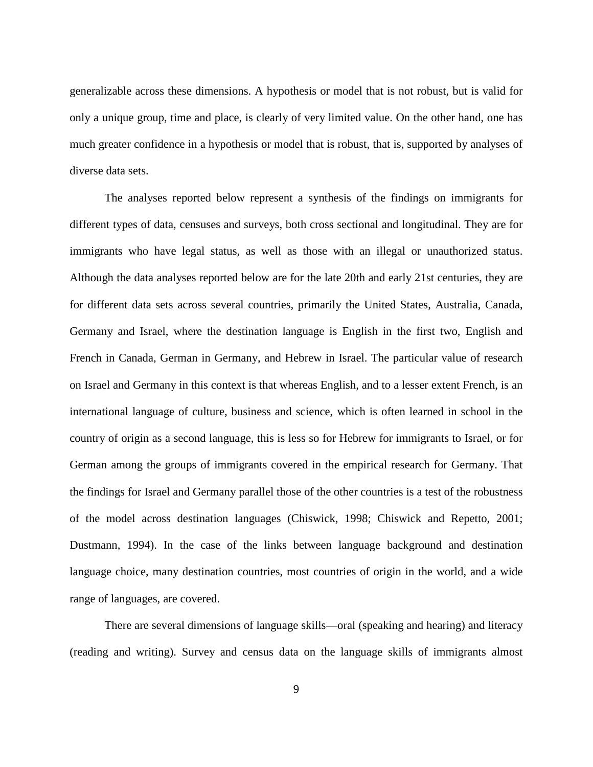generalizable across these dimensions. A hypothesis or model that is not robust, but is valid for only a unique group, time and place, is clearly of very limited value. On the other hand, one has much greater confidence in a hypothesis or model that is robust, that is, supported by analyses of diverse data sets.

The analyses reported below represent a synthesis of the findings on immigrants for different types of data, censuses and surveys, both cross sectional and longitudinal. They are for immigrants who have legal status, as well as those with an illegal or unauthorized status. Although the data analyses reported below are for the late 20th and early 21st centuries, they are for different data sets across several countries, primarily the United States, Australia, Canada, Germany and Israel, where the destination language is English in the first two, English and French in Canada, German in Germany, and Hebrew in Israel. The particular value of research on Israel and Germany in this context is that whereas English, and to a lesser extent French, is an international language of culture, business and science, which is often learned in school in the country of origin as a second language, this is less so for Hebrew for immigrants to Israel, or for German among the groups of immigrants covered in the empirical research for Germany. That the findings for Israel and Germany parallel those of the other countries is a test of the robustness of the model across destination languages (Chiswick, 1998; Chiswick and Repetto, 2001; Dustmann, 1994). In the case of the links between language background and destination language choice, many destination countries, most countries of origin in the world, and a wide range of languages, are covered.

There are several dimensions of language skills—oral (speaking and hearing) and literacy (reading and writing). Survey and census data on the language skills of immigrants almost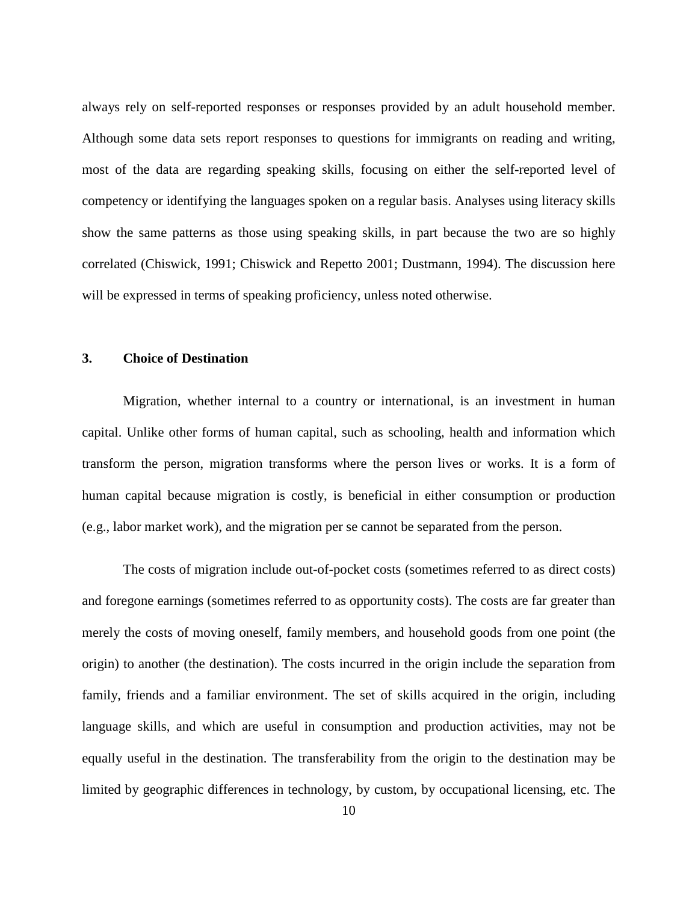always rely on self-reported responses or responses provided by an adult household member. Although some data sets report responses to questions for immigrants on reading and writing, most of the data are regarding speaking skills, focusing on either the self-reported level of competency or identifying the languages spoken on a regular basis. Analyses using literacy skills show the same patterns as those using speaking skills, in part because the two are so highly correlated (Chiswick, 1991; Chiswick and Repetto 2001; Dustmann, 1994). The discussion here will be expressed in terms of speaking proficiency, unless noted otherwise.

## 3. Choice of Destination

Migration, whether internal to a country or international, is an investment in human capital. Unlike other forms of human capital, such as schooling, health and information which transform the person, migration transforms where the person lives or works. It is a form of human capital because migration is costly, is beneficial in either consumption or production (e.g., labor market work), and the migration per se cannot be separated from the person.

The costs of migration include out-of-pocket costs (sometimes referred to as direct costs) and foregone earnings (sometimes referred to as opportunity costs). The costs are far greater than merely the costs of moving oneself, family members, and household goods from one point (the origin) to another (the destination). The costs incurred in the origin include the separation from family, friends and a familiar environment. The set of skills acquired in the origin, including language skills, and which are useful in consumption and production activities, may not be equally useful in the destination. The transferability from the origin to the destination may be limited by geographic differences in technology, by custom, by occupational licensing, etc. The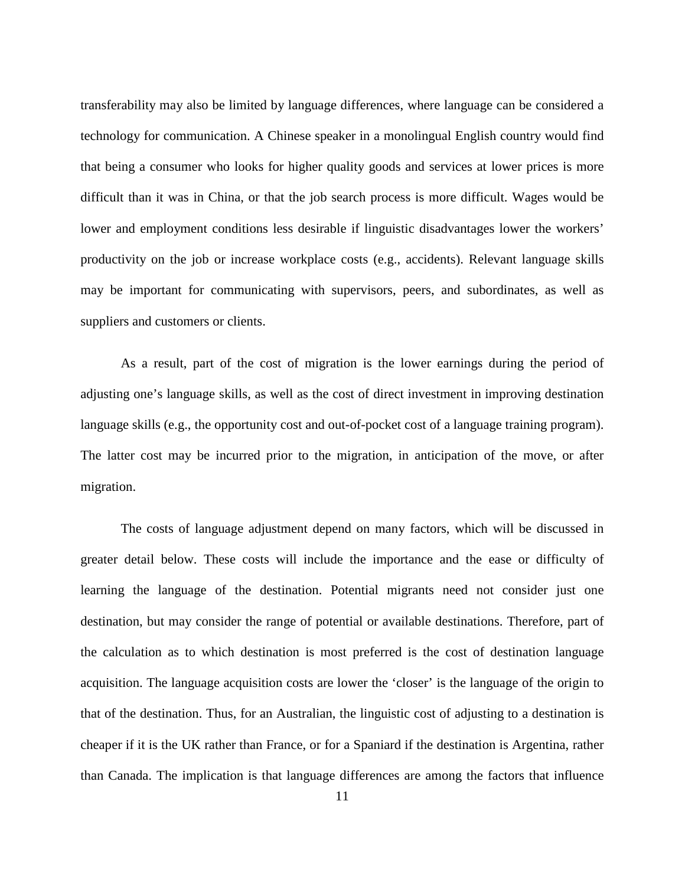transferability may also be limited by language differences, where language can be considered a technology for communication. A Chinese speaker in a monolingual English country would find that being a consumer who looks for higher quality goods and services at lower prices is more difficult than it was in China, or that the job search process is more difficult. Wages would be lower and employment conditions less desirable if linguistic disadvantages lower the workers' productivity on the job or increase workplace costs (e.g., accidents). Relevant language skills may be important for communicating with supervisors, peers, and subordinates, as well as suppliers and customers or clients.

As a result, part of the cost of migration is the lower earnings during the period of adjusting one's language skills, as well as the cost of direct investment in improving destination language skills (e.g., the opportunity cost and out-of-pocket cost of a language training program). The latter cost may be incurred prior to the migration, in anticipation of the move, or after migration.

The costs of language adjustment depend on many factors, which will be discussed in greater detail below. These costs will include the importance and the ease or difficulty of learning the language of the destination. Potential migrants need not consider just one destination, but may consider the range of potential or available destinations. Therefore, part of the calculation as to which destination is most preferred is the cost of destination language acquisition. The language acquisition costs are lower the 'closer' is the language of the origin to that of the destination. Thus, for an Australian, the linguistic cost of adjusting to a destination is cheaper if it is the UK rather than France, or for a Spaniard if the destination is Argentina, rather than Canada. The implication is that language differences are among the factors that influence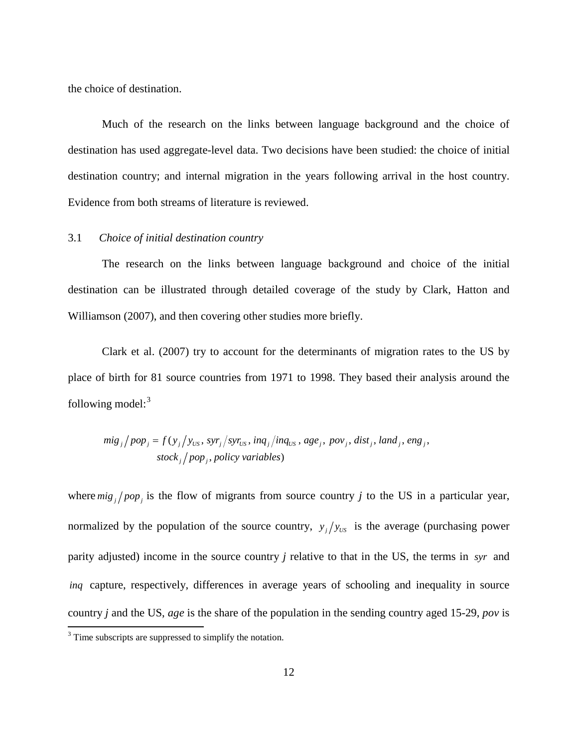the choice of destination.

Much of the research on the links between language background and the choice of destination has used aggregate-level data. Two decisions have been studied: the choice of initial destination country; and internal migration in the years following arrival in the host country. Evidence from both streams of literature is reviewed.

### 3.1 *Choice of initial destination country*

The research on the links between language background and choice of the initial destination can be illustrated through detailed coverage of the study by Clark, Hatton and Williamson (2007), and then covering other studies more briefly.

Clark et al. (2007) try to account for the determinants of migration rates to the US by place of birth for 81 source countries from 1971 to 1998. They based their analysis around the following model:[3]

$$mig_j / pop_j = f(y_j / y_{US},\, syr_j / syr_{US},\, inq_j / inq_{US},\, age_j,\, pov_j,\, dist_j,\, land_j,\, eng_j,\, stock_j / pop_j,\, policy\ variables)$$

where $mig_j / pop_j$ is the flow of migrants from source country *j* to the US in a particular year, normalized by the population of the source country, $y_j / y_{US}$ is the average (purchasing power parity adjusted) income in the source country *j* relative to that in the US, the terms in $syr$ and $inq$ capture, respectively, differences in average years of schooling and inequality in source country *j* and the US, *age* is the share of the population in the sending country aged 15-29, *pov* is

[3] Time subscripts are suppressed to simplify the notation.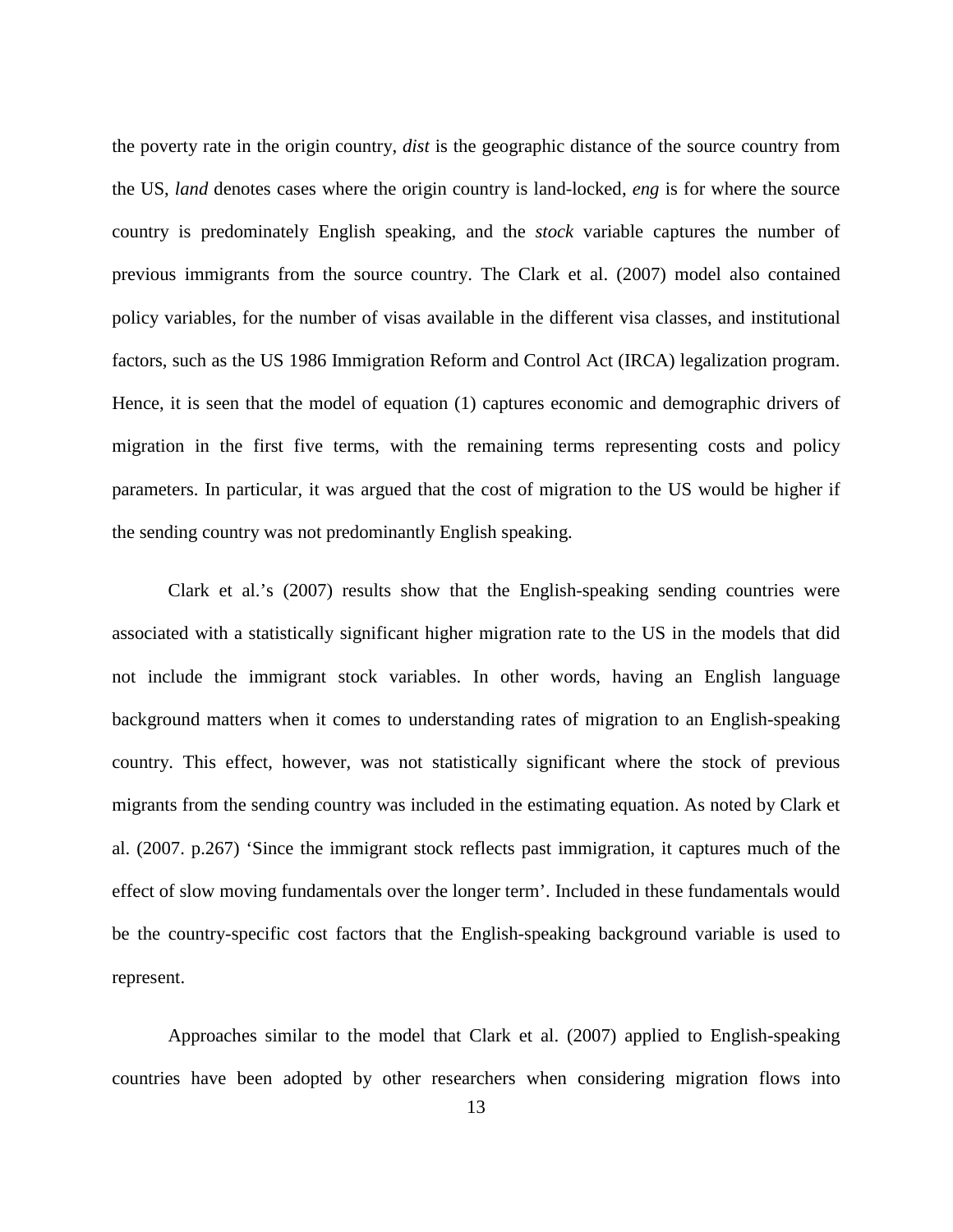the poverty rate in the origin country, *dist* is the geographic distance of the source country from the US, *land* denotes cases where the origin country is land-locked, *eng* is for where the source country is predominately English speaking, and the *stock* variable captures the number of previous immigrants from the source country. The Clark et al. (2007) model also contained policy variables, for the number of visas available in the different visa classes, and institutional factors, such as the US 1986 Immigration Reform and Control Act (IRCA) legalization program. Hence, it is seen that the model of equation (1) captures economic and demographic drivers of migration in the first five terms, with the remaining terms representing costs and policy parameters. In particular, it was argued that the cost of migration to the US would be higher if the sending country was not predominantly English speaking.

Clark et al.'s (2007) results show that the English-speaking sending countries were associated with a statistically significant higher migration rate to the US in the models that did not include the immigrant stock variables. In other words, having an English language background matters when it comes to understanding rates of migration to an English-speaking country. This effect, however, was not statistically significant where the stock of previous migrants from the sending country was included in the estimating equation. As noted by Clark et al. (2007. p.267) 'Since the immigrant stock reflects past immigration, it captures much of the effect of slow moving fundamentals over the longer term'. Included in these fundamentals would be the country-specific cost factors that the English-speaking background variable is used to represent.

Approaches similar to the model that Clark et al. (2007) applied to English-speaking countries have been adopted by other researchers when considering migration flows into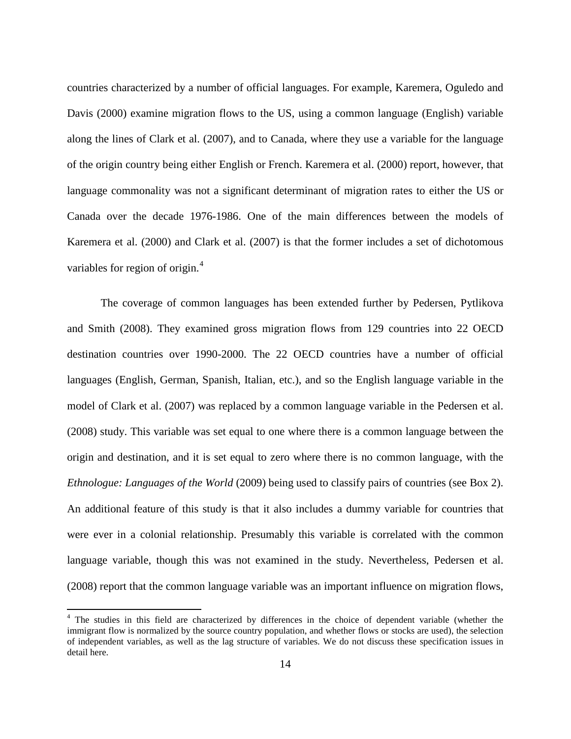countries characterized by a number of official languages. For example, Karemera, Oguledo and Davis (2000) examine migration flows to the US, using a common language (English) variable along the lines of Clark et al. (2007), and to Canada, where they use a variable for the language of the origin country being either English or French. Karemera et al. (2000) report, however, that language commonality was not a significant determinant of migration rates to either the US or Canada over the decade 1976-1986. One of the main differences between the models of Karemera et al. (2000) and Clark et al. (2007) is that the former includes a set of dichotomous variables for region of origin.[4]

The coverage of common languages has been extended further by Pedersen, Pytlikova and Smith (2008). They examined gross migration flows from 129 countries into 22 OECD destination countries over 1990-2000. The 22 OECD countries have a number of official languages (English, German, Spanish, Italian, etc.), and so the English language variable in the model of Clark et al. (2007) was replaced by a common language variable in the Pedersen et al. (2008) study. This variable was set equal to one where there is a common language between the origin and destination, and it is set equal to zero where there is no common language, with the *Ethnologue: Languages of the World* (2009) being used to classify pairs of countries (see Box 2). An additional feature of this study is that it also includes a dummy variable for countries that were ever in a colonial relationship. Presumably this variable is correlated with the common language variable, though this was not examined in the study. Nevertheless, Pedersen et al. (2008) report that the common language variable was an important influence on migration flows,

[4] The studies in this field are characterized by differences in the choice of dependent variable (whether the immigrant flow is normalized by the source country population, and whether flows or stocks are used), the selection of independent variables, as well as the lag structure of variables. We do not discuss these specification issues in detail here.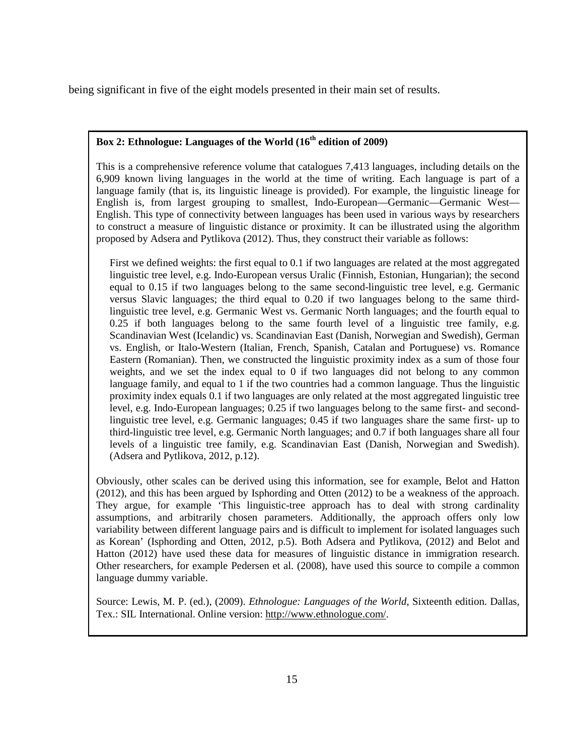being significant in five of the eight models presented in their main set of results.

**Box 2: Ethnologue: Languages of the World (16th edition of 2009)**

This is a comprehensive reference volume that catalogues 7,413 languages, including details on the 6,909 known living languages in the world at the time of writing. Each language is part of a language family (that is, its linguistic lineage is provided). For example, the linguistic lineage for English is, from largest grouping to smallest, Indo-European—Germanic—Germanic West—English. This type of connectivity between languages has been used in various ways by researchers to construct a measure of linguistic distance or proximity. It can be illustrated using the algorithm proposed by Adsera and Pytlikova (2012). Thus, they construct their variable as follows:

> First we defined weights: the first equal to 0.1 if two languages are related at the most aggregated linguistic tree level, e.g. Indo-European versus Uralic (Finnish, Estonian, Hungarian); the second equal to 0.15 if two languages belong to the same second-linguistic tree level, e.g. Germanic versus Slavic languages; the third equal to 0.20 if two languages belong to the same third-linguistic tree level, e.g. Germanic West vs. Germanic North languages; and the fourth equal to 0.25 if both languages belong to the same fourth level of a linguistic tree family, e.g. Scandinavian West (Icelandic) vs. Scandinavian East (Danish, Norwegian and Swedish), German vs. English, or Italo-Western (Italian, French, Spanish, Catalan and Portuguese) vs. Romance Eastern (Romanian). Then, we constructed the linguistic proximity index as a sum of those four weights, and we set the index equal to 0 if two languages did not belong to any common language family, and equal to 1 if the two countries had a common language. Thus the linguistic proximity index equals 0.1 if two languages are only related at the most aggregated linguistic tree level, e.g. Indo-European languages; 0.25 if two languages belong to the same first- and second-linguistic tree level, e.g. Germanic languages; 0.45 if two languages share the same first- up to third-linguistic tree level, e.g. Germanic North languages; and 0.7 if both languages share all four levels of a linguistic tree family, e.g. Scandinavian East (Danish, Norwegian and Swedish). (Adsera and Pytlikova, 2012, p.12).

Obviously, other scales can be derived using this information, see for example, Belot and Hatton (2012), and this has been argued by Isphording and Otten (2012) to be a weakness of the approach. They argue, for example 'This linguistic-tree approach has to deal with strong cardinality assumptions, and arbitrarily chosen parameters. Additionally, the approach offers only low variability between different language pairs and is difficult to implement for isolated languages such as Korean' (Isphording and Otten, 2012, p.5). Both Adsera and Pytlikova, (2012) and Belot and Hatton (2012) have used these data for measures of linguistic distance in immigration research. Other researchers, for example Pedersen et al. (2008), have used this source to compile a common language dummy variable.

Source: Lewis, M. P. (ed.), (2009). *Ethnologue: Languages of the World*, Sixteenth edition. Dallas, Tex.: SIL International. Online version: http://www.ethnologue.com/.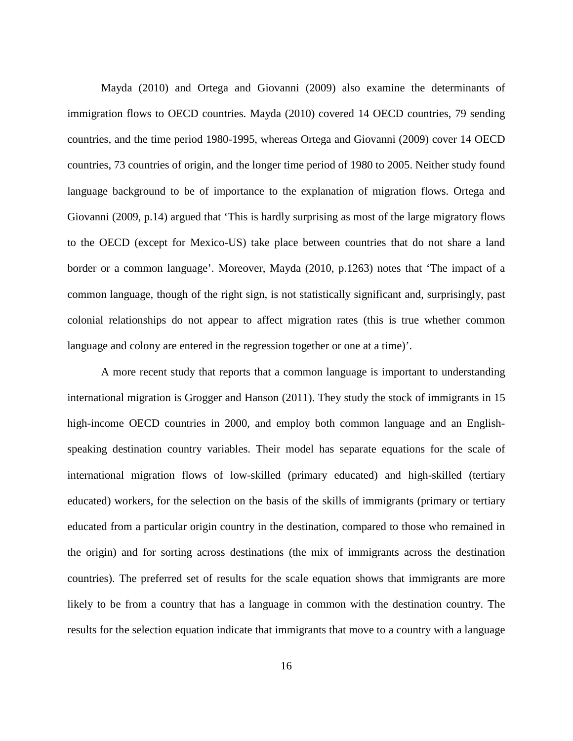Mayda (2010) and Ortega and Giovanni (2009) also examine the determinants of immigration flows to OECD countries. Mayda (2010) covered 14 OECD countries, 79 sending countries, and the time period 1980-1995, whereas Ortega and Giovanni (2009) cover 14 OECD countries, 73 countries of origin, and the longer time period of 1980 to 2005. Neither study found language background to be of importance to the explanation of migration flows. Ortega and Giovanni (2009, p.14) argued that 'This is hardly surprising as most of the large migratory flows to the OECD (except for Mexico-US) take place between countries that do not share a land border or a common language'. Moreover, Mayda (2010, p.1263) notes that 'The impact of a common language, though of the right sign, is not statistically significant and, surprisingly, past colonial relationships do not appear to affect migration rates (this is true whether common language and colony are entered in the regression together or one at a time)'.

A more recent study that reports that a common language is important to understanding international migration is Grogger and Hanson (2011). They study the stock of immigrants in 15 high-income OECD countries in 2000, and employ both common language and an English-speaking destination country variables. Their model has separate equations for the scale of international migration flows of low-skilled (primary educated) and high-skilled (tertiary educated) workers, for the selection on the basis of the skills of immigrants (primary or tertiary educated from a particular origin country in the destination, compared to those who remained in the origin) and for sorting across destinations (the mix of immigrants across the destination countries). The preferred set of results for the scale equation shows that immigrants are more likely to be from a country that has a language in common with the destination country. The results for the selection equation indicate that immigrants that move to a country with a language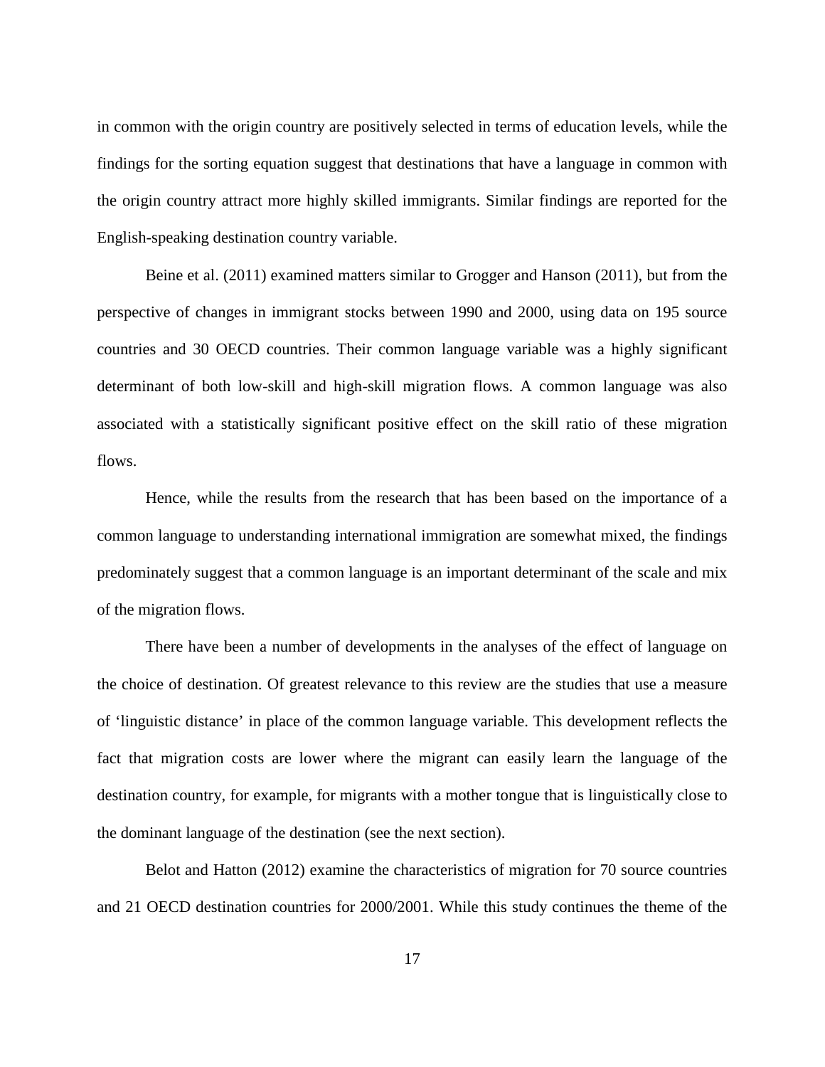in common with the origin country are positively selected in terms of education levels, while the findings for the sorting equation suggest that destinations that have a language in common with the origin country attract more highly skilled immigrants. Similar findings are reported for the English-speaking destination country variable.

Beine et al. (2011) examined matters similar to Grogger and Hanson (2011), but from the perspective of changes in immigrant stocks between 1990 and 2000, using data on 195 source countries and 30 OECD countries. Their common language variable was a highly significant determinant of both low-skill and high-skill migration flows. A common language was also associated with a statistically significant positive effect on the skill ratio of these migration flows.

Hence, while the results from the research that has been based on the importance of a common language to understanding international immigration are somewhat mixed, the findings predominately suggest that a common language is an important determinant of the scale and mix of the migration flows.

There have been a number of developments in the analyses of the effect of language on the choice of destination. Of greatest relevance to this review are the studies that use a measure of 'linguistic distance' in place of the common language variable. This development reflects the fact that migration costs are lower where the migrant can easily learn the language of the destination country, for example, for migrants with a mother tongue that is linguistically close to the dominant language of the destination (see the next section).

Belot and Hatton (2012) examine the characteristics of migration for 70 source countries and 21 OECD destination countries for 2000/2001. While this study continues the theme of the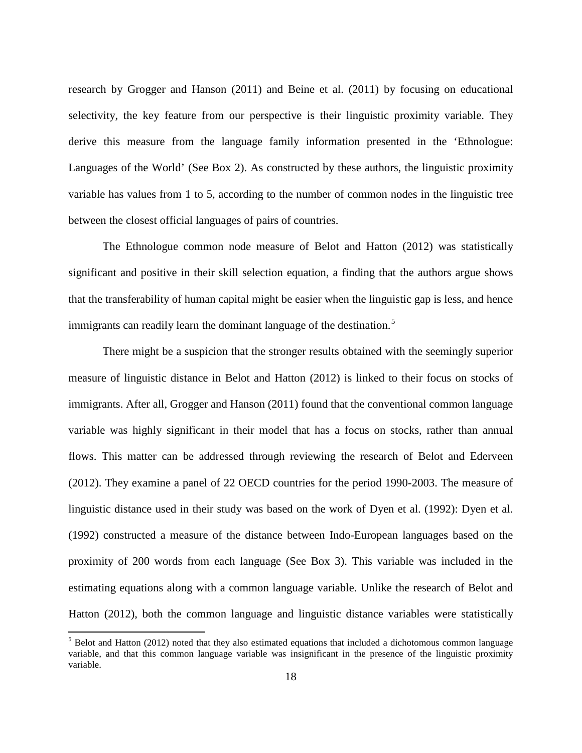research by Grogger and Hanson (2011) and Beine et al. (2011) by focusing on educational selectivity, the key feature from our perspective is their linguistic proximity variable. They derive this measure from the language family information presented in the 'Ethnologue: Languages of the World' (See Box 2). As constructed by these authors, the linguistic proximity variable has values from 1 to 5, according to the number of common nodes in the linguistic tree between the closest official languages of pairs of countries.

The Ethnologue common node measure of Belot and Hatton (2012) was statistically significant and positive in their skill selection equation, a finding that the authors argue shows that the transferability of human capital might be easier when the linguistic gap is less, and hence immigrants can readily learn the dominant language of the destination.[5]

There might be a suspicion that the stronger results obtained with the seemingly superior measure of linguistic distance in Belot and Hatton (2012) is linked to their focus on stocks of immigrants. After all, Grogger and Hanson (2011) found that the conventional common language variable was highly significant in their model that has a focus on stocks, rather than annual flows. This matter can be addressed through reviewing the research of Belot and Ederveen (2012). They examine a panel of 22 OECD countries for the period 1990-2003. The measure of linguistic distance used in their study was based on the work of Dyen et al. (1992): Dyen et al. (1992) constructed a measure of the distance between Indo-European languages based on the proximity of 200 words from each language (See Box 3). This variable was included in the estimating equations along with a common language variable. Unlike the research of Belot and Hatton (2012), both the common language and linguistic distance variables were statistically

[5] Belot and Hatton (2012) noted that they also estimated equations that included a dichotomous common language variable, and that this common language variable was insignificant in the presence of the linguistic proximity variable.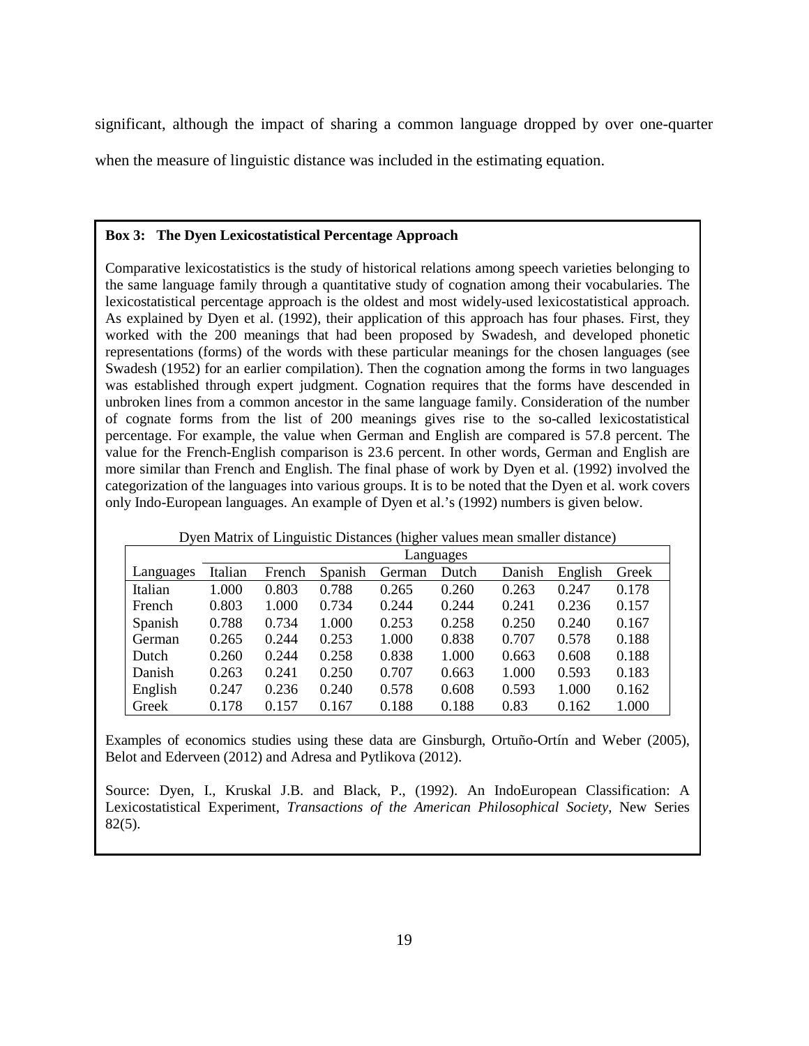significant, although the impact of sharing a common language dropped by over one-quarter when the measure of linguistic distance was included in the estimating equation.

**Box 3: The Dyen Lexicostatistical Percentage Approach**

Comparative lexicostatistics is the study of historical relations among speech varieties belonging to the same language family through a quantitative study of cognation among their vocabularies. The lexicostatistical percentage approach is the oldest and most widely-used lexicostatistical approach. As explained by Dyen et al. (1992), their application of this approach has four phases. First, they worked with the 200 meanings that had been proposed by Swadesh, and developed phonetic representations (forms) of the words with these particular meanings for the chosen languages (see Swadesh (1952) for an earlier compilation). Then the cognation among the forms in two languages was established through expert judgment. Cognation requires that the forms have descended in unbroken lines from a common ancestor in the same language family. Consideration of the number of cognate forms from the list of 200 meanings gives rise to the so-called lexicostatistical percentage. For example, the value when German and English are compared is 57.8 percent. The value for the French-English comparison is 23.6 percent. In other words, German and English are more similar than French and English. The final phase of work by Dyen et al. (1992) involved the categorization of the languages into various groups. It is to be noted that the Dyen et al. work covers only Indo-European languages. An example of Dyen et al.'s (1992) numbers is given below.

Dyen Matrix of Linguistic Distances (higher values mean smaller distance)

| | Languages | | | | | | | |
|---|---|---|---|---|---|---|---|---|
| Languages | Italian | French | Spanish | German | Dutch | Danish | English | Greek |
| Italian | 1.000 | 0.803 | 0.788 | 0.265 | 0.260 | 0.263 | 0.247 | 0.178 |
| French | 0.803 | 1.000 | 0.734 | 0.244 | 0.244 | 0.241 | 0.236 | 0.157 |
| Spanish | 0.788 | 0.734 | 1.000 | 0.253 | 0.258 | 0.250 | 0.240 | 0.167 |
| German | 0.265 | 0.244 | 0.253 | 1.000 | 0.838 | 0.707 | 0.578 | 0.188 |
| Dutch | 0.260 | 0.244 | 0.258 | 0.838 | 1.000 | 0.663 | 0.608 | 0.188 |
| Danish | 0.263 | 0.241 | 0.250 | 0.707 | 0.663 | 1.000 | 0.593 | 0.183 |
| English | 0.247 | 0.236 | 0.240 | 0.578 | 0.608 | 0.593 | 1.000 | 0.162 |
| Greek | 0.178 | 0.157 | 0.167 | 0.188 | 0.188 | 0.83 | 0.162 | 1.000 |

Examples of economics studies using these data are Ginsburgh, Ortuño-Ortín and Weber (2005), Belot and Ederveen (2012) and Adresa and Pytlikova (2012).

Source: Dyen, I., Kruskal J.B. and Black, P., (1992). An IndoEuropean Classification: A Lexicostatistical Experiment, *Transactions of the American Philosophical Society*, New Series 82(5).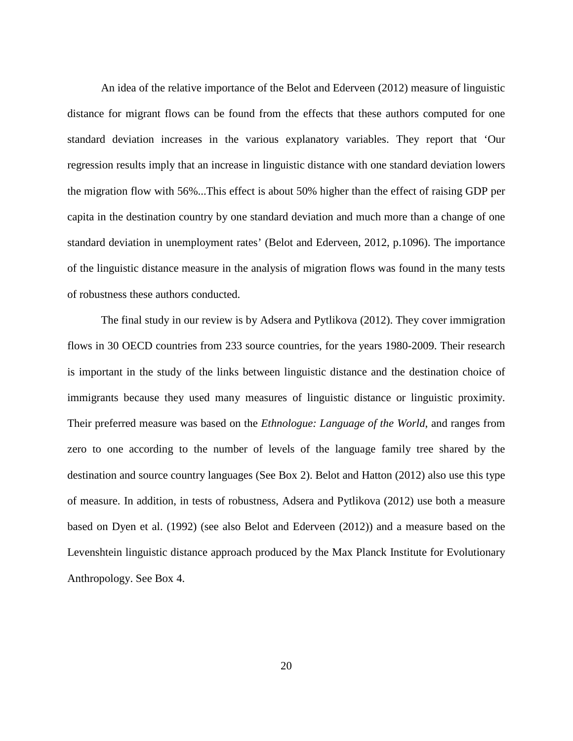An idea of the relative importance of the Belot and Ederveen (2012) measure of linguistic distance for migrant flows can be found from the effects that these authors computed for one standard deviation increases in the various explanatory variables. They report that 'Our regression results imply that an increase in linguistic distance with one standard deviation lowers the migration flow with 56%...This effect is about 50% higher than the effect of raising GDP per capita in the destination country by one standard deviation and much more than a change of one standard deviation in unemployment rates' (Belot and Ederveen, 2012, p.1096). The importance of the linguistic distance measure in the analysis of migration flows was found in the many tests of robustness these authors conducted.

The final study in our review is by Adsera and Pytlikova (2012). They cover immigration flows in 30 OECD countries from 233 source countries, for the years 1980-2009. Their research is important in the study of the links between linguistic distance and the destination choice of immigrants because they used many measures of linguistic distance or linguistic proximity. Their preferred measure was based on the *Ethnologue: Language of the World*, and ranges from zero to one according to the number of levels of the language family tree shared by the destination and source country languages (See Box 2). Belot and Hatton (2012) also use this type of measure. In addition, in tests of robustness, Adsera and Pytlikova (2012) use both a measure based on Dyen et al. (1992) (see also Belot and Ederveen (2012)) and a measure based on the Levenshtein linguistic distance approach produced by the Max Planck Institute for Evolutionary Anthropology. See Box 4.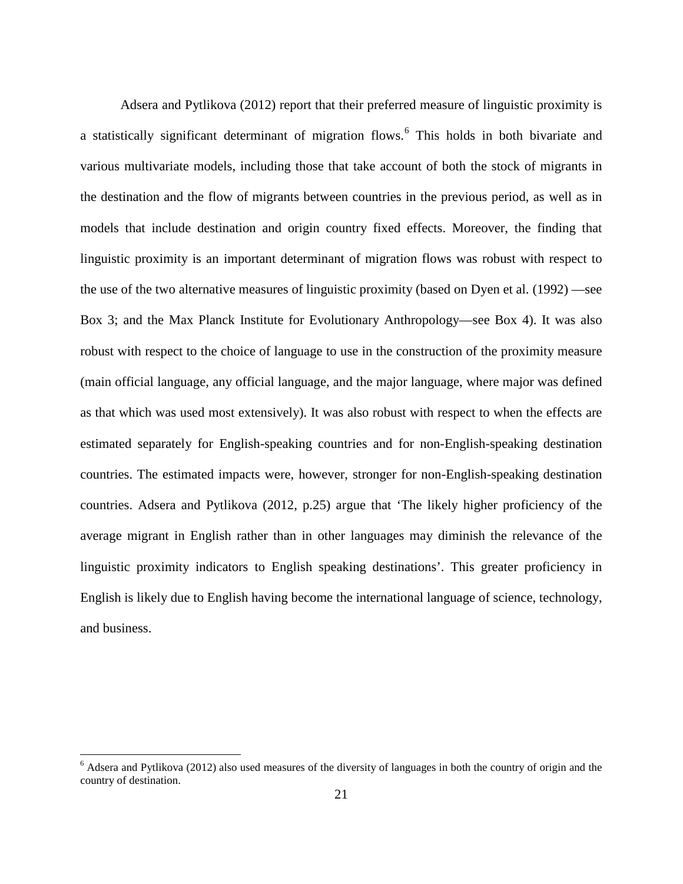Adsera and Pytlikova (2012) report that their preferred measure of linguistic proximity is a statistically significant determinant of migration flows.[6] This holds in both bivariate and various multivariate models, including those that take account of both the stock of migrants in the destination and the flow of migrants between countries in the previous period, as well as in models that include destination and origin country fixed effects. Moreover, the finding that linguistic proximity is an important determinant of migration flows was robust with respect to the use of the two alternative measures of linguistic proximity (based on Dyen et al. (1992) —see Box 3; and the Max Planck Institute for Evolutionary Anthropology—see Box 4). It was also robust with respect to the choice of language to use in the construction of the proximity measure (main official language, any official language, and the major language, where major was defined as that which was used most extensively). It was also robust with respect to when the effects are estimated separately for English-speaking countries and for non-English-speaking destination countries. The estimated impacts were, however, stronger for non-English-speaking destination countries. Adsera and Pytlikova (2012, p.25) argue that 'The likely higher proficiency of the average migrant in English rather than in other languages may diminish the relevance of the linguistic proximity indicators to English speaking destinations'. This greater proficiency in English is likely due to English having become the international language of science, technology, and business.

[6] Adsera and Pytlikova (2012) also used measures of the diversity of languages in both the country of origin and the country of destination.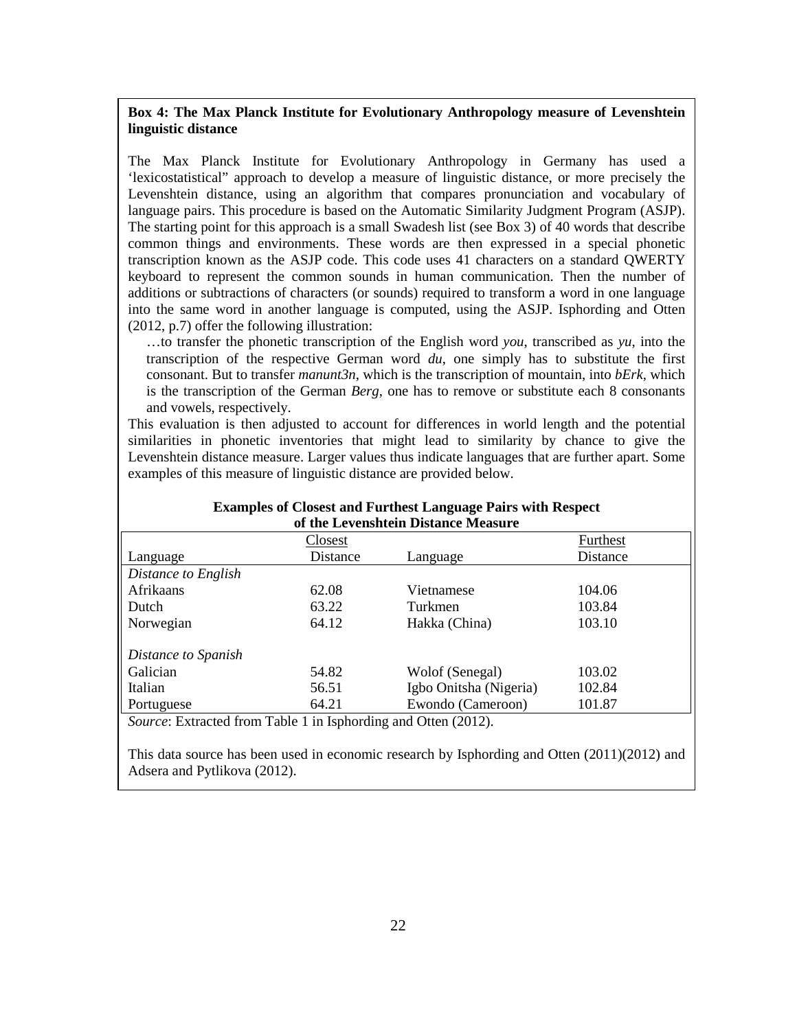**Box 4: The Max Planck Institute for Evolutionary Anthropology measure of Levenshtein linguistic distance**

The Max Planck Institute for Evolutionary Anthropology in Germany has used a 'lexicostatistical" approach to develop a measure of linguistic distance, or more precisely the Levenshtein distance, using an algorithm that compares pronunciation and vocabulary of language pairs. This procedure is based on the Automatic Similarity Judgment Program (ASJP). The starting point for this approach is a small Swadesh list (see Box 3) of 40 words that describe common things and environments. These words are then expressed in a special phonetic transcription known as the ASJP code. This code uses 41 characters on a standard QWERTY keyboard to represent the common sounds in human communication. Then the number of additions or subtractions of characters (or sounds) required to transform a word in one language into the same word in another language is computed, using the ASJP. Isphording and Otten (2012, p.7) offer the following illustration:

> …to transfer the phonetic transcription of the English word *you*, transcribed as *yu*, into the transcription of the respective German word *du*, one simply has to substitute the first consonant. But to transfer *manunt3n*, which is the transcription of mountain, into *bErk*, which is the transcription of the German *Berg*, one has to remove or substitute each 8 consonants and vowels, respectively.

This evaluation is then adjusted to account for differences in world length and the potential similarities in phonetic inventories that might lead to similarity by chance to give the Levenshtein distance measure. Larger values thus indicate languages that are further apart. Some examples of this measure of linguistic distance are provided below.

**Examples of Closest and Furthest Language Pairs with Respect of the Levenshtein Distance Measure**

| Language | Closest Distance | Language | Furthest Distance |
|---|---|---|---|
| *Distance to English* | | | |
| Afrikaans | 62.08 | Vietnamese | 104.06 |
| Dutch | 63.22 | Turkmen | 103.84 |
| Norwegian | 64.12 | Hakka (China) | 103.10 |
| *Distance to Spanish* | | | |
| Galician | 54.82 | Wolof (Senegal) | 103.02 |
| Italian | 56.51 | Igbo Onitsha (Nigeria) | 102.84 |
| Portuguese | 64.21 | Ewondo (Cameroon) | 101.87 |

*Source*: Extracted from Table 1 in Isphording and Otten (2012).

This data source has been used in economic research by Isphording and Otten (2011)(2012) and Adsera and Pytlikova (2012).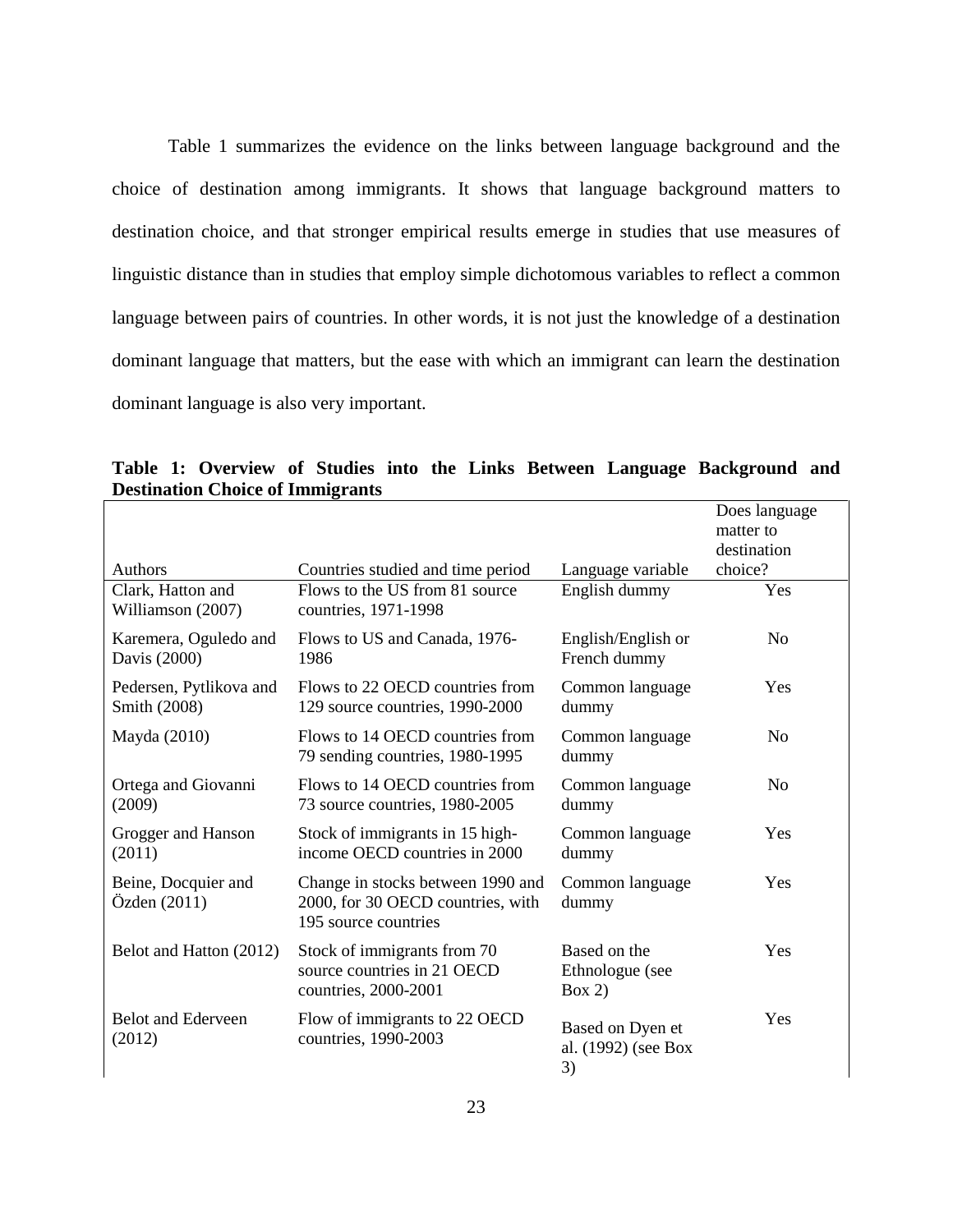Table 1 summarizes the evidence on the links between language background and the choice of destination among immigrants. It shows that language background matters to destination choice, and that stronger empirical results emerge in studies that use measures of linguistic distance than in studies that employ simple dichotomous variables to reflect a common language between pairs of countries. In other words, it is not just the knowledge of a destination dominant language that matters, but the ease with which an immigrant can learn the destination dominant language is also very important.

**Table 1: Overview of Studies into the Links Between Language Background and Destination Choice of Immigrants**

| Authors | Countries studied and time period | Language variable | Does language matter to destination choice? |
|---|---|---|---|
| Clark, Hatton and Williamson (2007) | Flows to the US from 81 source countries, 1971-1998 | English dummy | Yes |
| Karemera, Oguledo and Davis (2000) | Flows to US and Canada, 1976-1986 | English/English or French dummy | No |
| Pedersen, Pytlikova and Smith (2008) | Flows to 22 OECD countries from 129 source countries, 1990-2000 | Common language dummy | Yes |
| Mayda (2010) | Flows to 14 OECD countries from 79 sending countries, 1980-1995 | Common language dummy | No |
| Ortega and Giovanni (2009) | Flows to 14 OECD countries from 73 source countries, 1980-2005 | Common language dummy | No |
| Grogger and Hanson (2011) | Stock of immigrants in 15 high-income OECD countries in 2000 | Common language dummy | Yes |
| Beine, Docquier and Özden (2011) | Change in stocks between 1990 and 2000, for 30 OECD countries, with 195 source countries | Common language dummy | Yes |
| Belot and Hatton (2012) | Stock of immigrants from 70 source countries in 21 OECD countries, 2000-2001 | Based on the Ethnologue (see Box 2) | Yes |
| Belot and Ederveen (2012) | Flow of immigrants to 22 OECD countries, 1990-2003 | Based on Dyen et al. (1992) (see Box 3) | Yes |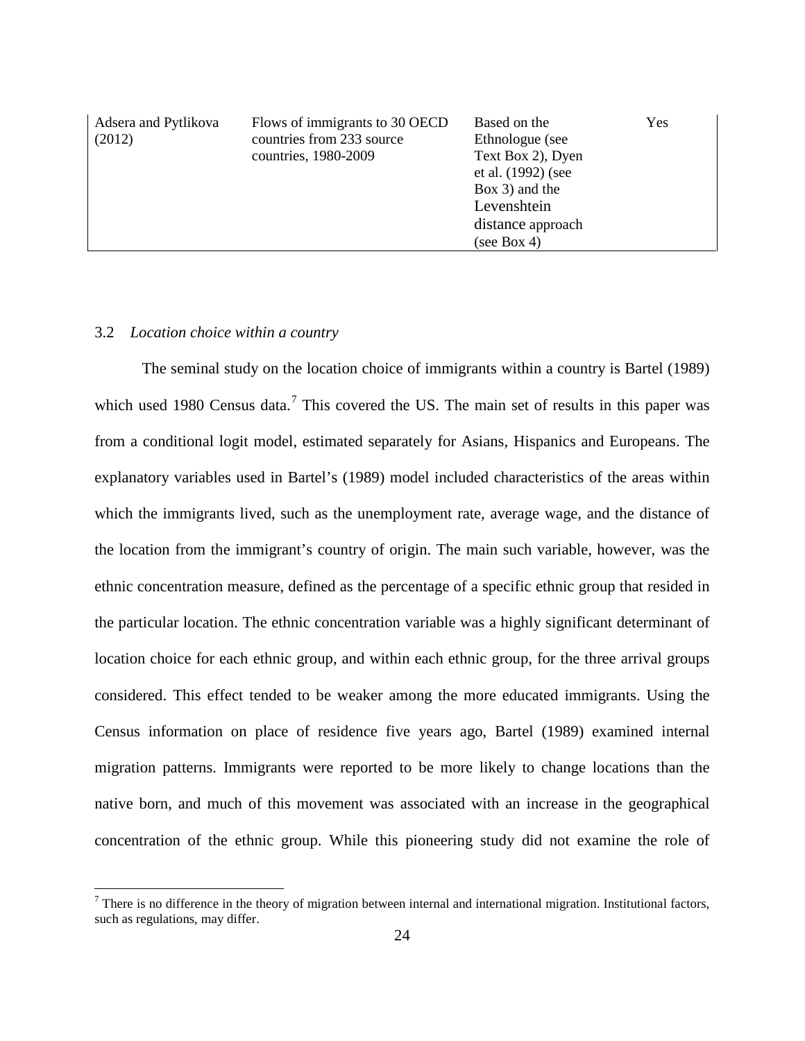| | | | |
|---|---|---|---|
| Adsera and Pytlikova (2012) | Flows of immigrants to 30 OECD countries from 233 source countries, 1980-2009 | Based on the Ethnologue (see Text Box 2), Dyen et al. (1992) (see Box 3) and the Levenshtein distance approach (see Box 4) | Yes |

### 3.2 *Location choice within a country*

The seminal study on the location choice of immigrants within a country is Bartel (1989) which used 1980 Census data.[7] This covered the US. The main set of results in this paper was from a conditional logit model, estimated separately for Asians, Hispanics and Europeans. The explanatory variables used in Bartel's (1989) model included characteristics of the areas within which the immigrants lived, such as the unemployment rate, average wage, and the distance of the location from the immigrant's country of origin. The main such variable, however, was the ethnic concentration measure, defined as the percentage of a specific ethnic group that resided in the particular location. The ethnic concentration variable was a highly significant determinant of location choice for each ethnic group, and within each ethnic group, for the three arrival groups considered. This effect tended to be weaker among the more educated immigrants. Using the Census information on place of residence five years ago, Bartel (1989) examined internal migration patterns. Immigrants were reported to be more likely to change locations than the native born, and much of this movement was associated with an increase in the geographical concentration of the ethnic group. While this pioneering study did not examine the role of

[7] There is no difference in the theory of migration between internal and international migration. Institutional factors, such as regulations, may differ.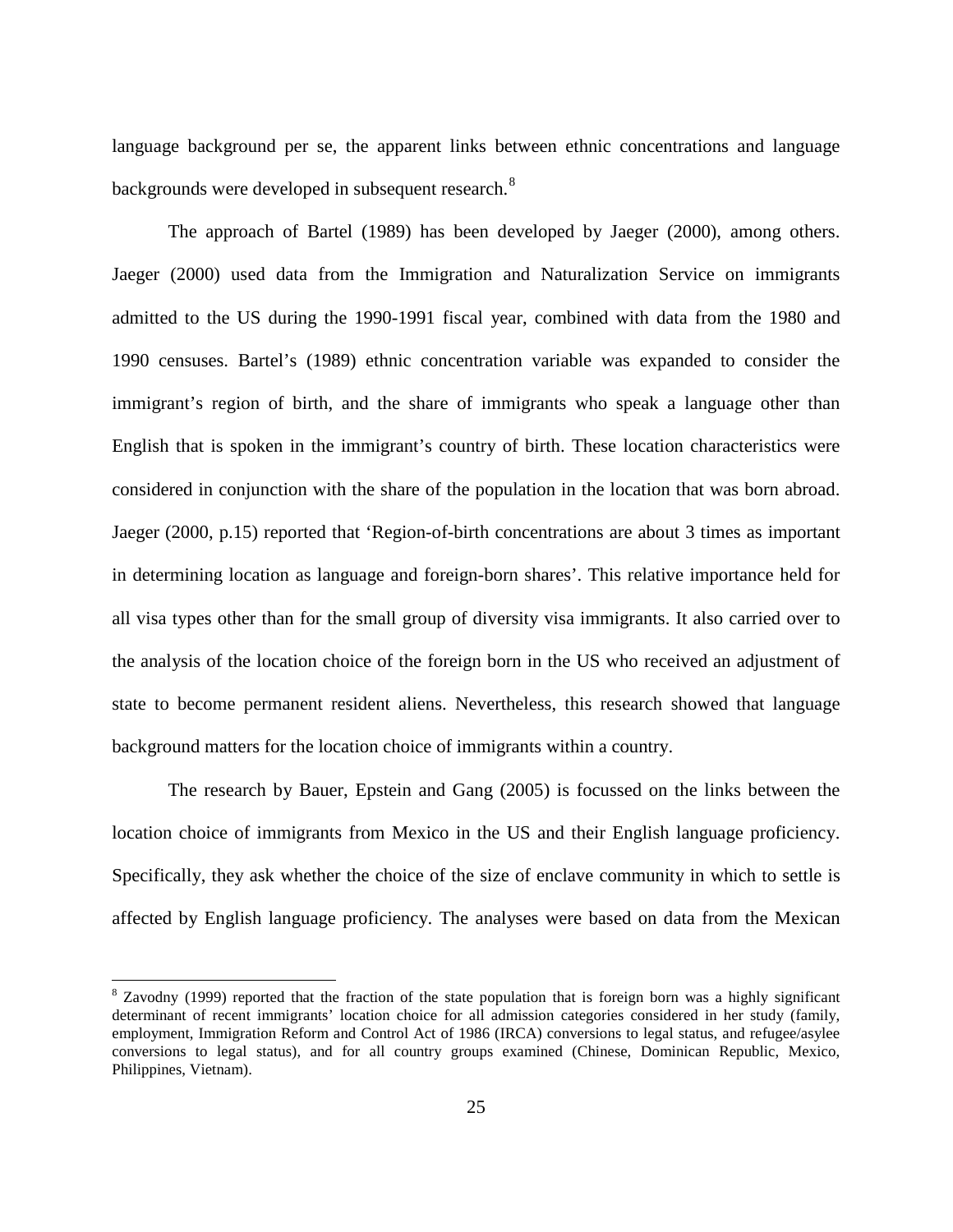language background per se, the apparent links between ethnic concentrations and language backgrounds were developed in subsequent research.[8]

The approach of Bartel (1989) has been developed by Jaeger (2000), among others. Jaeger (2000) used data from the Immigration and Naturalization Service on immigrants admitted to the US during the 1990-1991 fiscal year, combined with data from the 1980 and 1990 censuses. Bartel's (1989) ethnic concentration variable was expanded to consider the immigrant's region of birth, and the share of immigrants who speak a language other than English that is spoken in the immigrant's country of birth. These location characteristics were considered in conjunction with the share of the population in the location that was born abroad. Jaeger (2000, p.15) reported that 'Region-of-birth concentrations are about 3 times as important in determining location as language and foreign-born shares'. This relative importance held for all visa types other than for the small group of diversity visa immigrants. It also carried over to the analysis of the location choice of the foreign born in the US who received an adjustment of state to become permanent resident aliens. Nevertheless, this research showed that language background matters for the location choice of immigrants within a country.

The research by Bauer, Epstein and Gang (2005) is focussed on the links between the location choice of immigrants from Mexico in the US and their English language proficiency. Specifically, they ask whether the choice of the size of enclave community in which to settle is affected by English language proficiency. The analyses were based on data from the Mexican

[8] Zavodny (1999) reported that the fraction of the state population that is foreign born was a highly significant determinant of recent immigrants' location choice for all admission categories considered in her study (family, employment, Immigration Reform and Control Act of 1986 (IRCA) conversions to legal status, and refugee/asylee conversions to legal status), and for all country groups examined (Chinese, Dominican Republic, Mexico, Philippines, Vietnam).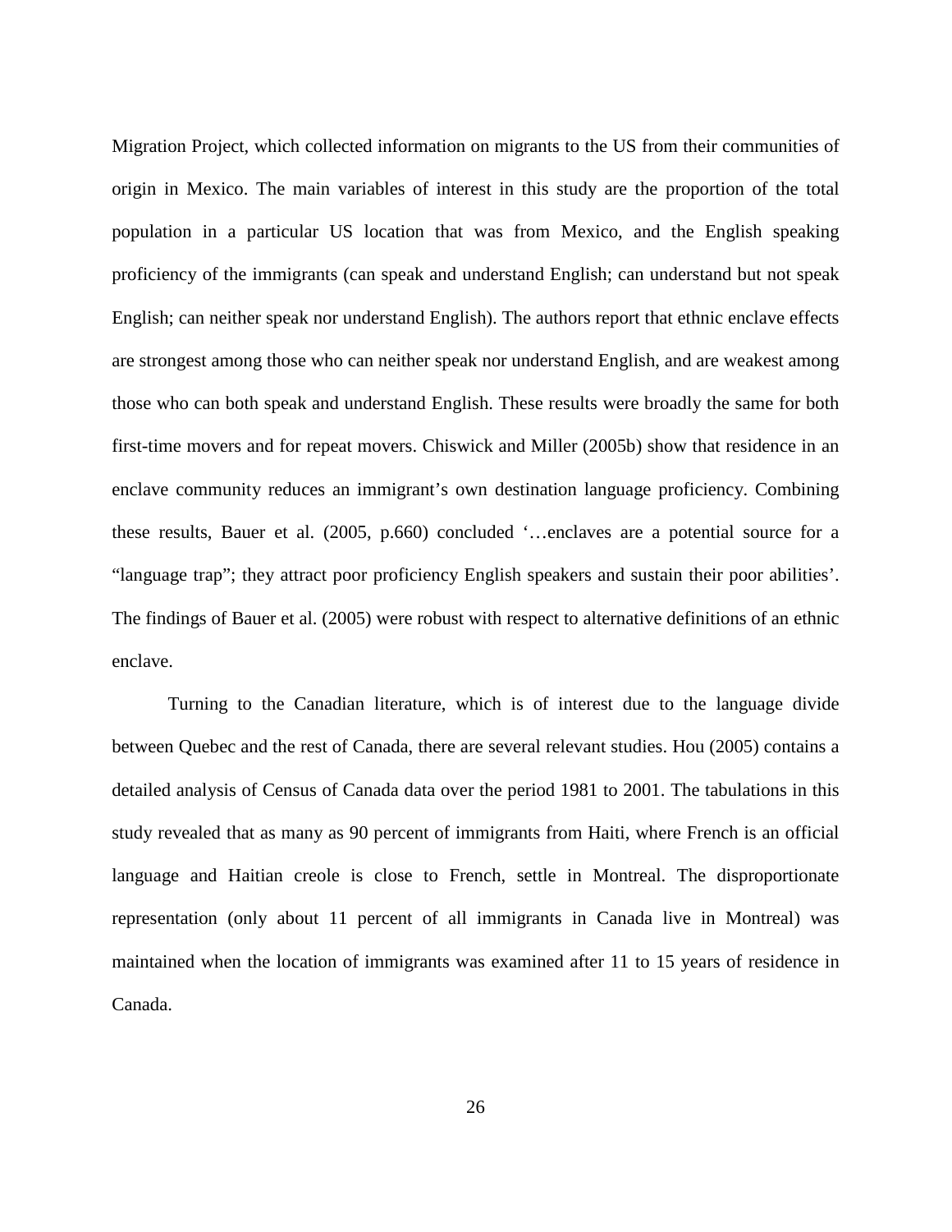Migration Project, which collected information on migrants to the US from their communities of origin in Mexico. The main variables of interest in this study are the proportion of the total population in a particular US location that was from Mexico, and the English speaking proficiency of the immigrants (can speak and understand English; can understand but not speak English; can neither speak nor understand English). The authors report that ethnic enclave effects are strongest among those who can neither speak nor understand English, and are weakest among those who can both speak and understand English. These results were broadly the same for both first-time movers and for repeat movers. Chiswick and Miller (2005b) show that residence in an enclave community reduces an immigrant's own destination language proficiency. Combining these results, Bauer et al. (2005, p.660) concluded '…enclaves are a potential source for a "language trap"; they attract poor proficiency English speakers and sustain their poor abilities'. The findings of Bauer et al. (2005) were robust with respect to alternative definitions of an ethnic enclave.

Turning to the Canadian literature, which is of interest due to the language divide between Quebec and the rest of Canada, there are several relevant studies. Hou (2005) contains a detailed analysis of Census of Canada data over the period 1981 to 2001. The tabulations in this study revealed that as many as 90 percent of immigrants from Haiti, where French is an official language and Haitian creole is close to French, settle in Montreal. The disproportionate representation (only about 11 percent of all immigrants in Canada live in Montreal) was maintained when the location of immigrants was examined after 11 to 15 years of residence in Canada.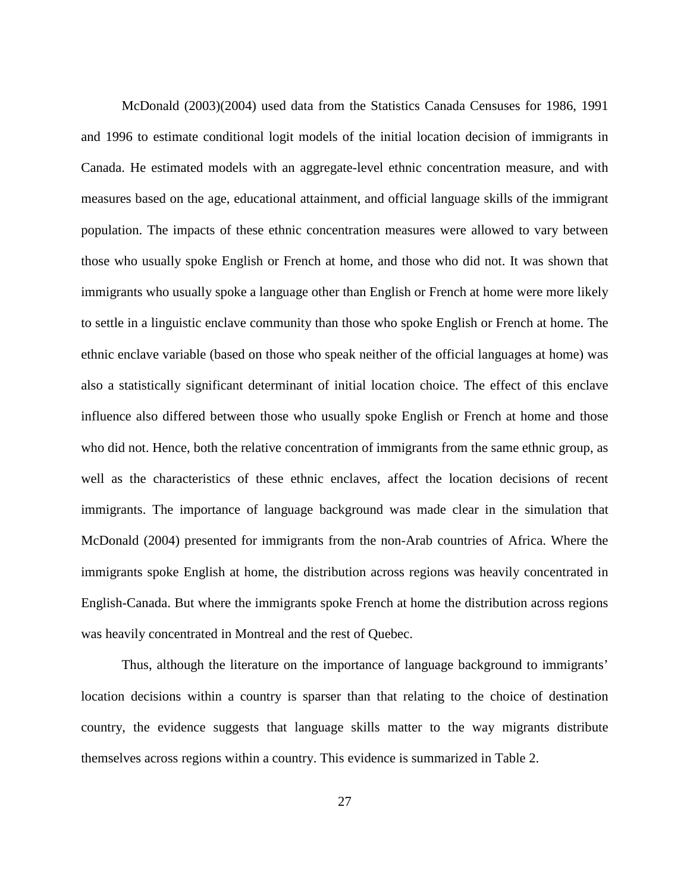McDonald (2003)(2004) used data from the Statistics Canada Censuses for 1986, 1991 and 1996 to estimate conditional logit models of the initial location decision of immigrants in Canada. He estimated models with an aggregate-level ethnic concentration measure, and with measures based on the age, educational attainment, and official language skills of the immigrant population. The impacts of these ethnic concentration measures were allowed to vary between those who usually spoke English or French at home, and those who did not. It was shown that immigrants who usually spoke a language other than English or French at home were more likely to settle in a linguistic enclave community than those who spoke English or French at home. The ethnic enclave variable (based on those who speak neither of the official languages at home) was also a statistically significant determinant of initial location choice. The effect of this enclave influence also differed between those who usually spoke English or French at home and those who did not. Hence, both the relative concentration of immigrants from the same ethnic group, as well as the characteristics of these ethnic enclaves, affect the location decisions of recent immigrants. The importance of language background was made clear in the simulation that McDonald (2004) presented for immigrants from the non-Arab countries of Africa. Where the immigrants spoke English at home, the distribution across regions was heavily concentrated in English-Canada. But where the immigrants spoke French at home the distribution across regions was heavily concentrated in Montreal and the rest of Quebec.

Thus, although the literature on the importance of language background to immigrants' location decisions within a country is sparser than that relating to the choice of destination country, the evidence suggests that language skills matter to the way migrants distribute themselves across regions within a country. This evidence is summarized in Table 2.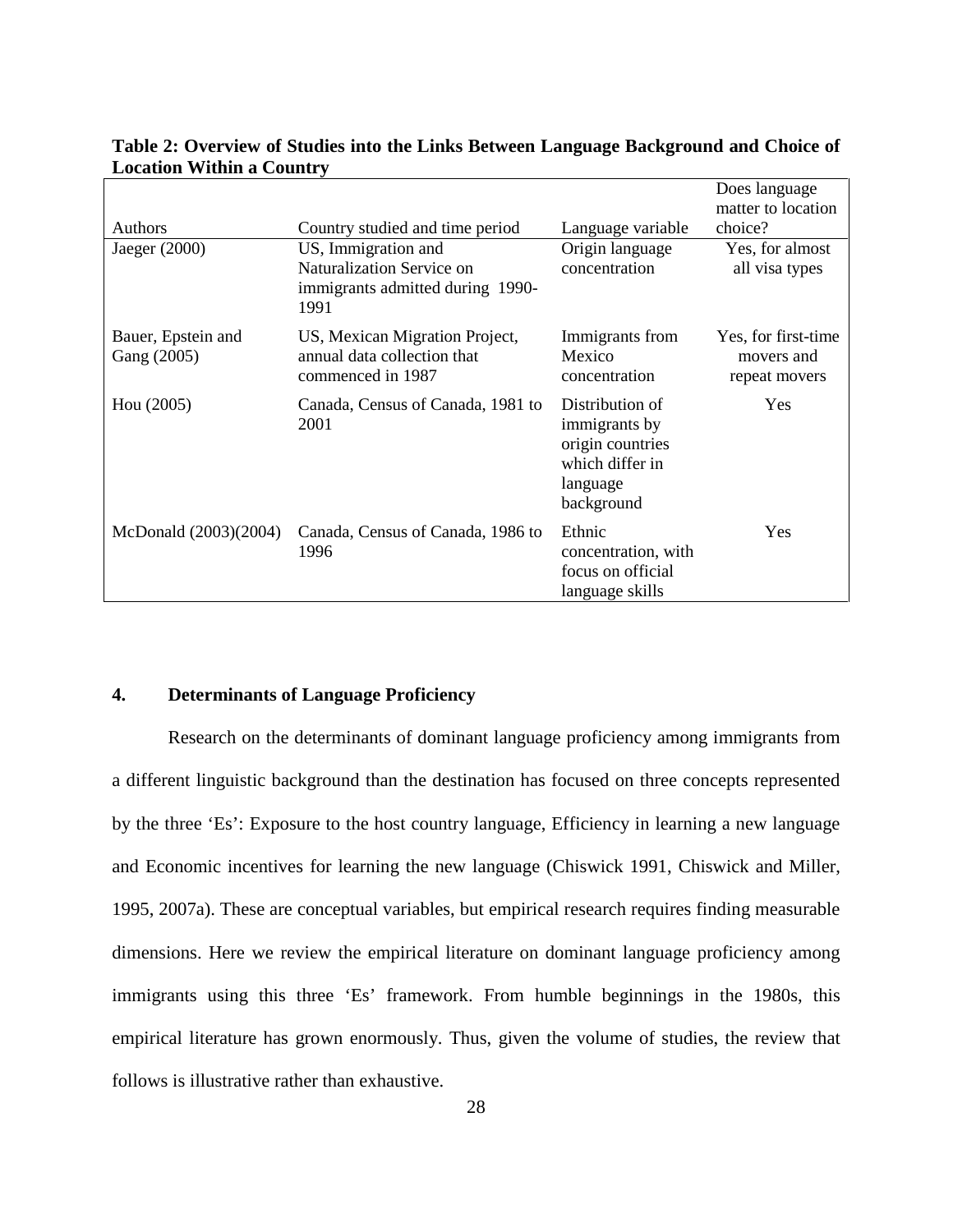**Table 2: Overview of Studies into the Links Between Language Background and Choice of Location Within a Country**

| Authors | Country studied and time period | Language variable | Does language matter to location choice? |
|---|---|---|---|
| Jaeger (2000) | US, Immigration and Naturalization Service on immigrants admitted during 1990-1991 | Origin language concentration | Yes, for almost all visa types |
| Bauer, Epstein and Gang (2005) | US, Mexican Migration Project, annual data collection that commenced in 1987 | Immigrants from Mexico concentration | Yes, for first-time movers and repeat movers |
| Hou (2005) | Canada, Census of Canada, 1981 to 2001 | Distribution of immigrants by origin countries which differ in language background | Yes |
| McDonald (2003)(2004) | Canada, Census of Canada, 1986 to 1996 | Ethnic concentration, with focus on official language skills | Yes |

## 4. Determinants of Language Proficiency

Research on the determinants of dominant language proficiency among immigrants from a different linguistic background than the destination has focused on three concepts represented by the three 'Es': Exposure to the host country language, Efficiency in learning a new language and Economic incentives for learning the new language (Chiswick 1991, Chiswick and Miller, 1995, 2007a). These are conceptual variables, but empirical research requires finding measurable dimensions. Here we review the empirical literature on dominant language proficiency among immigrants using this three 'Es' framework. From humble beginnings in the 1980s, this empirical literature has grown enormously. Thus, given the volume of studies, the review that follows is illustrative rather than exhaustive.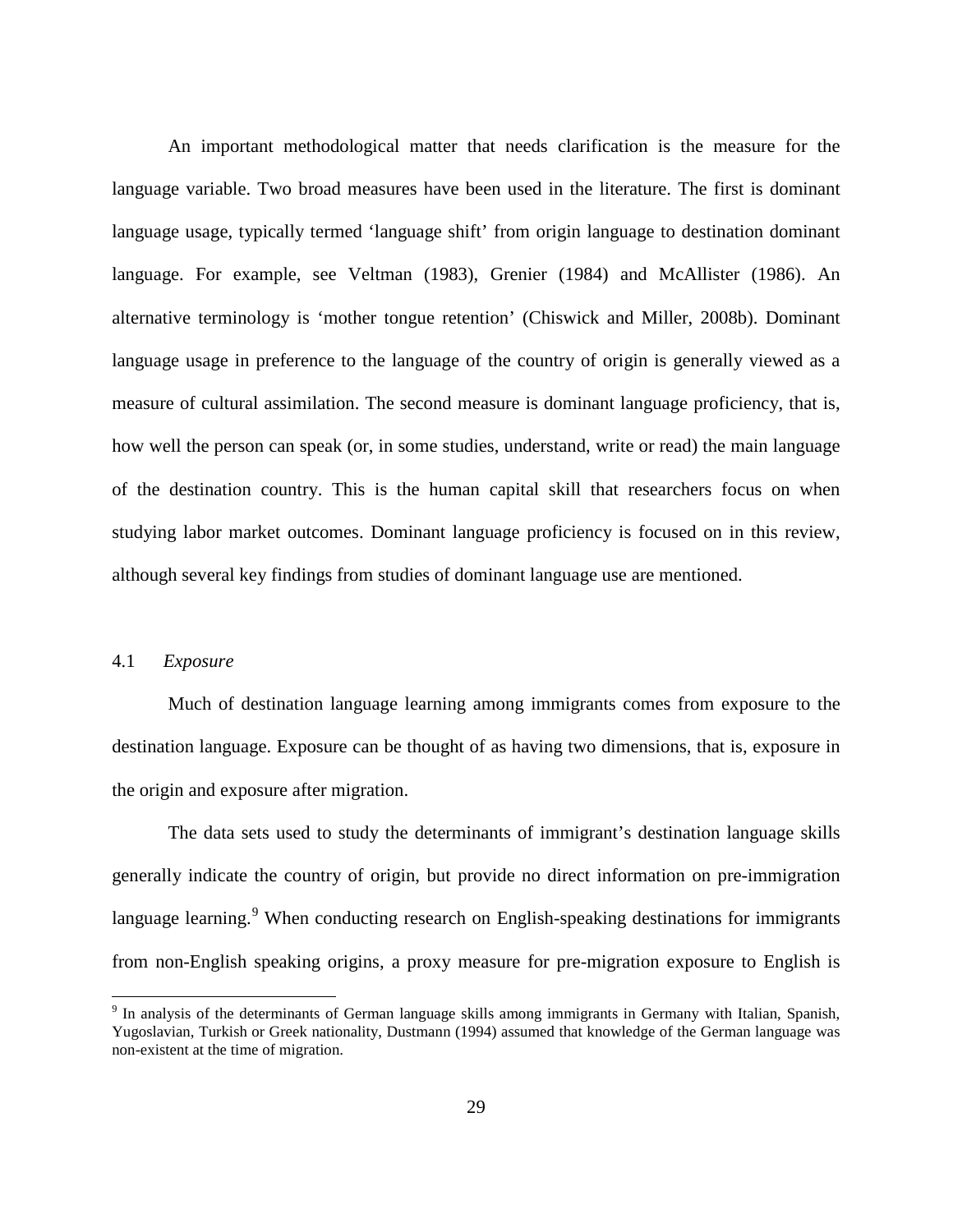An important methodological matter that needs clarification is the measure for the language variable. Two broad measures have been used in the literature. The first is dominant language usage, typically termed 'language shift' from origin language to destination dominant language. For example, see Veltman (1983), Grenier (1984) and McAllister (1986). An alternative terminology is 'mother tongue retention' (Chiswick and Miller, 2008b). Dominant language usage in preference to the language of the country of origin is generally viewed as a measure of cultural assimilation. The second measure is dominant language proficiency, that is, how well the person can speak (or, in some studies, understand, write or read) the main language of the destination country. This is the human capital skill that researchers focus on when studying labor market outcomes. Dominant language proficiency is focused on in this review, although several key findings from studies of dominant language use are mentioned.

### 4.1 *Exposure*

Much of destination language learning among immigrants comes from exposure to the destination language. Exposure can be thought of as having two dimensions, that is, exposure in the origin and exposure after migration.

The data sets used to study the determinants of immigrant's destination language skills generally indicate the country of origin, but provide no direct information on pre-immigration language learning.[9] When conducting research on English-speaking destinations for immigrants from non-English speaking origins, a proxy measure for pre-migration exposure to English is

[9] In analysis of the determinants of German language skills among immigrants in Germany with Italian, Spanish, Yugoslavian, Turkish or Greek nationality, Dustmann (1994) assumed that knowledge of the German language was non-existent at the time of migration.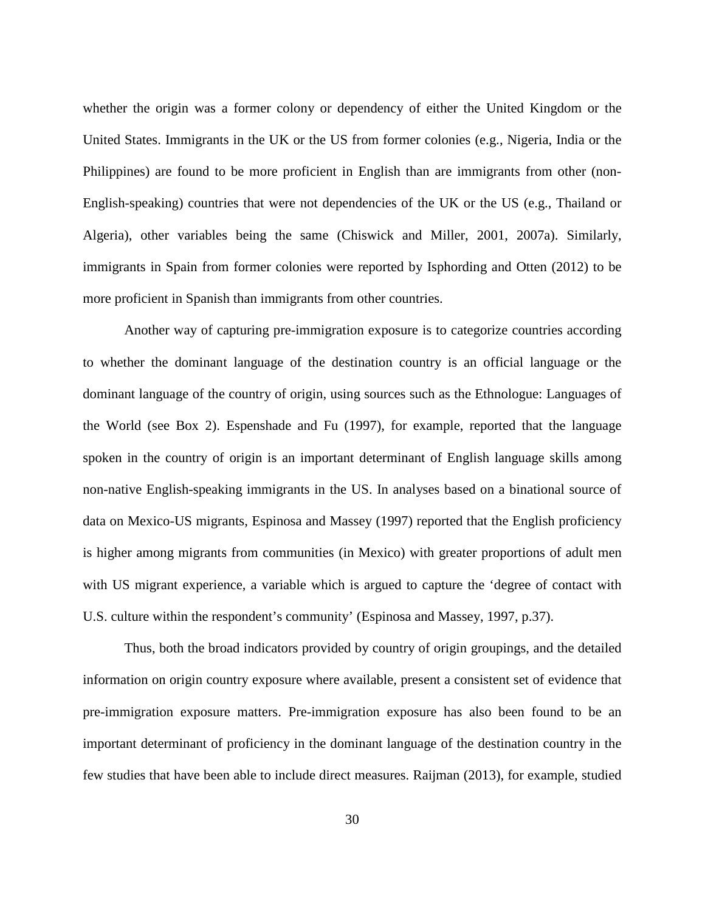whether the origin was a former colony or dependency of either the United Kingdom or the United States. Immigrants in the UK or the US from former colonies (e.g., Nigeria, India or the Philippines) are found to be more proficient in English than are immigrants from other (non-English-speaking) countries that were not dependencies of the UK or the US (e.g., Thailand or Algeria), other variables being the same (Chiswick and Miller, 2001, 2007a). Similarly, immigrants in Spain from former colonies were reported by Isphording and Otten (2012) to be more proficient in Spanish than immigrants from other countries.

Another way of capturing pre-immigration exposure is to categorize countries according to whether the dominant language of the destination country is an official language or the dominant language of the country of origin, using sources such as the Ethnologue: Languages of the World (see Box 2). Espenshade and Fu (1997), for example, reported that the language spoken in the country of origin is an important determinant of English language skills among non-native English-speaking immigrants in the US. In analyses based on a binational source of data on Mexico-US migrants, Espinosa and Massey (1997) reported that the English proficiency is higher among migrants from communities (in Mexico) with greater proportions of adult men with US migrant experience, a variable which is argued to capture the 'degree of contact with U.S. culture within the respondent's community' (Espinosa and Massey, 1997, p.37).

Thus, both the broad indicators provided by country of origin groupings, and the detailed information on origin country exposure where available, present a consistent set of evidence that pre-immigration exposure matters. Pre-immigration exposure has also been found to be an important determinant of proficiency in the dominant language of the destination country in the few studies that have been able to include direct measures. Raijman (2013), for example, studied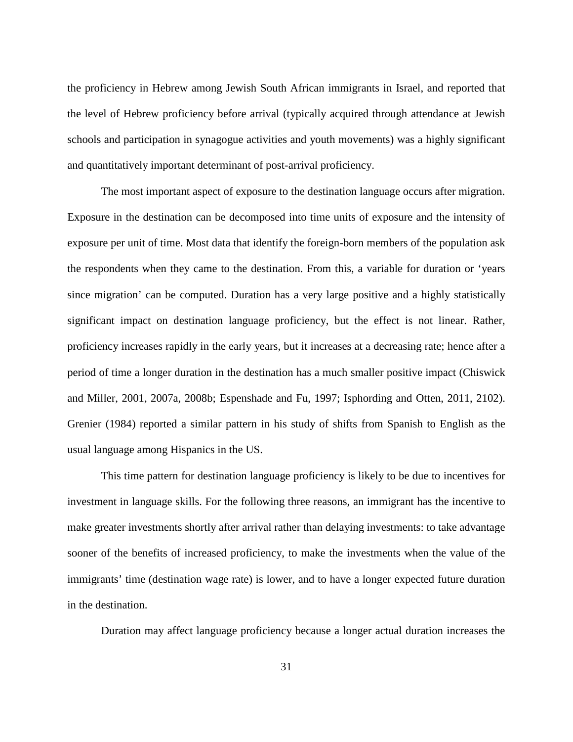the proficiency in Hebrew among Jewish South African immigrants in Israel, and reported that the level of Hebrew proficiency before arrival (typically acquired through attendance at Jewish schools and participation in synagogue activities and youth movements) was a highly significant and quantitatively important determinant of post-arrival proficiency.

The most important aspect of exposure to the destination language occurs after migration. Exposure in the destination can be decomposed into time units of exposure and the intensity of exposure per unit of time. Most data that identify the foreign-born members of the population ask the respondents when they came to the destination. From this, a variable for duration or 'years since migration' can be computed. Duration has a very large positive and a highly statistically significant impact on destination language proficiency, but the effect is not linear. Rather, proficiency increases rapidly in the early years, but it increases at a decreasing rate; hence after a period of time a longer duration in the destination has a much smaller positive impact (Chiswick and Miller, 2001, 2007a, 2008b; Espenshade and Fu, 1997; Isphording and Otten, 2011, 2102). Grenier (1984) reported a similar pattern in his study of shifts from Spanish to English as the usual language among Hispanics in the US.

This time pattern for destination language proficiency is likely to be due to incentives for investment in language skills. For the following three reasons, an immigrant has the incentive to make greater investments shortly after arrival rather than delaying investments: to take advantage sooner of the benefits of increased proficiency, to make the investments when the value of the immigrants' time (destination wage rate) is lower, and to have a longer expected future duration in the destination.

Duration may affect language proficiency because a longer actual duration increases the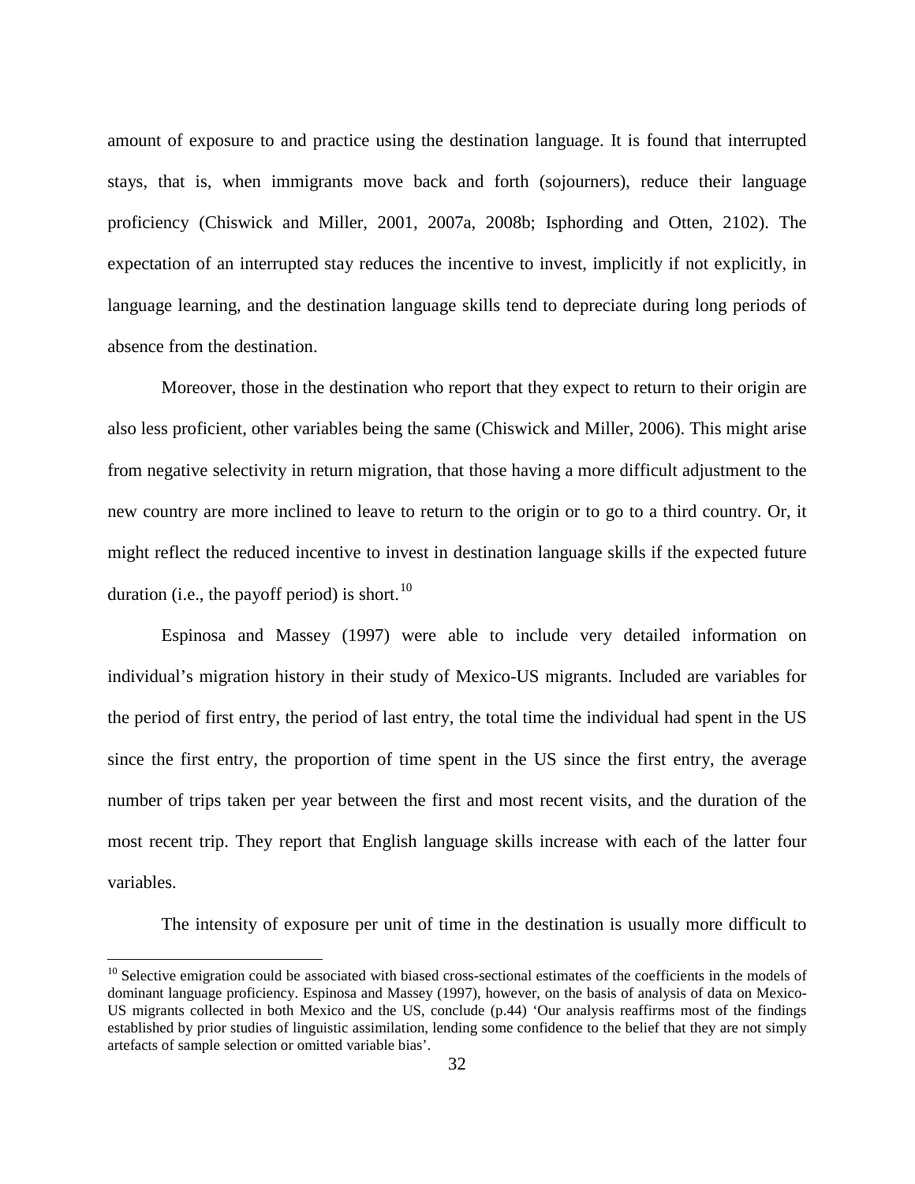amount of exposure to and practice using the destination language. It is found that interrupted stays, that is, when immigrants move back and forth (sojourners), reduce their language proficiency (Chiswick and Miller, 2001, 2007a, 2008b; Isphording and Otten, 2102). The expectation of an interrupted stay reduces the incentive to invest, implicitly if not explicitly, in language learning, and the destination language skills tend to depreciate during long periods of absence from the destination.

Moreover, those in the destination who report that they expect to return to their origin are also less proficient, other variables being the same (Chiswick and Miller, 2006). This might arise from negative selectivity in return migration, that those having a more difficult adjustment to the new country are more inclined to leave to return to the origin or to go to a third country. Or, it might reflect the reduced incentive to invest in destination language skills if the expected future duration (i.e., the payoff period) is short.[10]

Espinosa and Massey (1997) were able to include very detailed information on individual's migration history in their study of Mexico-US migrants. Included are variables for the period of first entry, the period of last entry, the total time the individual had spent in the US since the first entry, the proportion of time spent in the US since the first entry, the average number of trips taken per year between the first and most recent visits, and the duration of the most recent trip. They report that English language skills increase with each of the latter four variables.

The intensity of exposure per unit of time in the destination is usually more difficult to

[10] Selective emigration could be associated with biased cross-sectional estimates of the coefficients in the models of dominant language proficiency. Espinosa and Massey (1997), however, on the basis of analysis of data on Mexico-US migrants collected in both Mexico and the US, conclude (p.44) 'Our analysis reaffirms most of the findings established by prior studies of linguistic assimilation, lending some confidence to the belief that they are not simply artefacts of sample selection or omitted variable bias'.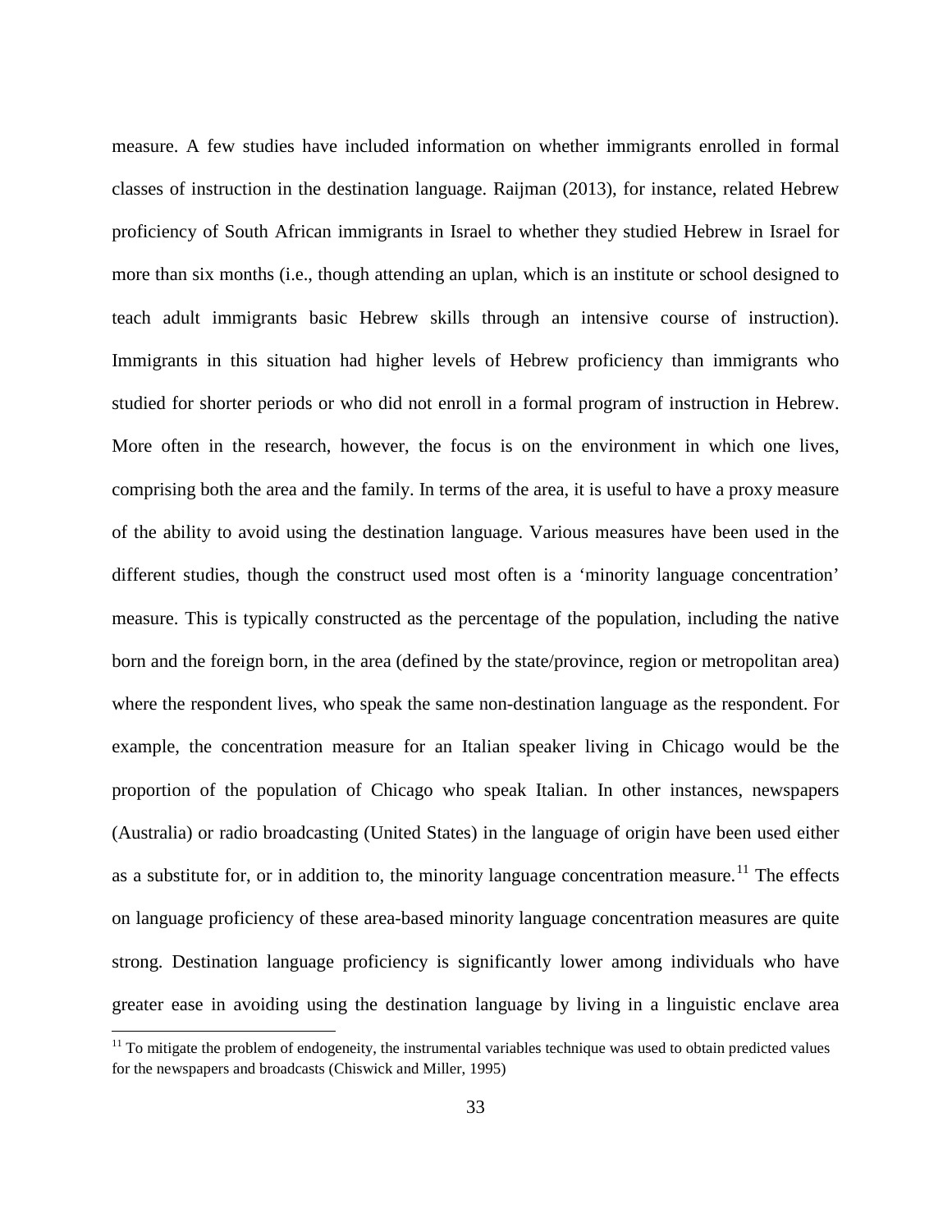measure. A few studies have included information on whether immigrants enrolled in formal classes of instruction in the destination language. Raijman (2013), for instance, related Hebrew proficiency of South African immigrants in Israel to whether they studied Hebrew in Israel for more than six months (i.e., though attending an uplan, which is an institute or school designed to teach adult immigrants basic Hebrew skills through an intensive course of instruction). Immigrants in this situation had higher levels of Hebrew proficiency than immigrants who studied for shorter periods or who did not enroll in a formal program of instruction in Hebrew. More often in the research, however, the focus is on the environment in which one lives, comprising both the area and the family. In terms of the area, it is useful to have a proxy measure of the ability to avoid using the destination language. Various measures have been used in the different studies, though the construct used most often is a 'minority language concentration' measure. This is typically constructed as the percentage of the population, including the native born and the foreign born, in the area (defined by the state/province, region or metropolitan area) where the respondent lives, who speak the same non-destination language as the respondent. For example, the concentration measure for an Italian speaker living in Chicago would be the proportion of the population of Chicago who speak Italian. In other instances, newspapers (Australia) or radio broadcasting (United States) in the language of origin have been used either as a substitute for, or in addition to, the minority language concentration measure.[11] The effects on language proficiency of these area-based minority language concentration measures are quite strong. Destination language proficiency is significantly lower among individuals who have greater ease in avoiding using the destination language by living in a linguistic enclave area

[11] To mitigate the problem of endogeneity, the instrumental variables technique was used to obtain predicted values for the newspapers and broadcasts (Chiswick and Miller, 1995)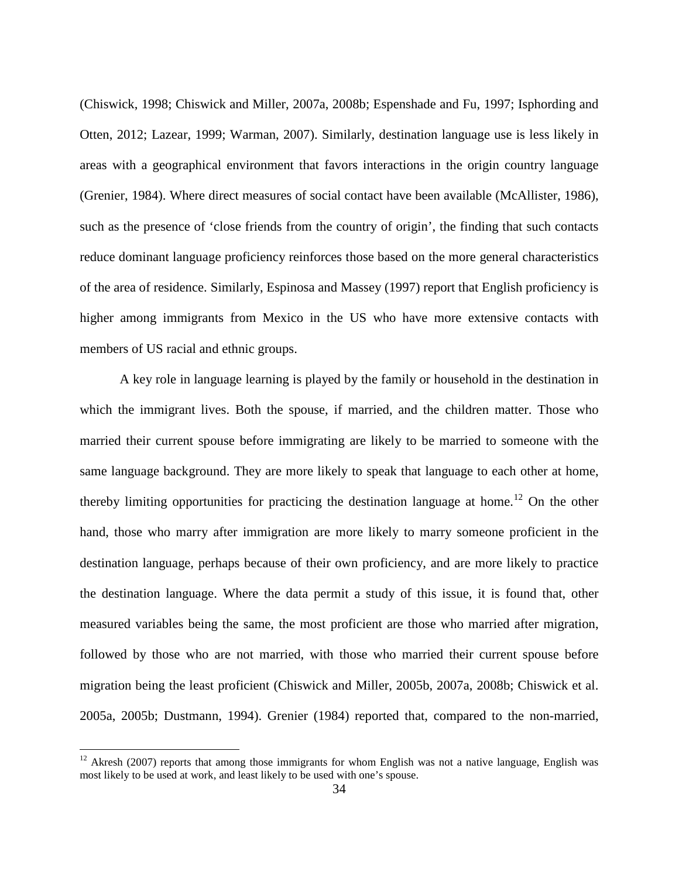(Chiswick, 1998; Chiswick and Miller, 2007a, 2008b; Espenshade and Fu, 1997; Isphording and Otten, 2012; Lazear, 1999; Warman, 2007). Similarly, destination language use is less likely in areas with a geographical environment that favors interactions in the origin country language (Grenier, 1984). Where direct measures of social contact have been available (McAllister, 1986), such as the presence of 'close friends from the country of origin', the finding that such contacts reduce dominant language proficiency reinforces those based on the more general characteristics of the area of residence. Similarly, Espinosa and Massey (1997) report that English proficiency is higher among immigrants from Mexico in the US who have more extensive contacts with members of US racial and ethnic groups.

A key role in language learning is played by the family or household in the destination in which the immigrant lives. Both the spouse, if married, and the children matter. Those who married their current spouse before immigrating are likely to be married to someone with the same language background. They are more likely to speak that language to each other at home, thereby limiting opportunities for practicing the destination language at home.[12] On the other hand, those who marry after immigration are more likely to marry someone proficient in the destination language, perhaps because of their own proficiency, and are more likely to practice the destination language. Where the data permit a study of this issue, it is found that, other measured variables being the same, the most proficient are those who married after migration, followed by those who are not married, with those who married their current spouse before migration being the least proficient (Chiswick and Miller, 2005b, 2007a, 2008b; Chiswick et al. 2005a, 2005b; Dustmann, 1994). Grenier (1984) reported that, compared to the non-married,

[12] Akresh (2007) reports that among those immigrants for whom English was not a native language, English was most likely to be used at work, and least likely to be used with one's spouse.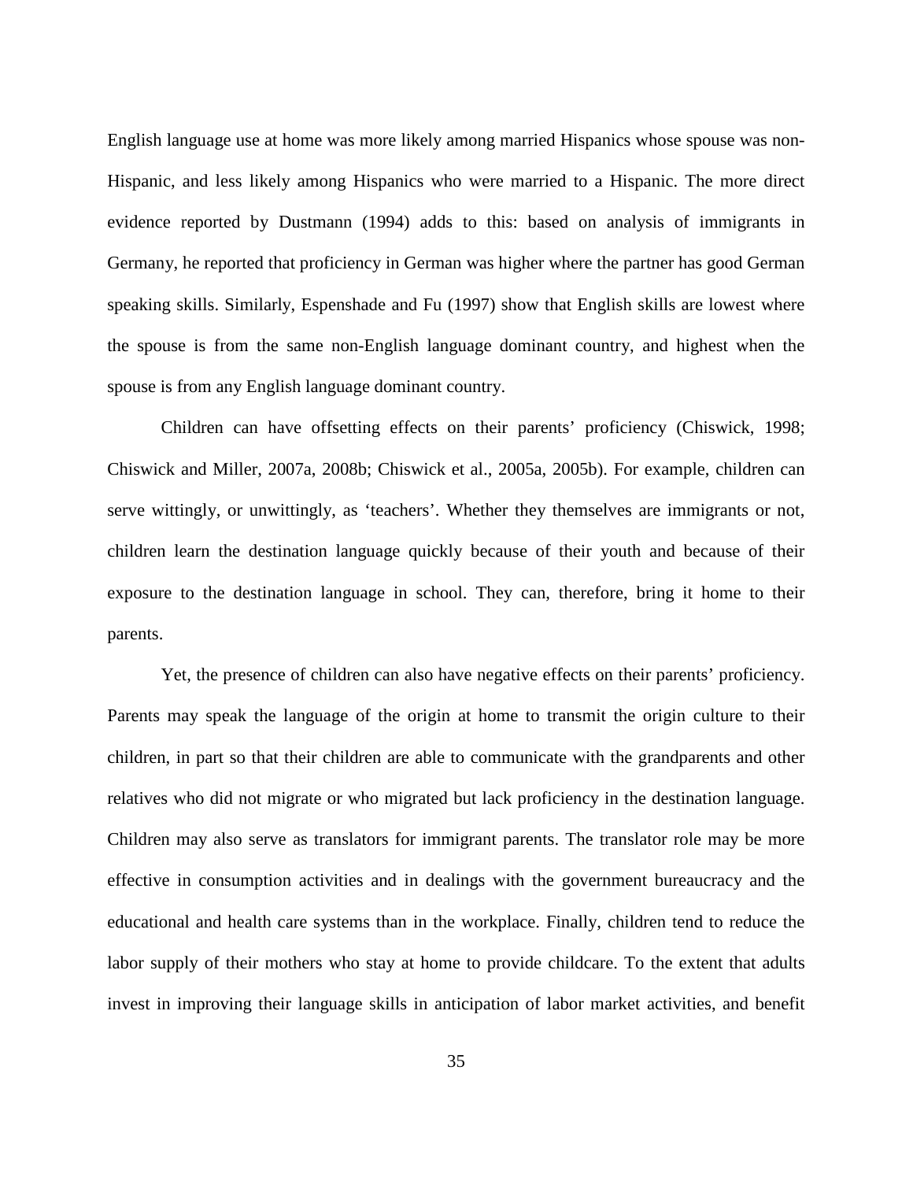English language use at home was more likely among married Hispanics whose spouse was non-Hispanic, and less likely among Hispanics who were married to a Hispanic. The more direct evidence reported by Dustmann (1994) adds to this: based on analysis of immigrants in Germany, he reported that proficiency in German was higher where the partner has good German speaking skills. Similarly, Espenshade and Fu (1997) show that English skills are lowest where the spouse is from the same non-English language dominant country, and highest when the spouse is from any English language dominant country.

Children can have offsetting effects on their parents' proficiency (Chiswick, 1998; Chiswick and Miller, 2007a, 2008b; Chiswick et al., 2005a, 2005b). For example, children can serve wittingly, or unwittingly, as 'teachers'. Whether they themselves are immigrants or not, children learn the destination language quickly because of their youth and because of their exposure to the destination language in school. They can, therefore, bring it home to their parents.

Yet, the presence of children can also have negative effects on their parents' proficiency. Parents may speak the language of the origin at home to transmit the origin culture to their children, in part so that their children are able to communicate with the grandparents and other relatives who did not migrate or who migrated but lack proficiency in the destination language. Children may also serve as translators for immigrant parents. The translator role may be more effective in consumption activities and in dealings with the government bureaucracy and the educational and health care systems than in the workplace. Finally, children tend to reduce the labor supply of their mothers who stay at home to provide childcare. To the extent that adults invest in improving their language skills in anticipation of labor market activities, and benefit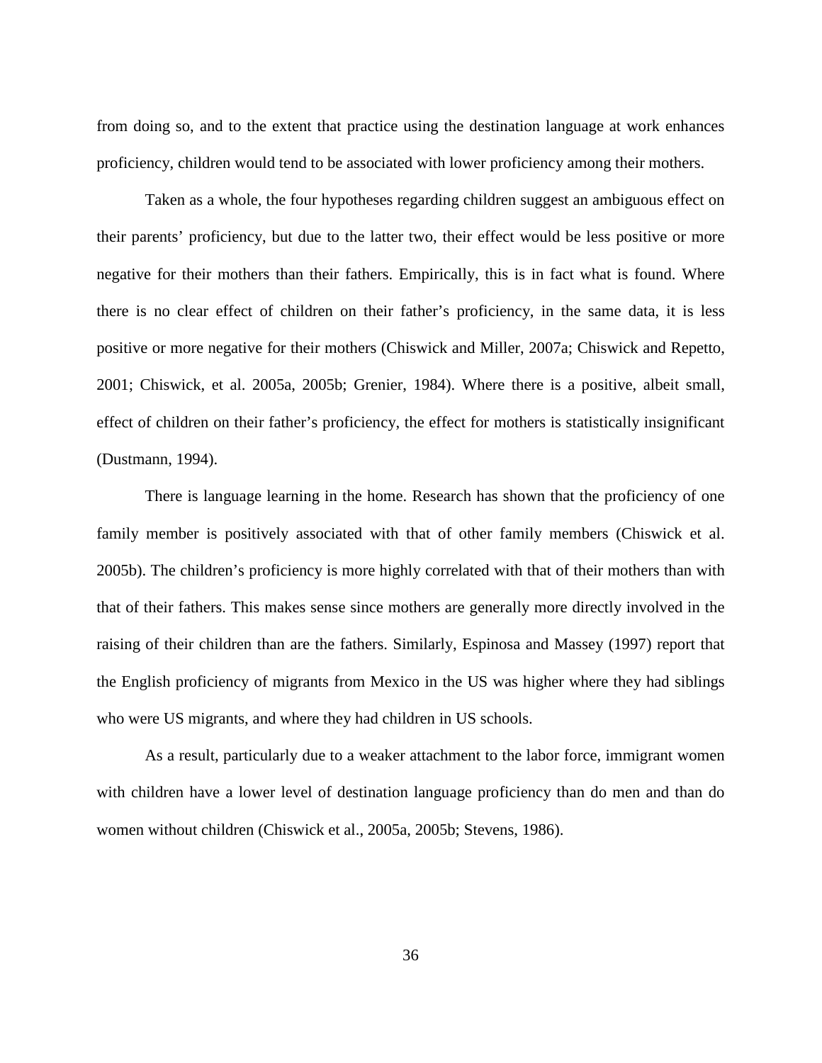from doing so, and to the extent that practice using the destination language at work enhances proficiency, children would tend to be associated with lower proficiency among their mothers.

Taken as a whole, the four hypotheses regarding children suggest an ambiguous effect on their parents' proficiency, but due to the latter two, their effect would be less positive or more negative for their mothers than their fathers. Empirically, this is in fact what is found. Where there is no clear effect of children on their father's proficiency, in the same data, it is less positive or more negative for their mothers (Chiswick and Miller, 2007a; Chiswick and Repetto, 2001; Chiswick, et al. 2005a, 2005b; Grenier, 1984). Where there is a positive, albeit small, effect of children on their father's proficiency, the effect for mothers is statistically insignificant (Dustmann, 1994).

There is language learning in the home. Research has shown that the proficiency of one family member is positively associated with that of other family members (Chiswick et al. 2005b). The children's proficiency is more highly correlated with that of their mothers than with that of their fathers. This makes sense since mothers are generally more directly involved in the raising of their children than are the fathers. Similarly, Espinosa and Massey (1997) report that the English proficiency of migrants from Mexico in the US was higher where they had siblings who were US migrants, and where they had children in US schools.

As a result, particularly due to a weaker attachment to the labor force, immigrant women with children have a lower level of destination language proficiency than do men and than do women without children (Chiswick et al., 2005a, 2005b; Stevens, 1986).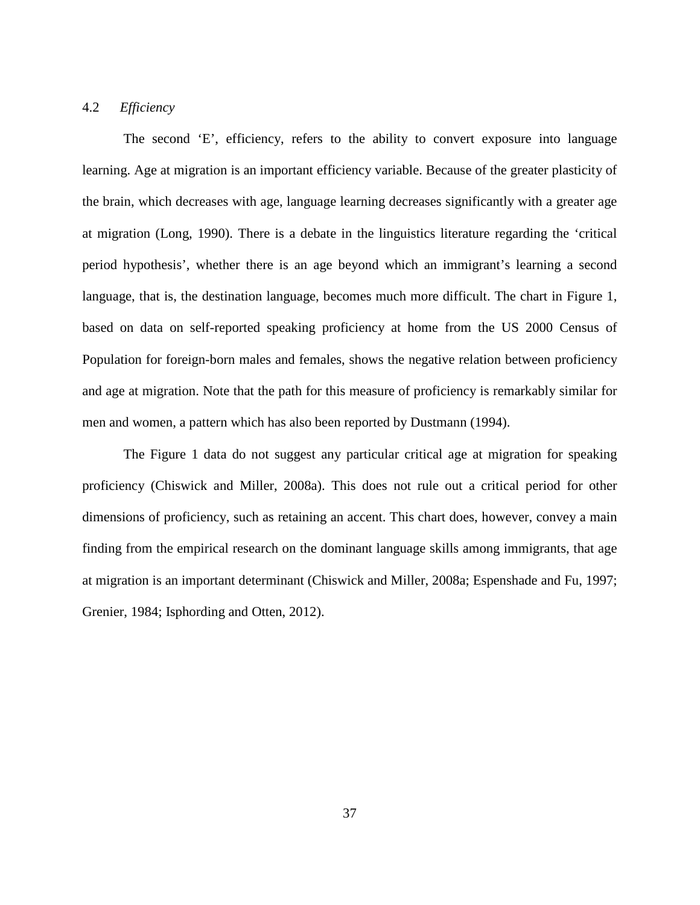### 4.2 *Efficiency*

The second 'E', efficiency, refers to the ability to convert exposure into language learning. Age at migration is an important efficiency variable. Because of the greater plasticity of the brain, which decreases with age, language learning decreases significantly with a greater age at migration (Long, 1990). There is a debate in the linguistics literature regarding the 'critical period hypothesis', whether there is an age beyond which an immigrant's learning a second language, that is, the destination language, becomes much more difficult. The chart in Figure 1, based on data on self-reported speaking proficiency at home from the US 2000 Census of Population for foreign-born males and females, shows the negative relation between proficiency and age at migration. Note that the path for this measure of proficiency is remarkably similar for men and women, a pattern which has also been reported by Dustmann (1994).

The Figure 1 data do not suggest any particular critical age at migration for speaking proficiency (Chiswick and Miller, 2008a). This does not rule out a critical period for other dimensions of proficiency, such as retaining an accent. This chart does, however, convey a main finding from the empirical research on the dominant language skills among immigrants, that age at migration is an important determinant (Chiswick and Miller, 2008a; Espenshade and Fu, 1997; Grenier, 1984; Isphording and Otten, 2012).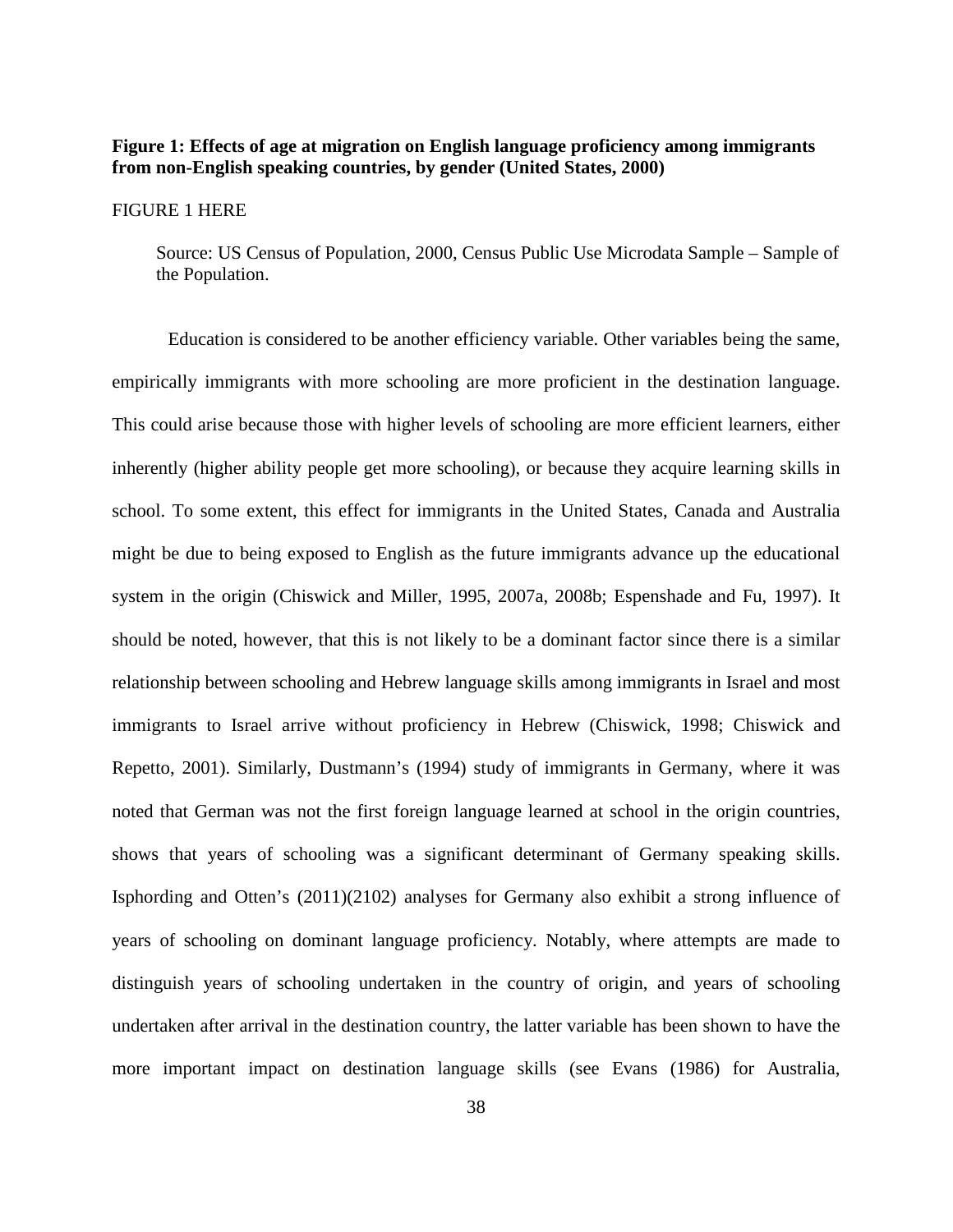**Figure 1: Effects of age at migration on English language proficiency among immigrants from non-English speaking countries, by gender (United States, 2000)**

FIGURE 1 HERE

> Source: US Census of Population, 2000, Census Public Use Microdata Sample – Sample of the Population.

Education is considered to be another efficiency variable. Other variables being the same, empirically immigrants with more schooling are more proficient in the destination language. This could arise because those with higher levels of schooling are more efficient learners, either inherently (higher ability people get more schooling), or because they acquire learning skills in school. To some extent, this effect for immigrants in the United States, Canada and Australia might be due to being exposed to English as the future immigrants advance up the educational system in the origin (Chiswick and Miller, 1995, 2007a, 2008b; Espenshade and Fu, 1997). It should be noted, however, that this is not likely to be a dominant factor since there is a similar relationship between schooling and Hebrew language skills among immigrants in Israel and most immigrants to Israel arrive without proficiency in Hebrew (Chiswick, 1998; Chiswick and Repetto, 2001). Similarly, Dustmann's (1994) study of immigrants in Germany, where it was noted that German was not the first foreign language learned at school in the origin countries, shows that years of schooling was a significant determinant of Germany speaking skills. Isphording and Otten's (2011)(2102) analyses for Germany also exhibit a strong influence of years of schooling on dominant language proficiency. Notably, where attempts are made to distinguish years of schooling undertaken in the country of origin, and years of schooling undertaken after arrival in the destination country, the latter variable has been shown to have the more important impact on destination language skills (see Evans (1986) for Australia,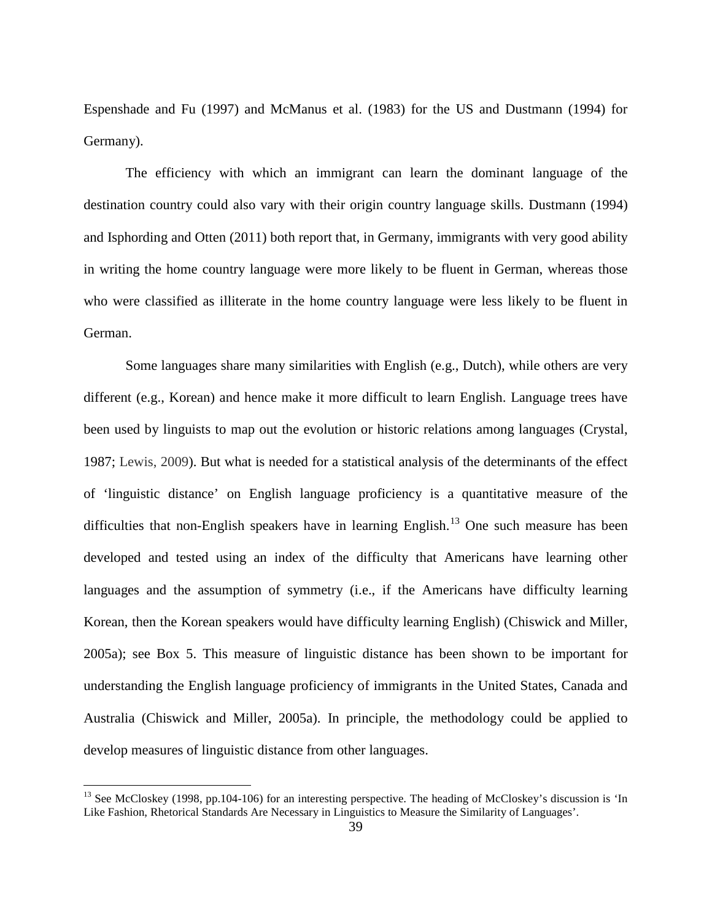Espenshade and Fu (1997) and McManus et al. (1983) for the US and Dustmann (1994) for Germany).

The efficiency with which an immigrant can learn the dominant language of the destination country could also vary with their origin country language skills. Dustmann (1994) and Isphording and Otten (2011) both report that, in Germany, immigrants with very good ability in writing the home country language were more likely to be fluent in German, whereas those who were classified as illiterate in the home country language were less likely to be fluent in German.

Some languages share many similarities with English (e.g., Dutch), while others are very different (e.g., Korean) and hence make it more difficult to learn English. Language trees have been used by linguists to map out the evolution or historic relations among languages (Crystal, 1987; Lewis, 2009). But what is needed for a statistical analysis of the determinants of the effect of 'linguistic distance' on English language proficiency is a quantitative measure of the difficulties that non-English speakers have in learning English.[13] One such measure has been developed and tested using an index of the difficulty that Americans have learning other languages and the assumption of symmetry (i.e., if the Americans have difficulty learning Korean, then the Korean speakers would have difficulty learning English) (Chiswick and Miller, 2005a); see Box 5. This measure of linguistic distance has been shown to be important for understanding the English language proficiency of immigrants in the United States, Canada and Australia (Chiswick and Miller, 2005a). In principle, the methodology could be applied to develop measures of linguistic distance from other languages.

[13] See McCloskey (1998, pp.104-106) for an interesting perspective. The heading of McCloskey's discussion is 'In Like Fashion, Rhetorical Standards Are Necessary in Linguistics to Measure the Similarity of Languages'.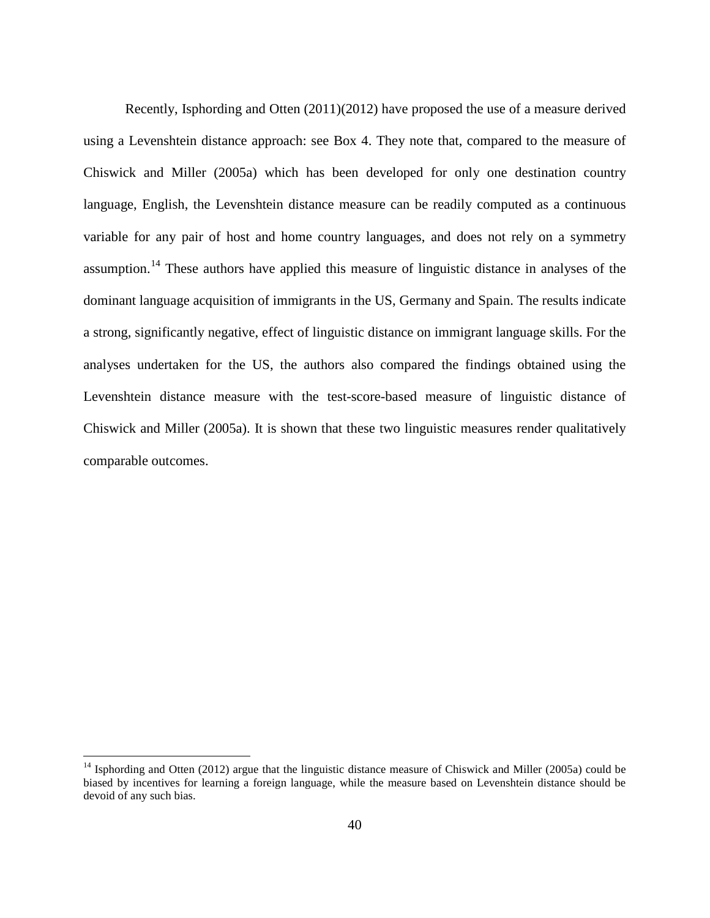Recently, Isphording and Otten (2011)(2012) have proposed the use of a measure derived using a Levenshtein distance approach: see Box 4. They note that, compared to the measure of Chiswick and Miller (2005a) which has been developed for only one destination country language, English, the Levenshtein distance measure can be readily computed as a continuous variable for any pair of host and home country languages, and does not rely on a symmetry assumption.[14] These authors have applied this measure of linguistic distance in analyses of the dominant language acquisition of immigrants in the US, Germany and Spain. The results indicate a strong, significantly negative, effect of linguistic distance on immigrant language skills. For the analyses undertaken for the US, the authors also compared the findings obtained using the Levenshtein distance measure with the test-score-based measure of linguistic distance of Chiswick and Miller (2005a). It is shown that these two linguistic measures render qualitatively comparable outcomes.

[14] Isphording and Otten (2012) argue that the linguistic distance measure of Chiswick and Miller (2005a) could be biased by incentives for learning a foreign language, while the measure based on Levenshtein distance should be devoid of any such bias.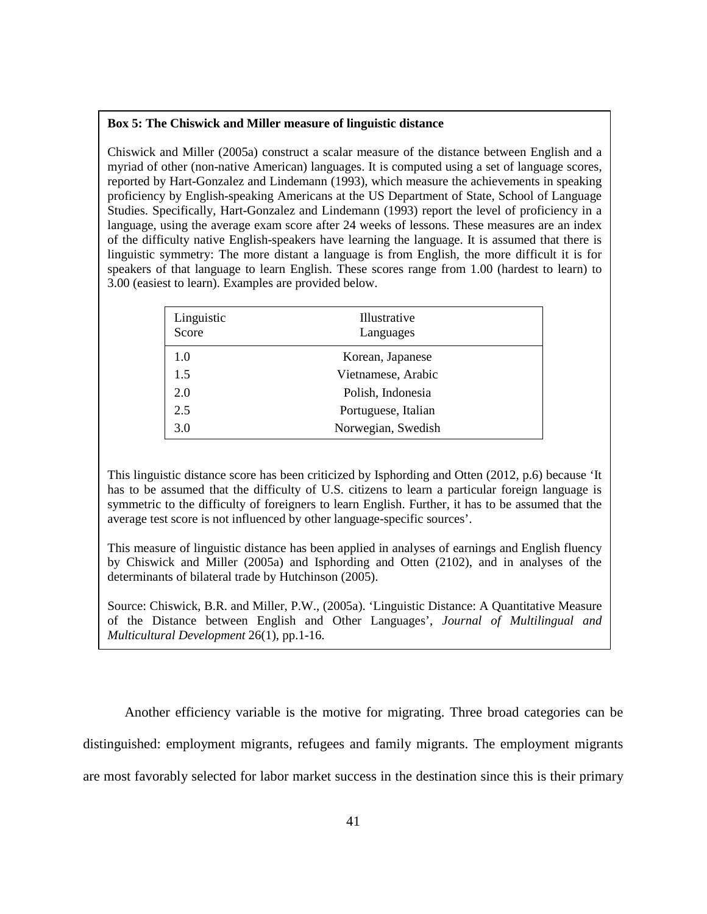**Box 5: The Chiswick and Miller measure of linguistic distance**

Chiswick and Miller (2005a) construct a scalar measure of the distance between English and a myriad of other (non-native American) languages. It is computed using a set of language scores, reported by Hart-Gonzalez and Lindemann (1993), which measure the achievements in speaking proficiency by English-speaking Americans at the US Department of State, School of Language Studies. Specifically, Hart-Gonzalez and Lindemann (1993) report the level of proficiency in a language, using the average exam score after 24 weeks of lessons. These measures are an index of the difficulty native English-speakers have learning the language. It is assumed that there is linguistic symmetry: The more distant a language is from English, the more difficult it is for speakers of that language to learn English. These scores range from 1.00 (hardest to learn) to 3.00 (easiest to learn). Examples are provided below.

| Linguistic Score | Illustrative Languages |
|---|---|
| 1.0 | Korean, Japanese |
| 1.5 | Vietnamese, Arabic |
| 2.0 | Polish, Indonesia |
| 2.5 | Portuguese, Italian |
| 3.0 | Norwegian, Swedish |

This linguistic distance score has been criticized by Isphording and Otten (2012, p.6) because 'It has to be assumed that the difficulty of U.S. citizens to learn a particular foreign language is symmetric to the difficulty of foreigners to learn English. Further, it has to be assumed that the average test score is not influenced by other language-specific sources'.

This measure of linguistic distance has been applied in analyses of earnings and English fluency by Chiswick and Miller (2005a) and Isphording and Otten (2102), and in analyses of the determinants of bilateral trade by Hutchinson (2005).

Source: Chiswick, B.R. and Miller, P.W., (2005a). 'Linguistic Distance: A Quantitative Measure of the Distance between English and Other Languages', *Journal of Multilingual and Multicultural Development* 26(1), pp.1-16.

Another efficiency variable is the motive for migrating. Three broad categories can be distinguished: employment migrants, refugees and family migrants. The employment migrants are most favorably selected for labor market success in the destination since this is their primary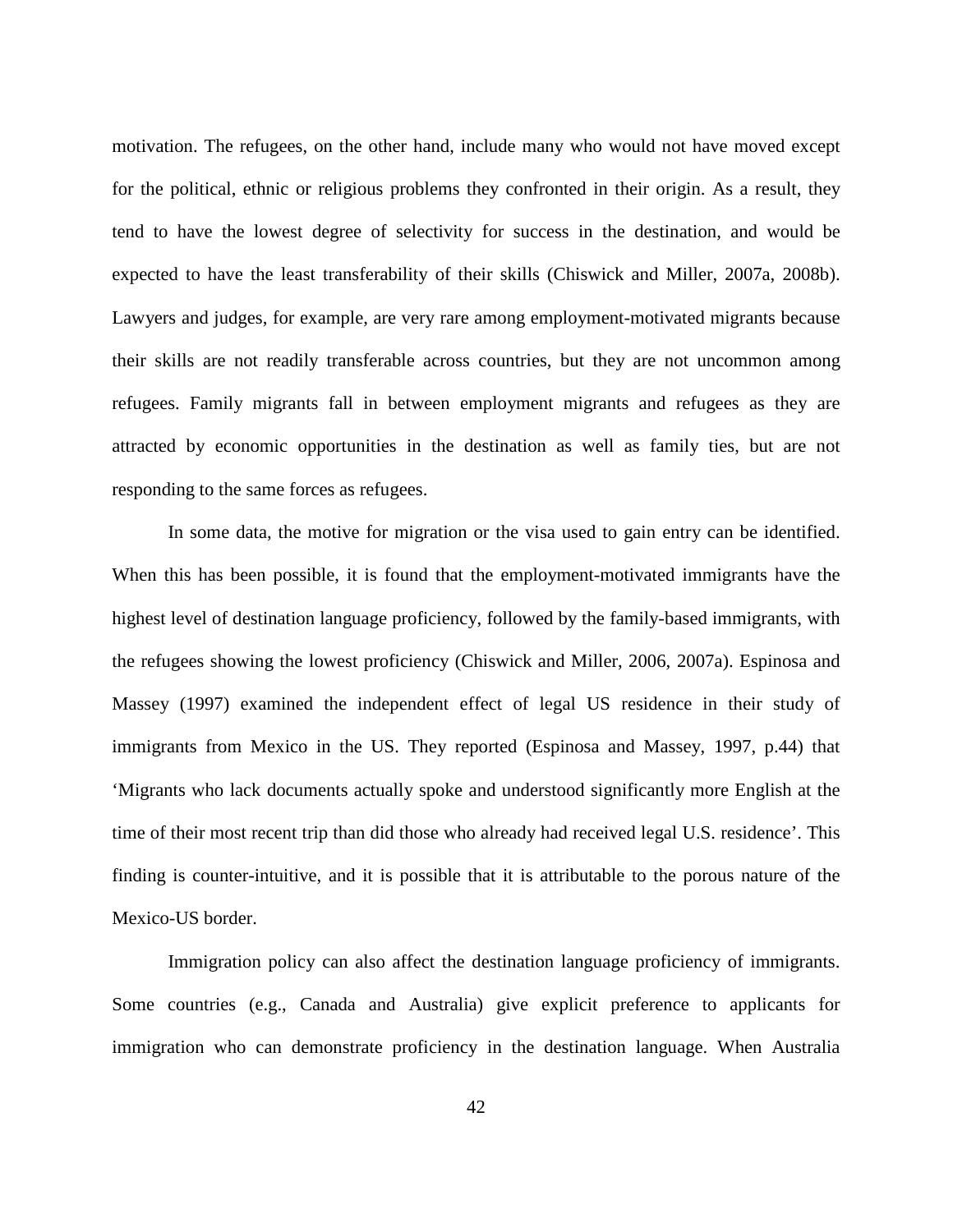motivation. The refugees, on the other hand, include many who would not have moved except for the political, ethnic or religious problems they confronted in their origin. As a result, they tend to have the lowest degree of selectivity for success in the destination, and would be expected to have the least transferability of their skills (Chiswick and Miller, 2007a, 2008b). Lawyers and judges, for example, are very rare among employment-motivated migrants because their skills are not readily transferable across countries, but they are not uncommon among refugees. Family migrants fall in between employment migrants and refugees as they are attracted by economic opportunities in the destination as well as family ties, but are not responding to the same forces as refugees.

In some data, the motive for migration or the visa used to gain entry can be identified. When this has been possible, it is found that the employment-motivated immigrants have the highest level of destination language proficiency, followed by the family-based immigrants, with the refugees showing the lowest proficiency (Chiswick and Miller, 2006, 2007a). Espinosa and Massey (1997) examined the independent effect of legal US residence in their study of immigrants from Mexico in the US. They reported (Espinosa and Massey, 1997, p.44) that 'Migrants who lack documents actually spoke and understood significantly more English at the time of their most recent trip than did those who already had received legal U.S. residence'. This finding is counter-intuitive, and it is possible that it is attributable to the porous nature of the Mexico-US border.

Immigration policy can also affect the destination language proficiency of immigrants. Some countries (e.g., Canada and Australia) give explicit preference to applicants for immigration who can demonstrate proficiency in the destination language. When Australia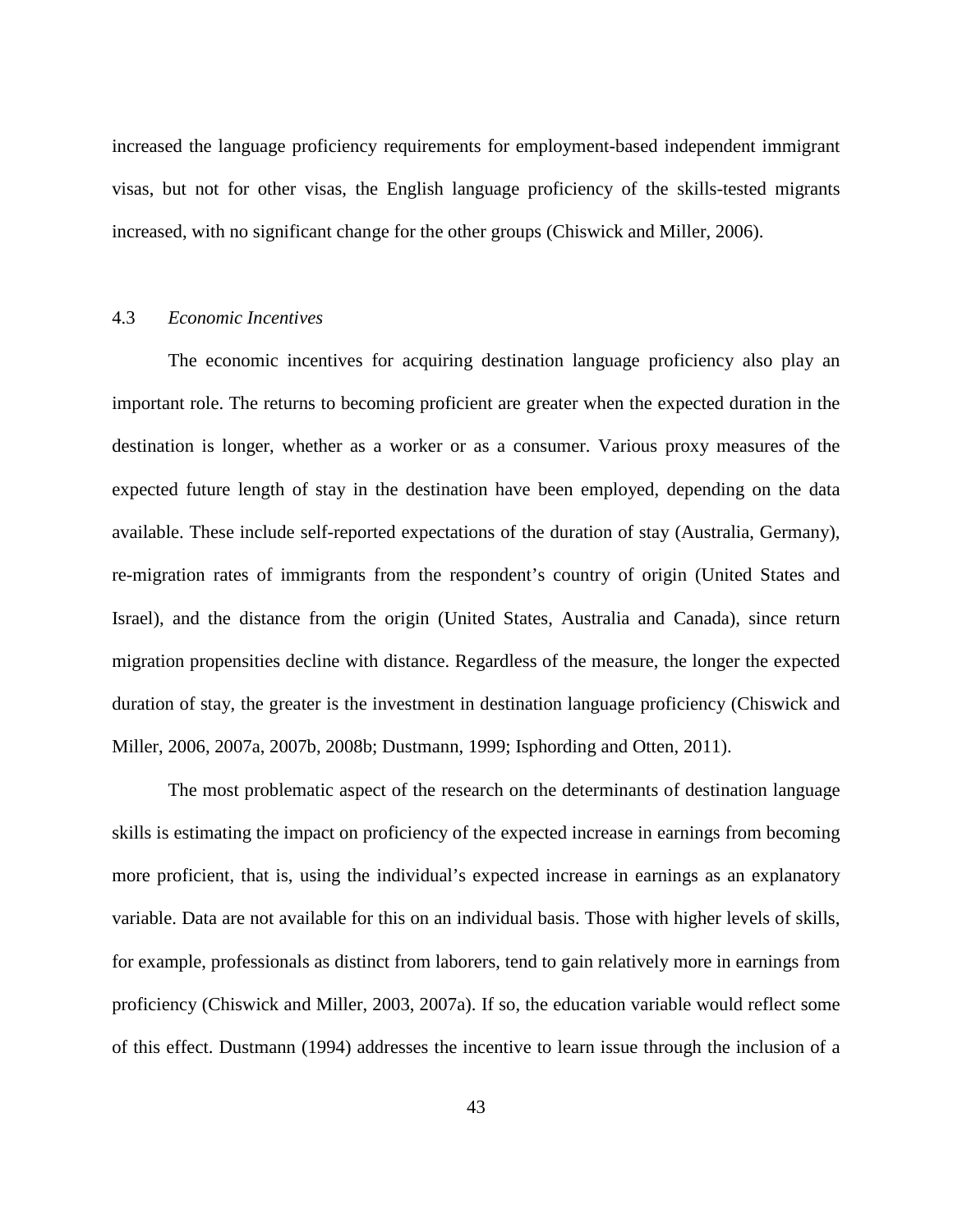increased the language proficiency requirements for employment-based independent immigrant visas, but not for other visas, the English language proficiency of the skills-tested migrants increased, with no significant change for the other groups (Chiswick and Miller, 2006).

### 4.3 *Economic Incentives*

The economic incentives for acquiring destination language proficiency also play an important role. The returns to becoming proficient are greater when the expected duration in the destination is longer, whether as a worker or as a consumer. Various proxy measures of the expected future length of stay in the destination have been employed, depending on the data available. These include self-reported expectations of the duration of stay (Australia, Germany), re-migration rates of immigrants from the respondent's country of origin (United States and Israel), and the distance from the origin (United States, Australia and Canada), since return migration propensities decline with distance. Regardless of the measure, the longer the expected duration of stay, the greater is the investment in destination language proficiency (Chiswick and Miller, 2006, 2007a, 2007b, 2008b; Dustmann, 1999; Isphording and Otten, 2011).

The most problematic aspect of the research on the determinants of destination language skills is estimating the impact on proficiency of the expected increase in earnings from becoming more proficient, that is, using the individual's expected increase in earnings as an explanatory variable. Data are not available for this on an individual basis. Those with higher levels of skills, for example, professionals as distinct from laborers, tend to gain relatively more in earnings from proficiency (Chiswick and Miller, 2003, 2007a). If so, the education variable would reflect some of this effect. Dustmann (1994) addresses the incentive to learn issue through the inclusion of a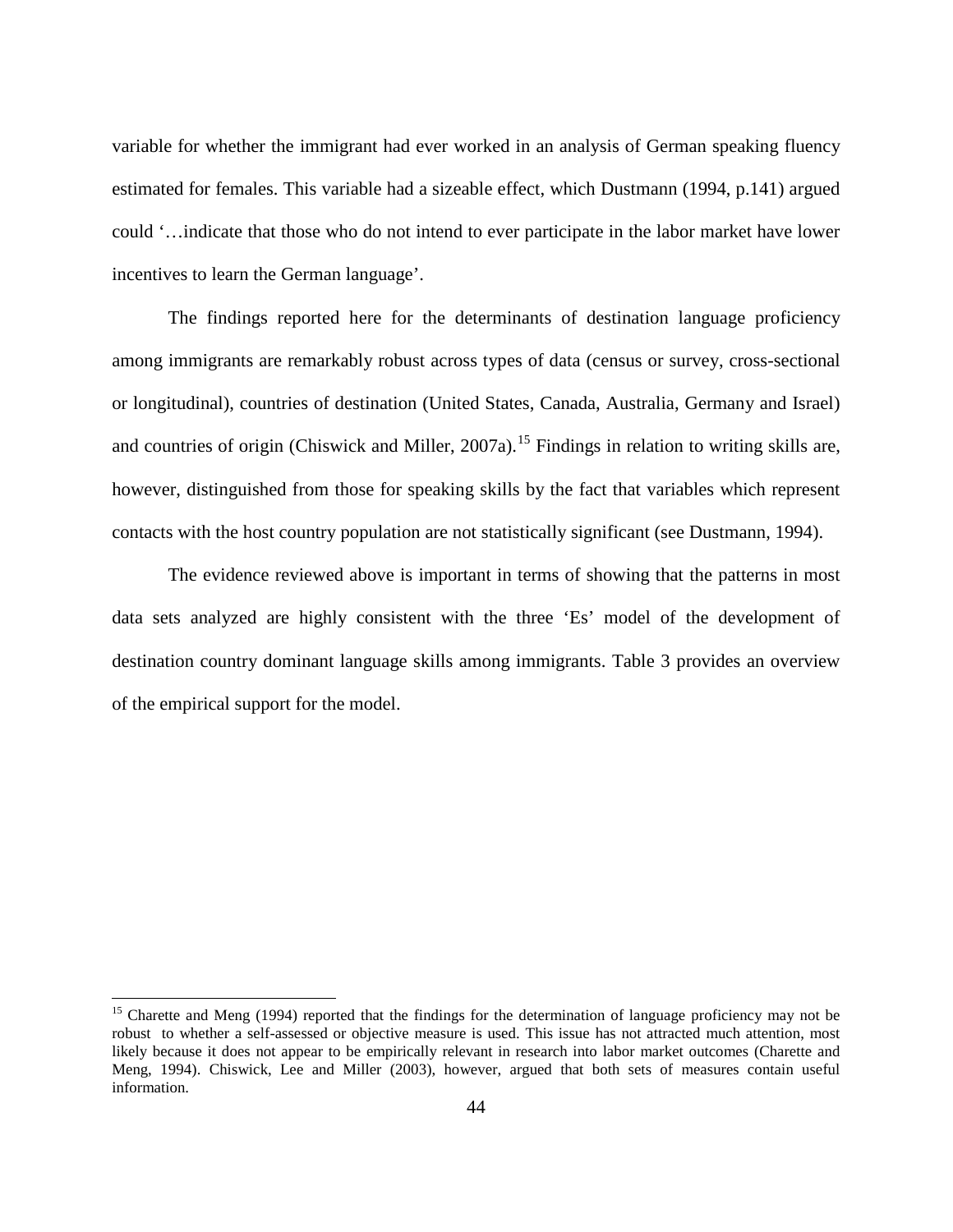variable for whether the immigrant had ever worked in an analysis of German speaking fluency estimated for females. This variable had a sizeable effect, which Dustmann (1994, p.141) argued could '…indicate that those who do not intend to ever participate in the labor market have lower incentives to learn the German language'.

The findings reported here for the determinants of destination language proficiency among immigrants are remarkably robust across types of data (census or survey, cross-sectional or longitudinal), countries of destination (United States, Canada, Australia, Germany and Israel) and countries of origin (Chiswick and Miller, 2007a).[15] Findings in relation to writing skills are, however, distinguished from those for speaking skills by the fact that variables which represent contacts with the host country population are not statistically significant (see Dustmann, 1994).

The evidence reviewed above is important in terms of showing that the patterns in most data sets analyzed are highly consistent with the three 'Es' model of the development of destination country dominant language skills among immigrants. Table 3 provides an overview of the empirical support for the model.

---

[15] Charette and Meng (1994) reported that the findings for the determination of language proficiency may not be robust to whether a self-assessed or objective measure is used. This issue has not attracted much attention, most likely because it does not appear to be empirically relevant in research into labor market outcomes (Charette and Meng, 1994). Chiswick, Lee and Miller (2003), however, argued that both sets of measures contain useful information.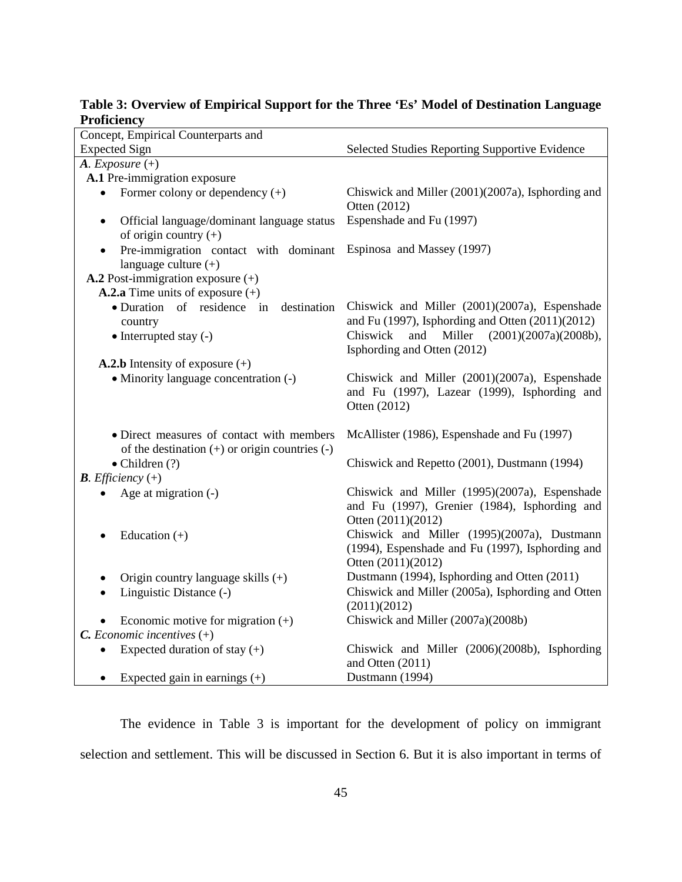**Table 3: Overview of Empirical Support for the Three 'Es' Model of Destination Language Proficiency**

| Concept, Empirical Counterparts and Expected Sign | Selected Studies Reporting Supportive Evidence |
|---|---|
| ***A**. Exposure* (+) | |
| **A.1** Pre-immigration exposure | |
| • Former colony or dependency (+) | Chiswick and Miller (2001)(2007a), Isphording and Otten (2012) |
| • Official language/dominant language status of origin country (+) | Espenshade and Fu (1997) |
| • Pre-immigration contact with dominant language culture (+) | Espinosa and Massey (1997) |
| **A.2** Post-immigration exposure (+) | |
| **A.2.a** Time units of exposure (+) | |
| • Duration of residence in destination country | Chiswick and Miller (2001)(2007a), Espenshade and Fu (1997), Isphording and Otten (2011)(2012) |
| • Interrupted stay (-) | Chiswick and Miller (2001)(2007a)(2008b), Isphording and Otten (2012) |
| **A.2.b** Intensity of exposure (+) | |
| • Minority language concentration (-) | Chiswick and Miller (2001)(2007a), Espenshade and Fu (1997), Lazear (1999), Isphording and Otten (2012) |
| • Direct measures of contact with members of the destination (+) or origin countries (-) | McAllister (1986), Espenshade and Fu (1997) |
| • Children (?) | Chiswick and Repetto (2001), Dustmann (1994) |
| ***B**. Efficiency* (+) | |
| • Age at migration (-) | Chiswick and Miller (1995)(2007a), Espenshade and Fu (1997), Grenier (1984), Isphording and Otten (2011)(2012) |
| • Education (+) | Chiswick and Miller (1995)(2007a), Dustmann (1994), Espenshade and Fu (1997), Isphording and Otten (2011)(2012) |
| • Origin country language skills (+) | Dustmann (1994), Isphording and Otten (2011) |
| • Linguistic Distance (-) | Chiswick and Miller (2005a), Isphording and Otten (2011)(2012) |
| • Economic motive for migration (+) | Chiswick and Miller (2007a)(2008b) |
| ***C**. Economic incentives* (+) | |
| • Expected duration of stay (+) | Chiswick and Miller (2006)(2008b), Isphording and Otten (2011) |
| • Expected gain in earnings (+) | Dustmann (1994) |

The evidence in Table 3 is important for the development of policy on immigrant selection and settlement. This will be discussed in Section 6. But it is also important in terms of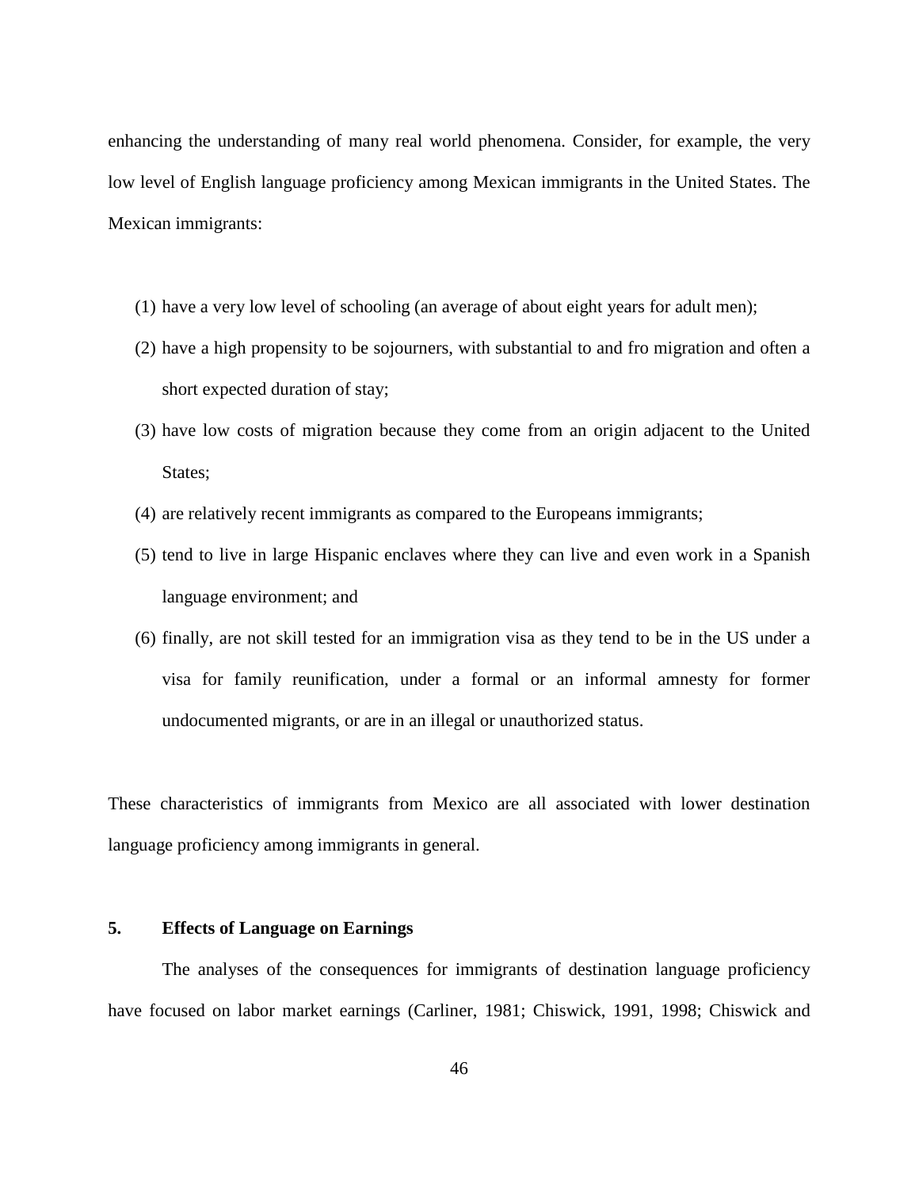enhancing the understanding of many real world phenomena. Consider, for example, the very low level of English language proficiency among Mexican immigrants in the United States. The Mexican immigrants:

(1) have a very low level of schooling (an average of about eight years for adult men);
(2) have a high propensity to be sojourners, with substantial to and fro migration and often a short expected duration of stay;
(3) have low costs of migration because they come from an origin adjacent to the United States;
(4) are relatively recent immigrants as compared to the Europeans immigrants;
(5) tend to live in large Hispanic enclaves where they can live and even work in a Spanish language environment; and
(6) finally, are not skill tested for an immigration visa as they tend to be in the US under a visa for family reunification, under a formal or an informal amnesty for former undocumented migrants, or are in an illegal or unauthorized status.

These characteristics of immigrants from Mexico are all associated with lower destination language proficiency among immigrants in general.

## 5. Effects of Language on Earnings

The analyses of the consequences for immigrants of destination language proficiency have focused on labor market earnings (Carliner, 1981; Chiswick, 1991, 1998; Chiswick and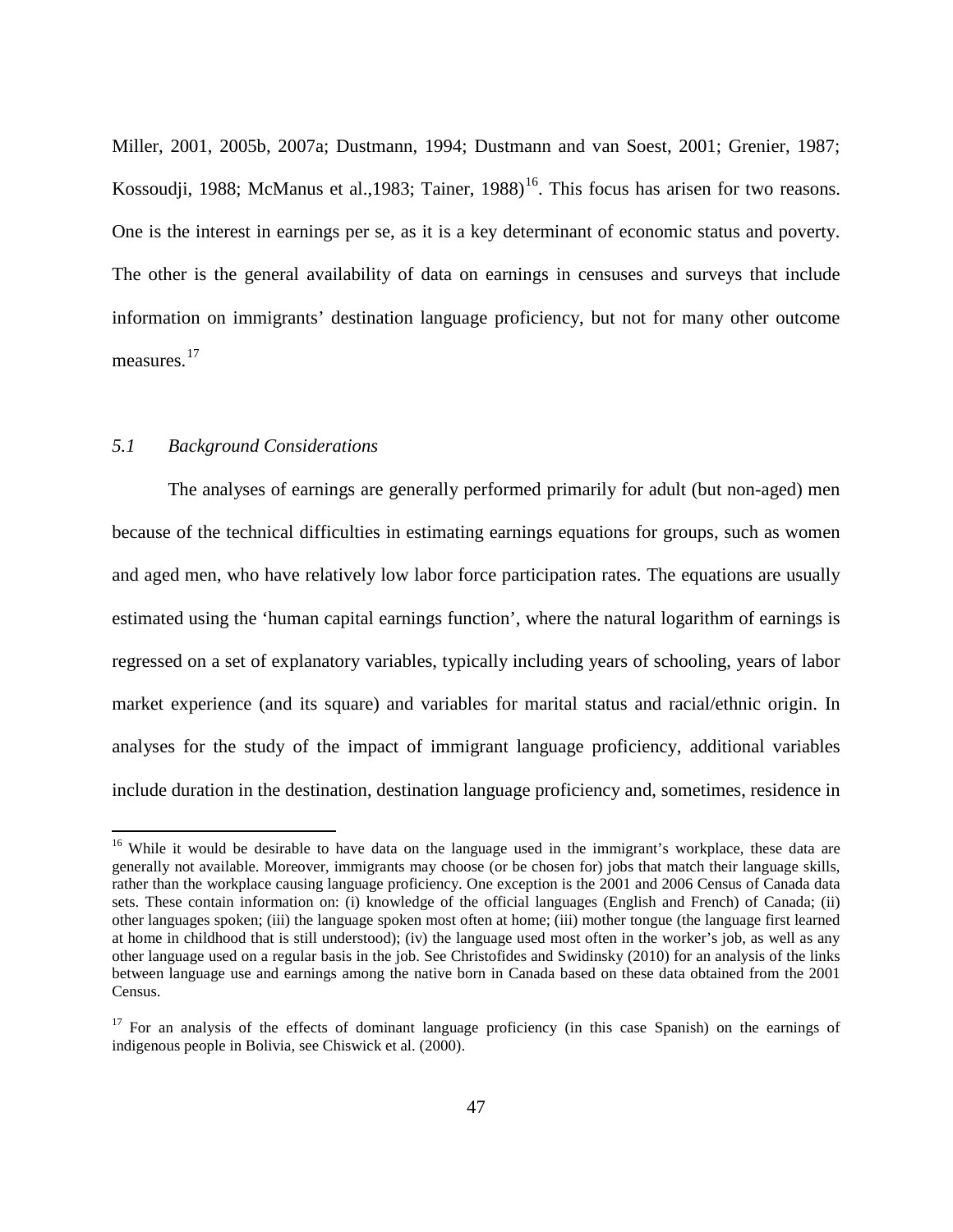Miller, 2001, 2005b, 2007a; Dustmann, 1994; Dustmann and van Soest, 2001; Grenier, 1987; Kossoudji, 1988; McManus et al.,1983; Tainer, 1988)[16]. This focus has arisen for two reasons. One is the interest in earnings per se, as it is a key determinant of economic status and poverty. The other is the general availability of data on earnings in censuses and surveys that include information on immigrants' destination language proficiency, but not for many other outcome measures.[17]

### *5.1 Background Considerations*

The analyses of earnings are generally performed primarily for adult (but non-aged) men because of the technical difficulties in estimating earnings equations for groups, such as women and aged men, who have relatively low labor force participation rates. The equations are usually estimated using the 'human capital earnings function', where the natural logarithm of earnings is regressed on a set of explanatory variables, typically including years of schooling, years of labor market experience (and its square) and variables for marital status and racial/ethnic origin. In analyses for the study of the impact of immigrant language proficiency, additional variables include duration in the destination, destination language proficiency and, sometimes, residence in

---

[16] While it would be desirable to have data on the language used in the immigrant's workplace, these data are generally not available. Moreover, immigrants may choose (or be chosen for) jobs that match their language skills, rather than the workplace causing language proficiency. One exception is the 2001 and 2006 Census of Canada data sets. These contain information on: (i) knowledge of the official languages (English and French) of Canada; (ii) other languages spoken; (iii) the language spoken most often at home; (iii) mother tongue (the language first learned at home in childhood that is still understood); (iv) the language used most often in the worker's job, as well as any other language used on a regular basis in the job. See Christofides and Swidinsky (2010) for an analysis of the links between language use and earnings among the native born in Canada based on these data obtained from the 2001 Census.

[17] For an analysis of the effects of dominant language proficiency (in this case Spanish) on the earnings of indigenous people in Bolivia, see Chiswick et al. (2000).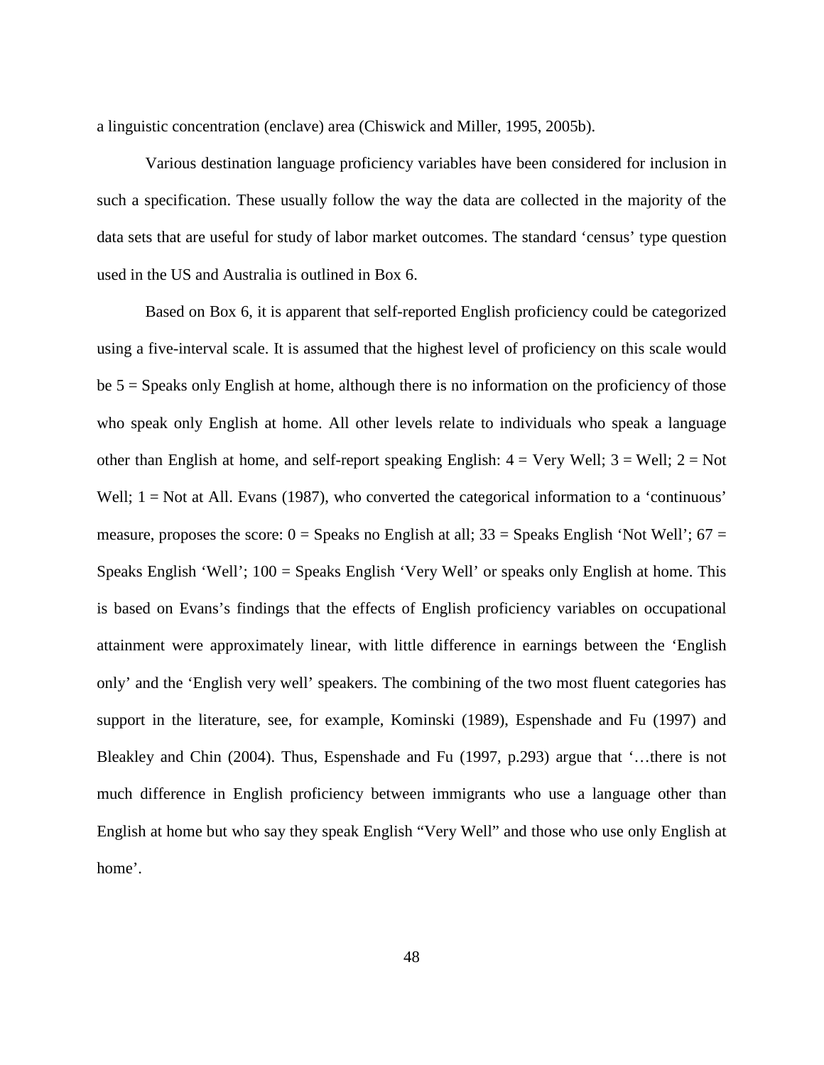a linguistic concentration (enclave) area (Chiswick and Miller, 1995, 2005b).

Various destination language proficiency variables have been considered for inclusion in such a specification. These usually follow the way the data are collected in the majority of the data sets that are useful for study of labor market outcomes. The standard 'census' type question used in the US and Australia is outlined in Box 6.

Based on Box 6, it is apparent that self-reported English proficiency could be categorized using a five-interval scale. It is assumed that the highest level of proficiency on this scale would be 5 = Speaks only English at home, although there is no information on the proficiency of those who speak only English at home. All other levels relate to individuals who speak a language other than English at home, and self-report speaking English: 4 = Very Well; 3 = Well; 2 = Not Well; 1 = Not at All. Evans (1987), who converted the categorical information to a 'continuous' measure, proposes the score: 0 = Speaks no English at all; 33 = Speaks English 'Not Well'; 67 = Speaks English 'Well'; 100 = Speaks English 'Very Well' or speaks only English at home. This is based on Evans's findings that the effects of English proficiency variables on occupational attainment were approximately linear, with little difference in earnings between the 'English only' and the 'English very well' speakers. The combining of the two most fluent categories has support in the literature, see, for example, Kominski (1989), Espenshade and Fu (1997) and Bleakley and Chin (2004). Thus, Espenshade and Fu (1997, p.293) argue that '…there is not much difference in English proficiency between immigrants who use a language other than English at home but who say they speak English "Very Well" and those who use only English at home'.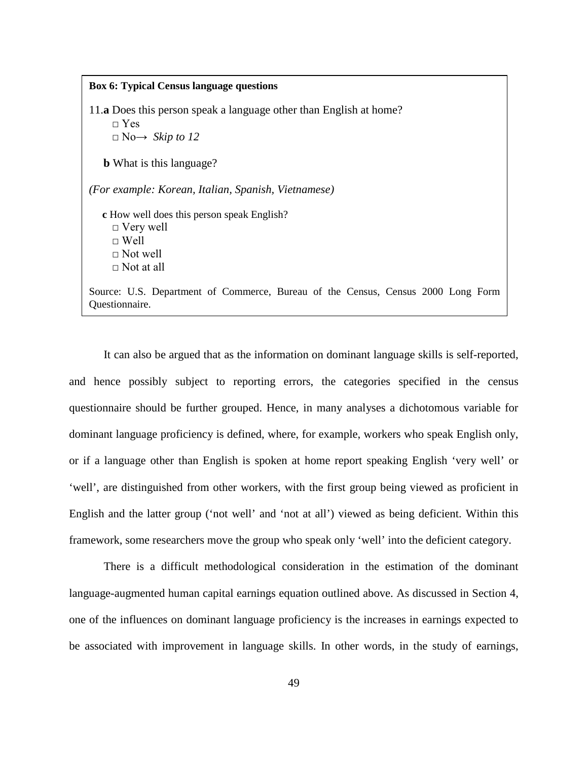**Box 6: Typical Census language questions**

11.**a** Does this person speak a language other than English at home?

□ Yes

□ No→ *Skip to 12*

**b** What is this language?

*(For example: Korean, Italian, Spanish, Vietnamese)*

**c** How well does this person speak English?

□ Very well

□ Well

□ Not well

□ Not at all

Source: U.S. Department of Commerce, Bureau of the Census, Census 2000 Long Form Questionnaire.

It can also be argued that as the information on dominant language skills is self-reported, and hence possibly subject to reporting errors, the categories specified in the census questionnaire should be further grouped. Hence, in many analyses a dichotomous variable for dominant language proficiency is defined, where, for example, workers who speak English only, or if a language other than English is spoken at home report speaking English 'very well' or 'well', are distinguished from other workers, with the first group being viewed as proficient in English and the latter group ('not well' and 'not at all') viewed as being deficient. Within this framework, some researchers move the group who speak only 'well' into the deficient category.

There is a difficult methodological consideration in the estimation of the dominant language-augmented human capital earnings equation outlined above. As discussed in Section 4, one of the influences on dominant language proficiency is the increases in earnings expected to be associated with improvement in language skills. In other words, in the study of earnings,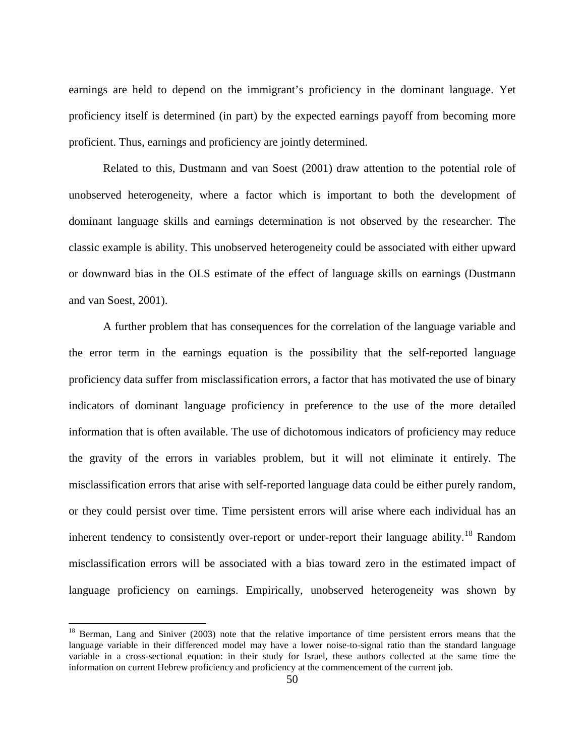earnings are held to depend on the immigrant's proficiency in the dominant language. Yet proficiency itself is determined (in part) by the expected earnings payoff from becoming more proficient. Thus, earnings and proficiency are jointly determined.

Related to this, Dustmann and van Soest (2001) draw attention to the potential role of unobserved heterogeneity, where a factor which is important to both the development of dominant language skills and earnings determination is not observed by the researcher. The classic example is ability. This unobserved heterogeneity could be associated with either upward or downward bias in the OLS estimate of the effect of language skills on earnings (Dustmann and van Soest, 2001).

A further problem that has consequences for the correlation of the language variable and the error term in the earnings equation is the possibility that the self-reported language proficiency data suffer from misclassification errors, a factor that has motivated the use of binary indicators of dominant language proficiency in preference to the use of the more detailed information that is often available. The use of dichotomous indicators of proficiency may reduce the gravity of the errors in variables problem, but it will not eliminate it entirely. The misclassification errors that arise with self-reported language data could be either purely random, or they could persist over time. Time persistent errors will arise where each individual has an inherent tendency to consistently over-report or under-report their language ability.[18] Random misclassification errors will be associated with a bias toward zero in the estimated impact of language proficiency on earnings. Empirically, unobserved heterogeneity was shown by

[18] Berman, Lang and Siniver (2003) note that the relative importance of time persistent errors means that the language variable in their differenced model may have a lower noise-to-signal ratio than the standard language variable in a cross-sectional equation: in their study for Israel, these authors collected at the same time the information on current Hebrew proficiency and proficiency at the commencement of the current job.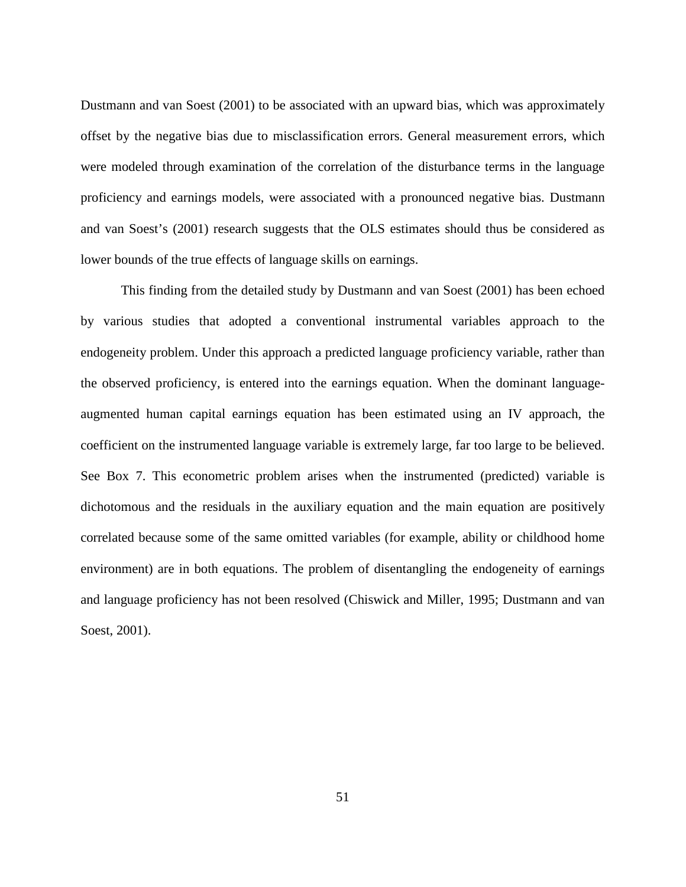Dustmann and van Soest (2001) to be associated with an upward bias, which was approximately offset by the negative bias due to misclassification errors. General measurement errors, which were modeled through examination of the correlation of the disturbance terms in the language proficiency and earnings models, were associated with a pronounced negative bias. Dustmann and van Soest's (2001) research suggests that the OLS estimates should thus be considered as lower bounds of the true effects of language skills on earnings.

This finding from the detailed study by Dustmann and van Soest (2001) has been echoed by various studies that adopted a conventional instrumental variables approach to the endogeneity problem. Under this approach a predicted language proficiency variable, rather than the observed proficiency, is entered into the earnings equation. When the dominant language-augmented human capital earnings equation has been estimated using an IV approach, the coefficient on the instrumented language variable is extremely large, far too large to be believed. See Box 7. This econometric problem arises when the instrumented (predicted) variable is dichotomous and the residuals in the auxiliary equation and the main equation are positively correlated because some of the same omitted variables (for example, ability or childhood home environment) are in both equations. The problem of disentangling the endogeneity of earnings and language proficiency has not been resolved (Chiswick and Miller, 1995; Dustmann and van Soest, 2001).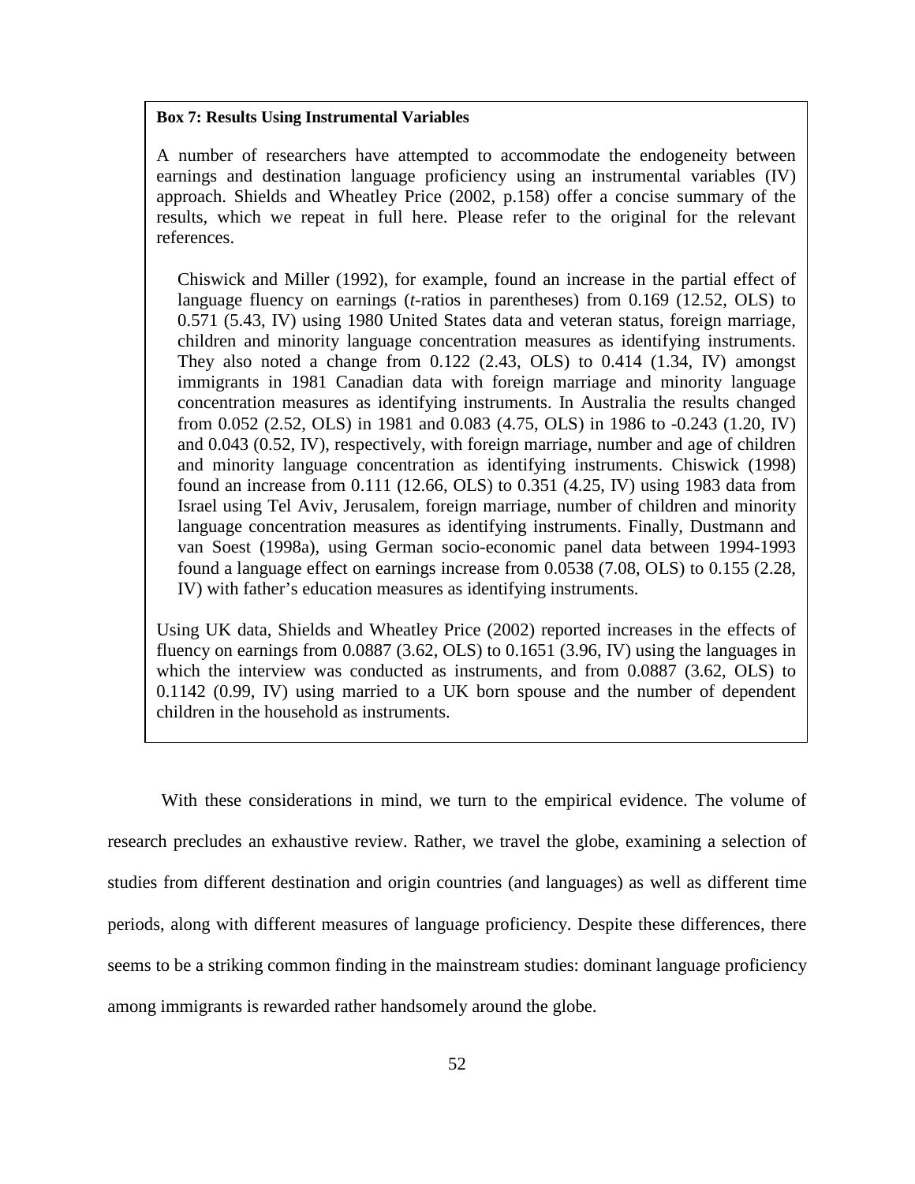**Box 7: Results Using Instrumental Variables**

A number of researchers have attempted to accommodate the endogeneity between earnings and destination language proficiency using an instrumental variables (IV) approach. Shields and Wheatley Price (2002, p.158) offer a concise summary of the results, which we repeat in full here. Please refer to the original for the relevant references.

> Chiswick and Miller (1992), for example, found an increase in the partial effect of language fluency on earnings (*t*-ratios in parentheses) from 0.169 (12.52, OLS) to 0.571 (5.43, IV) using 1980 United States data and veteran status, foreign marriage, children and minority language concentration measures as identifying instruments. They also noted a change from 0.122 (2.43, OLS) to 0.414 (1.34, IV) amongst immigrants in 1981 Canadian data with foreign marriage and minority language concentration measures as identifying instruments. In Australia the results changed from 0.052 (2.52, OLS) in 1981 and 0.083 (4.75, OLS) in 1986 to -0.243 (1.20, IV) and 0.043 (0.52, IV), respectively, with foreign marriage, number and age of children and minority language concentration as identifying instruments. Chiswick (1998) found an increase from 0.111 (12.66, OLS) to 0.351 (4.25, IV) using 1983 data from Israel using Tel Aviv, Jerusalem, foreign marriage, number of children and minority language concentration measures as identifying instruments. Finally, Dustmann and van Soest (1998a), using German socio-economic panel data between 1994-1993 found a language effect on earnings increase from 0.0538 (7.08, OLS) to 0.155 (2.28, IV) with father's education measures as identifying instruments.

Using UK data, Shields and Wheatley Price (2002) reported increases in the effects of fluency on earnings from 0.0887 (3.62, OLS) to 0.1651 (3.96, IV) using the languages in which the interview was conducted as instruments, and from 0.0887 (3.62, OLS) to 0.1142 (0.99, IV) using married to a UK born spouse and the number of dependent children in the household as instruments.

With these considerations in mind, we turn to the empirical evidence. The volume of research precludes an exhaustive review. Rather, we travel the globe, examining a selection of studies from different destination and origin countries (and languages) as well as different time periods, along with different measures of language proficiency. Despite these differences, there seems to be a striking common finding in the mainstream studies: dominant language proficiency among immigrants is rewarded rather handsomely around the globe.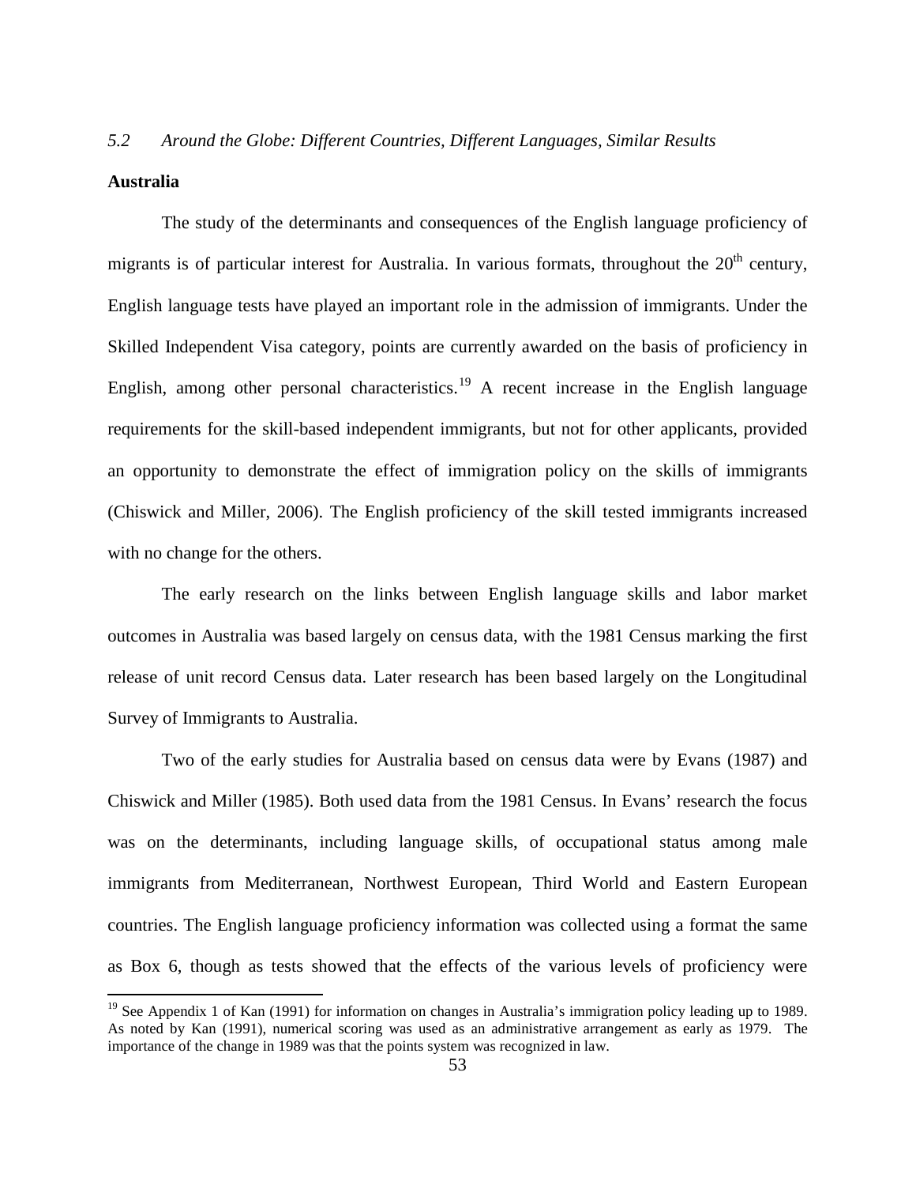### *5.2 Around the Globe: Different Countries, Different Languages, Similar Results*

**Australia**

The study of the determinants and consequences of the English language proficiency of migrants is of particular interest for Australia. In various formats, throughout the 20th century, English language tests have played an important role in the admission of immigrants. Under the Skilled Independent Visa category, points are currently awarded on the basis of proficiency in English, among other personal characteristics.[19] A recent increase in the English language requirements for the skill-based independent immigrants, but not for other applicants, provided an opportunity to demonstrate the effect of immigration policy on the skills of immigrants (Chiswick and Miller, 2006). The English proficiency of the skill tested immigrants increased with no change for the others.

The early research on the links between English language skills and labor market outcomes in Australia was based largely on census data, with the 1981 Census marking the first release of unit record Census data. Later research has been based largely on the Longitudinal Survey of Immigrants to Australia.

Two of the early studies for Australia based on census data were by Evans (1987) and Chiswick and Miller (1985). Both used data from the 1981 Census. In Evans' research the focus was on the determinants, including language skills, of occupational status among male immigrants from Mediterranean, Northwest European, Third World and Eastern European countries. The English language proficiency information was collected using a format the same as Box 6, though as tests showed that the effects of the various levels of proficiency were

---

[19] See Appendix 1 of Kan (1991) for information on changes in Australia's immigration policy leading up to 1989. As noted by Kan (1991), numerical scoring was used as an administrative arrangement as early as 1979. The importance of the change in 1989 was that the points system was recognized in law.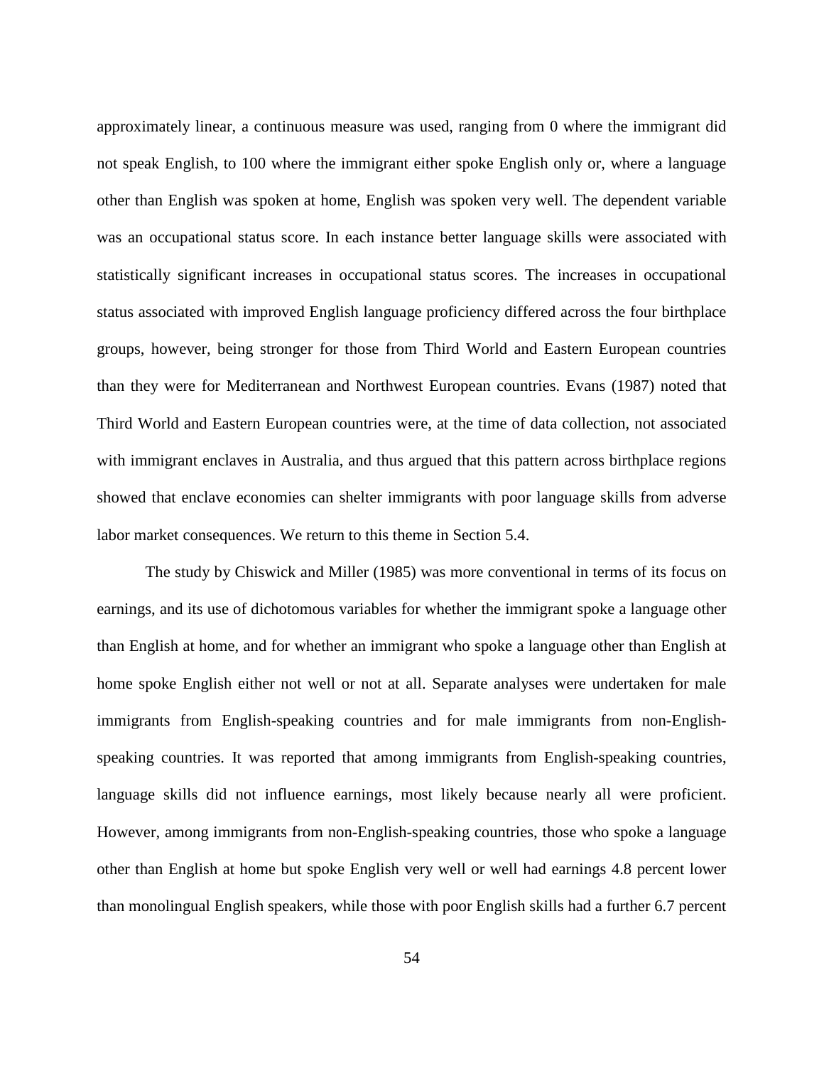approximately linear, a continuous measure was used, ranging from 0 where the immigrant did not speak English, to 100 where the immigrant either spoke English only or, where a language other than English was spoken at home, English was spoken very well. The dependent variable was an occupational status score. In each instance better language skills were associated with statistically significant increases in occupational status scores. The increases in occupational status associated with improved English language proficiency differed across the four birthplace groups, however, being stronger for those from Third World and Eastern European countries than they were for Mediterranean and Northwest European countries. Evans (1987) noted that Third World and Eastern European countries were, at the time of data collection, not associated with immigrant enclaves in Australia, and thus argued that this pattern across birthplace regions showed that enclave economies can shelter immigrants with poor language skills from adverse labor market consequences. We return to this theme in Section 5.4.

The study by Chiswick and Miller (1985) was more conventional in terms of its focus on earnings, and its use of dichotomous variables for whether the immigrant spoke a language other than English at home, and for whether an immigrant who spoke a language other than English at home spoke English either not well or not at all. Separate analyses were undertaken for male immigrants from English-speaking countries and for male immigrants from non-English-speaking countries. It was reported that among immigrants from English-speaking countries, language skills did not influence earnings, most likely because nearly all were proficient. However, among immigrants from non-English-speaking countries, those who spoke a language other than English at home but spoke English very well or well had earnings 4.8 percent lower than monolingual English speakers, while those with poor English skills had a further 6.7 percent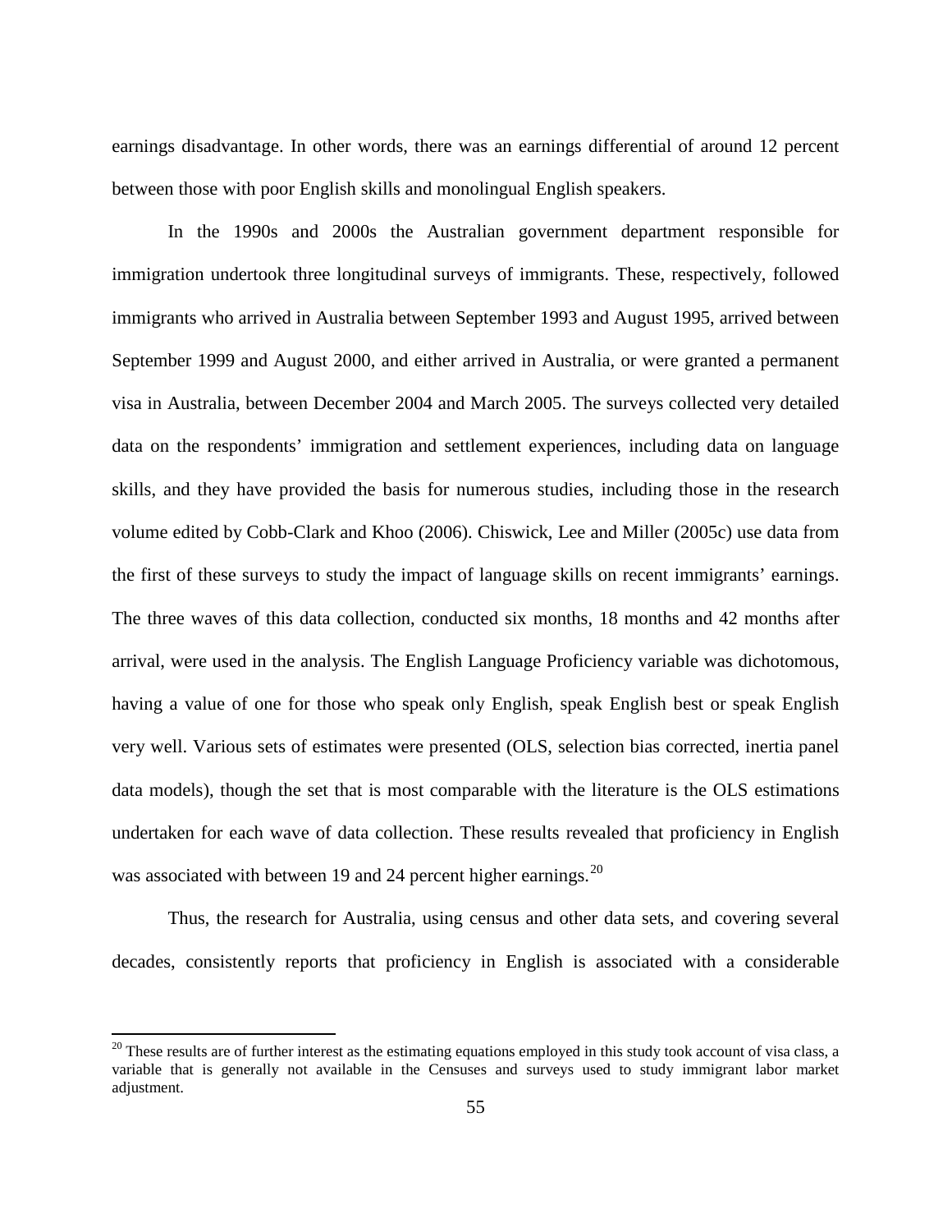earnings disadvantage. In other words, there was an earnings differential of around 12 percent between those with poor English skills and monolingual English speakers.

In the 1990s and 2000s the Australian government department responsible for immigration undertook three longitudinal surveys of immigrants. These, respectively, followed immigrants who arrived in Australia between September 1993 and August 1995, arrived between September 1999 and August 2000, and either arrived in Australia, or were granted a permanent visa in Australia, between December 2004 and March 2005. The surveys collected very detailed data on the respondents' immigration and settlement experiences, including data on language skills, and they have provided the basis for numerous studies, including those in the research volume edited by Cobb-Clark and Khoo (2006). Chiswick, Lee and Miller (2005c) use data from the first of these surveys to study the impact of language skills on recent immigrants' earnings. The three waves of this data collection, conducted six months, 18 months and 42 months after arrival, were used in the analysis. The English Language Proficiency variable was dichotomous, having a value of one for those who speak only English, speak English best or speak English very well. Various sets of estimates were presented (OLS, selection bias corrected, inertia panel data models), though the set that is most comparable with the literature is the OLS estimations undertaken for each wave of data collection. These results revealed that proficiency in English was associated with between 19 and 24 percent higher earnings.[20]

Thus, the research for Australia, using census and other data sets, and covering several decades, consistently reports that proficiency in English is associated with a considerable

[20] These results are of further interest as the estimating equations employed in this study took account of visa class, a variable that is generally not available in the Censuses and surveys used to study immigrant labor market adjustment.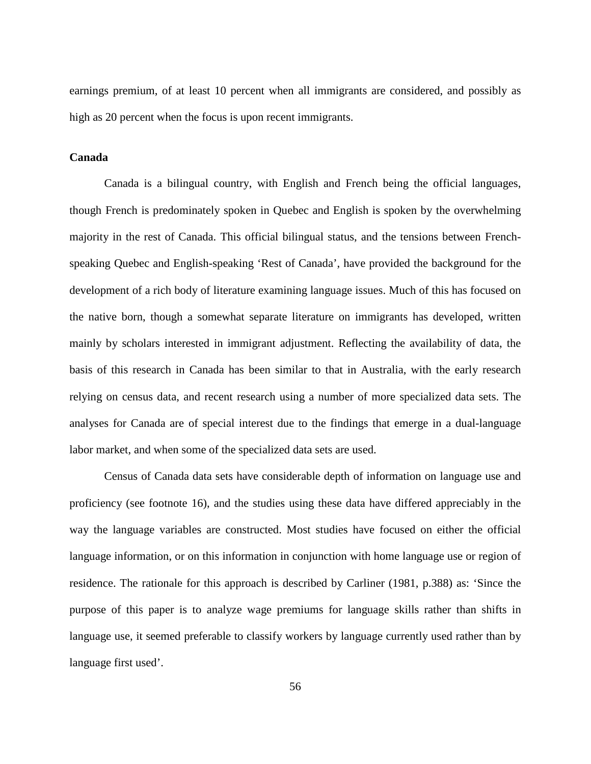earnings premium, of at least 10 percent when all immigrants are considered, and possibly as high as 20 percent when the focus is upon recent immigrants.

**Canada**

Canada is a bilingual country, with English and French being the official languages, though French is predominately spoken in Quebec and English is spoken by the overwhelming majority in the rest of Canada. This official bilingual status, and the tensions between French-speaking Quebec and English-speaking 'Rest of Canada', have provided the background for the development of a rich body of literature examining language issues. Much of this has focused on the native born, though a somewhat separate literature on immigrants has developed, written mainly by scholars interested in immigrant adjustment. Reflecting the availability of data, the basis of this research in Canada has been similar to that in Australia, with the early research relying on census data, and recent research using a number of more specialized data sets. The analyses for Canada are of special interest due to the findings that emerge in a dual-language labor market, and when some of the specialized data sets are used.

Census of Canada data sets have considerable depth of information on language use and proficiency (see footnote 16), and the studies using these data have differed appreciably in the way the language variables are constructed. Most studies have focused on either the official language information, or on this information in conjunction with home language use or region of residence. The rationale for this approach is described by Carliner (1981, p.388) as: 'Since the purpose of this paper is to analyze wage premiums for language skills rather than shifts in language use, it seemed preferable to classify workers by language currently used rather than by language first used'.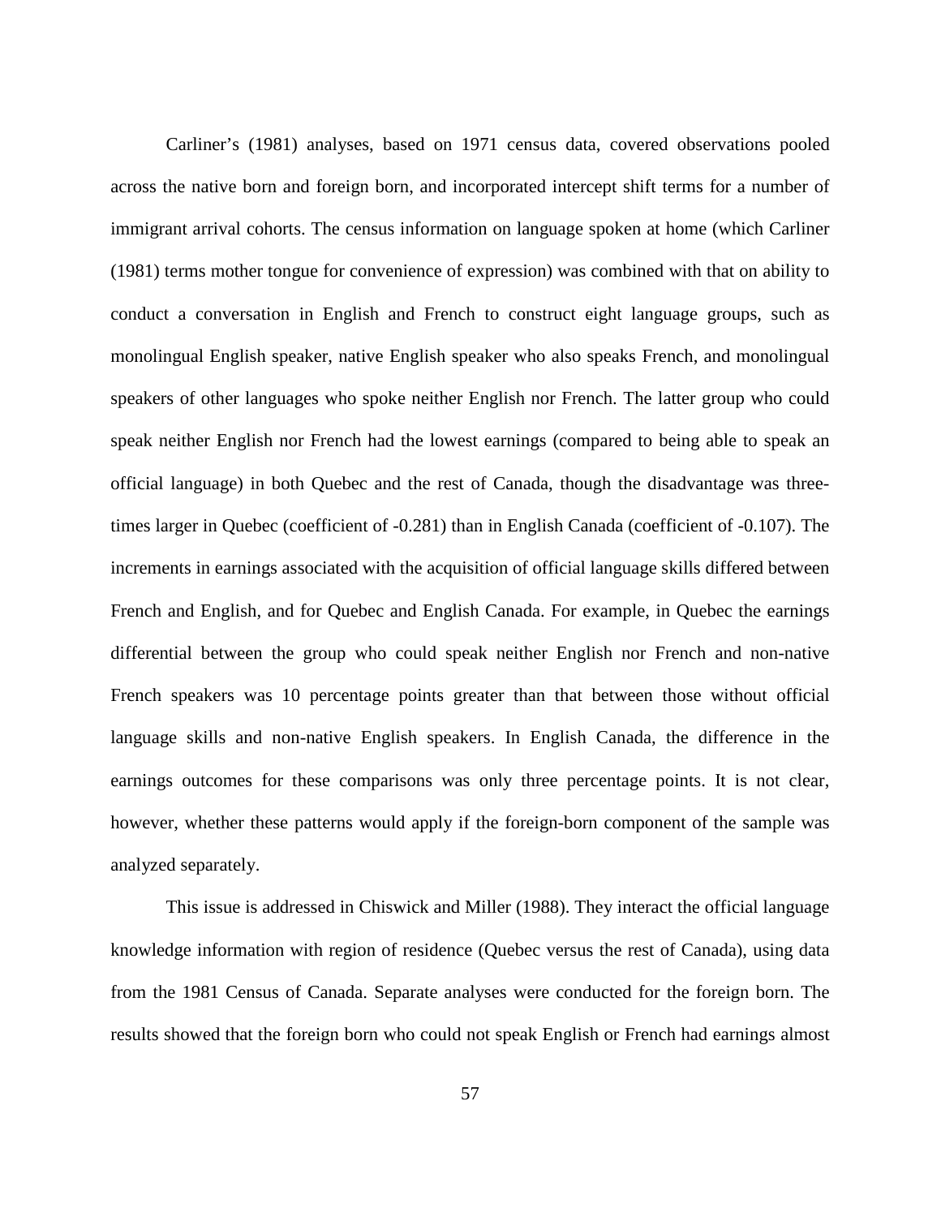Carliner's (1981) analyses, based on 1971 census data, covered observations pooled across the native born and foreign born, and incorporated intercept shift terms for a number of immigrant arrival cohorts. The census information on language spoken at home (which Carliner (1981) terms mother tongue for convenience of expression) was combined with that on ability to conduct a conversation in English and French to construct eight language groups, such as monolingual English speaker, native English speaker who also speaks French, and monolingual speakers of other languages who spoke neither English nor French. The latter group who could speak neither English nor French had the lowest earnings (compared to being able to speak an official language) in both Quebec and the rest of Canada, though the disadvantage was three-times larger in Quebec (coefficient of -0.281) than in English Canada (coefficient of -0.107). The increments in earnings associated with the acquisition of official language skills differed between French and English, and for Quebec and English Canada. For example, in Quebec the earnings differential between the group who could speak neither English nor French and non-native French speakers was 10 percentage points greater than that between those without official language skills and non-native English speakers. In English Canada, the difference in the earnings outcomes for these comparisons was only three percentage points. It is not clear, however, whether these patterns would apply if the foreign-born component of the sample was analyzed separately.

This issue is addressed in Chiswick and Miller (1988). They interact the official language knowledge information with region of residence (Quebec versus the rest of Canada), using data from the 1981 Census of Canada. Separate analyses were conducted for the foreign born. The results showed that the foreign born who could not speak English or French had earnings almost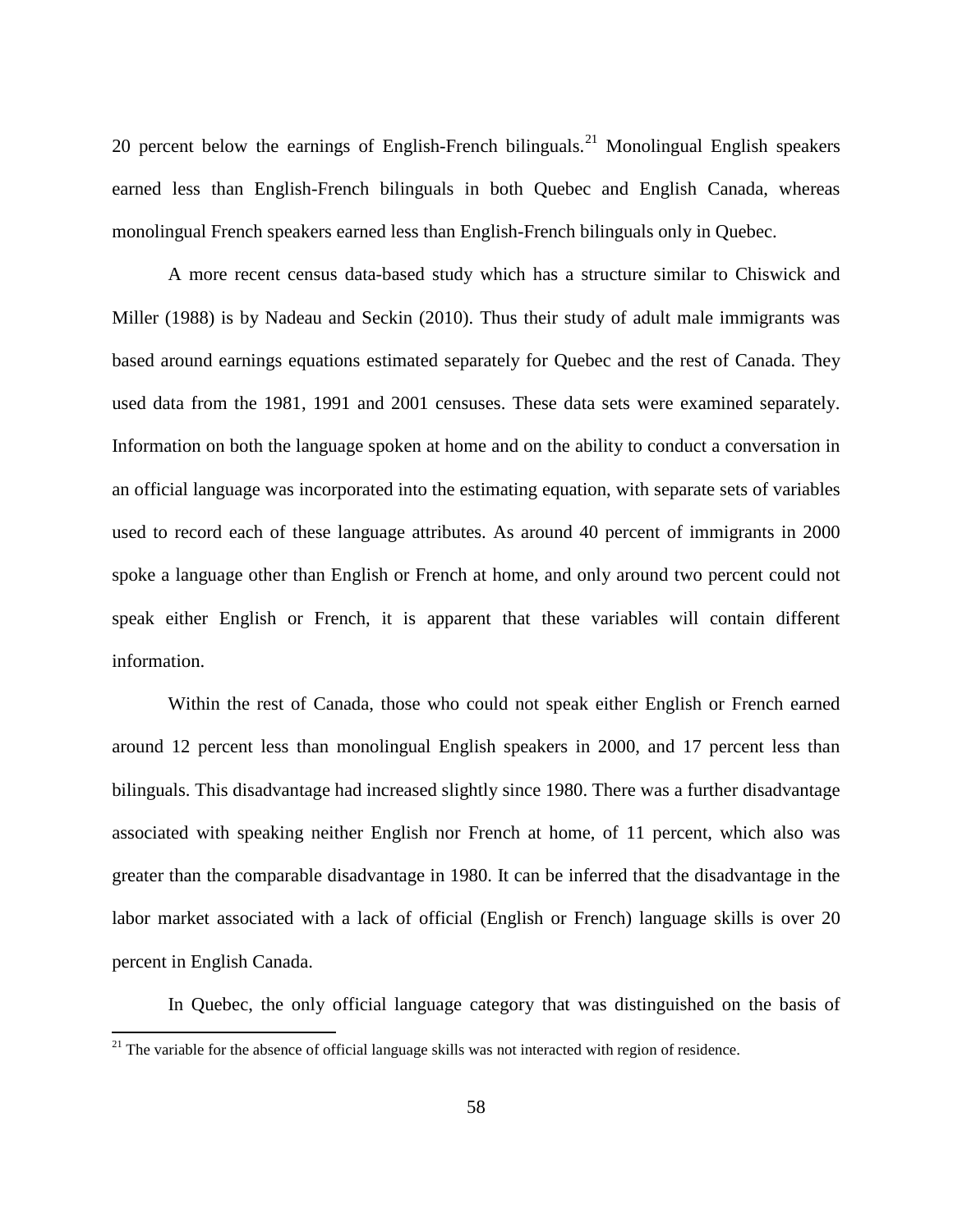20 percent below the earnings of English-French bilinguals.[21] Monolingual English speakers earned less than English-French bilinguals in both Quebec and English Canada, whereas monolingual French speakers earned less than English-French bilinguals only in Quebec.

A more recent census data-based study which has a structure similar to Chiswick and Miller (1988) is by Nadeau and Seckin (2010). Thus their study of adult male immigrants was based around earnings equations estimated separately for Quebec and the rest of Canada. They used data from the 1981, 1991 and 2001 censuses. These data sets were examined separately. Information on both the language spoken at home and on the ability to conduct a conversation in an official language was incorporated into the estimating equation, with separate sets of variables used to record each of these language attributes. As around 40 percent of immigrants in 2000 spoke a language other than English or French at home, and only around two percent could not speak either English or French, it is apparent that these variables will contain different information.

Within the rest of Canada, those who could not speak either English or French earned around 12 percent less than monolingual English speakers in 2000, and 17 percent less than bilinguals. This disadvantage had increased slightly since 1980. There was a further disadvantage associated with speaking neither English nor French at home, of 11 percent, which also was greater than the comparable disadvantage in 1980. It can be inferred that the disadvantage in the labor market associated with a lack of official (English or French) language skills is over 20 percent in English Canada.

In Quebec, the only official language category that was distinguished on the basis of

[21] The variable for the absence of official language skills was not interacted with region of residence.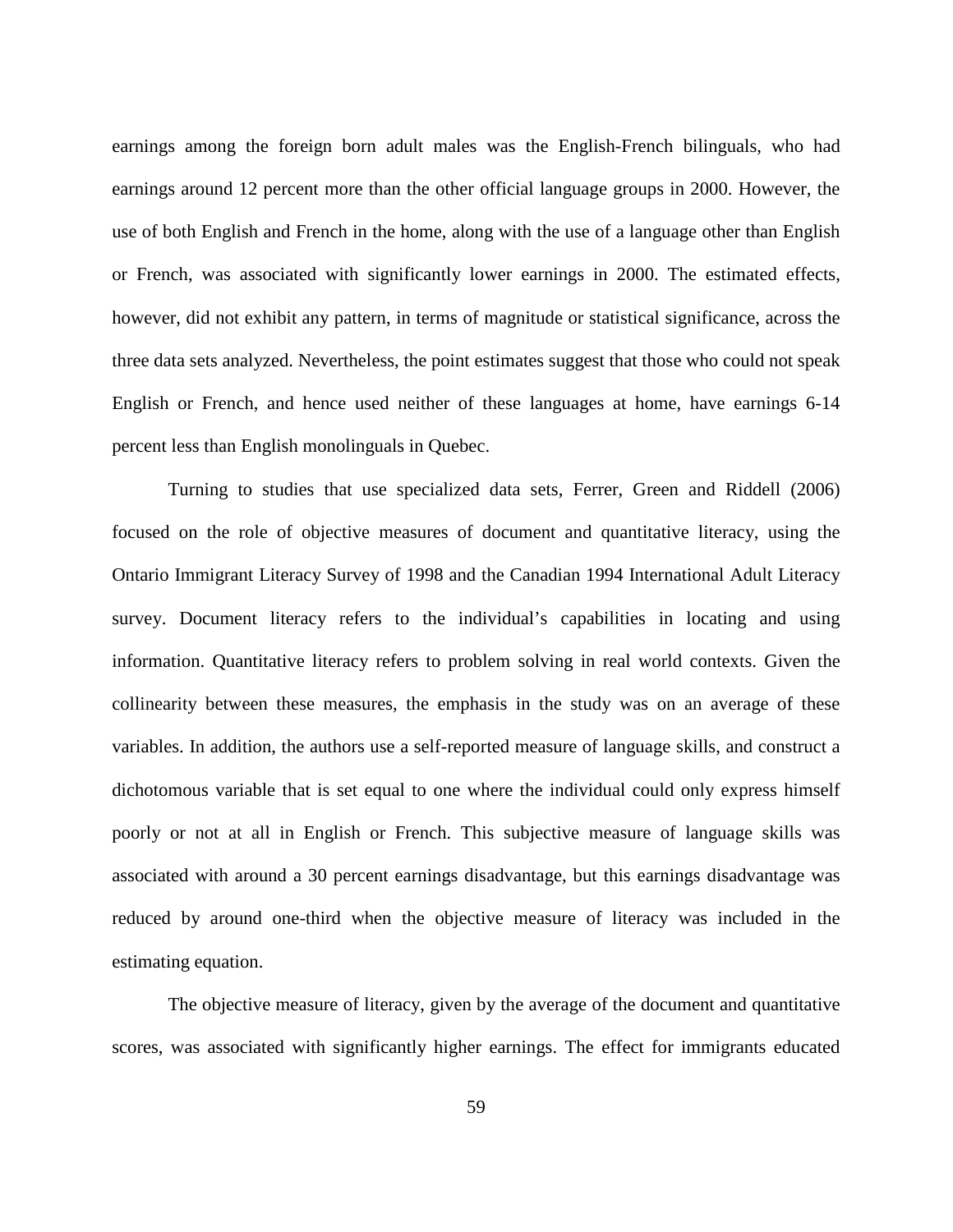earnings among the foreign born adult males was the English-French bilinguals, who had earnings around 12 percent more than the other official language groups in 2000. However, the use of both English and French in the home, along with the use of a language other than English or French, was associated with significantly lower earnings in 2000. The estimated effects, however, did not exhibit any pattern, in terms of magnitude or statistical significance, across the three data sets analyzed. Nevertheless, the point estimates suggest that those who could not speak English or French, and hence used neither of these languages at home, have earnings 6-14 percent less than English monolinguals in Quebec.

Turning to studies that use specialized data sets, Ferrer, Green and Riddell (2006) focused on the role of objective measures of document and quantitative literacy, using the Ontario Immigrant Literacy Survey of 1998 and the Canadian 1994 International Adult Literacy survey. Document literacy refers to the individual's capabilities in locating and using information. Quantitative literacy refers to problem solving in real world contexts. Given the collinearity between these measures, the emphasis in the study was on an average of these variables. In addition, the authors use a self-reported measure of language skills, and construct a dichotomous variable that is set equal to one where the individual could only express himself poorly or not at all in English or French. This subjective measure of language skills was associated with around a 30 percent earnings disadvantage, but this earnings disadvantage was reduced by around one-third when the objective measure of literacy was included in the estimating equation.

The objective measure of literacy, given by the average of the document and quantitative scores, was associated with significantly higher earnings. The effect for immigrants educated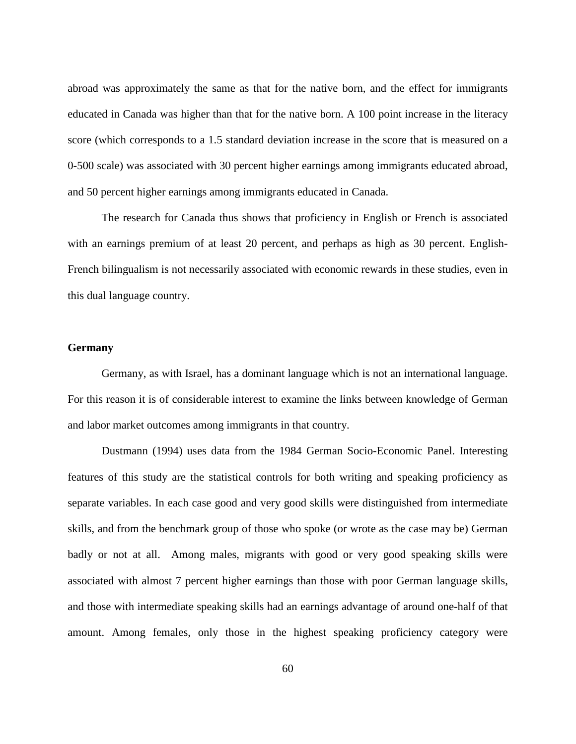abroad was approximately the same as that for the native born, and the effect for immigrants educated in Canada was higher than that for the native born. A 100 point increase in the literacy score (which corresponds to a 1.5 standard deviation increase in the score that is measured on a 0-500 scale) was associated with 30 percent higher earnings among immigrants educated abroad, and 50 percent higher earnings among immigrants educated in Canada.

The research for Canada thus shows that proficiency in English or French is associated with an earnings premium of at least 20 percent, and perhaps as high as 30 percent. English-French bilingualism is not necessarily associated with economic rewards in these studies, even in this dual language country.

### Germany

Germany, as with Israel, has a dominant language which is not an international language. For this reason it is of considerable interest to examine the links between knowledge of German and labor market outcomes among immigrants in that country.

Dustmann (1994) uses data from the 1984 German Socio-Economic Panel. Interesting features of this study are the statistical controls for both writing and speaking proficiency as separate variables. In each case good and very good skills were distinguished from intermediate skills, and from the benchmark group of those who spoke (or wrote as the case may be) German badly or not at all. Among males, migrants with good or very good speaking skills were associated with almost 7 percent higher earnings than those with poor German language skills, and those with intermediate speaking skills had an earnings advantage of around one-half of that amount. Among females, only those in the highest speaking proficiency category were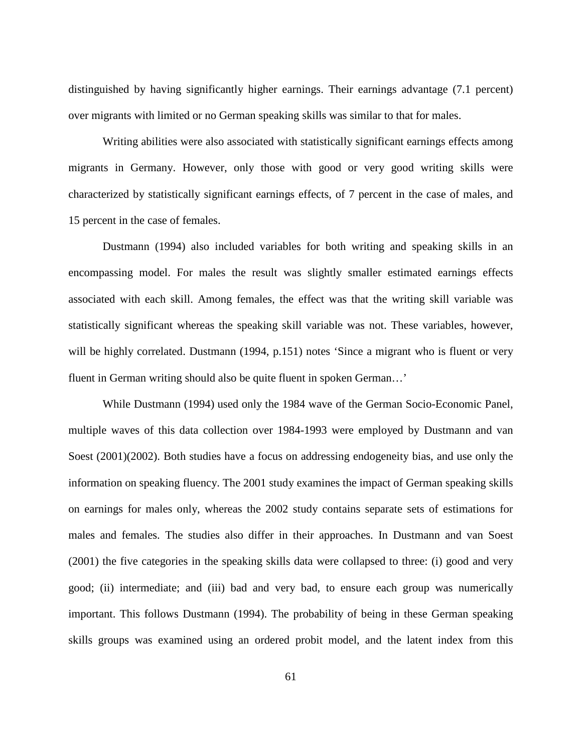distinguished by having significantly higher earnings. Their earnings advantage (7.1 percent) over migrants with limited or no German speaking skills was similar to that for males.

Writing abilities were also associated with statistically significant earnings effects among migrants in Germany. However, only those with good or very good writing skills were characterized by statistically significant earnings effects, of 7 percent in the case of males, and 15 percent in the case of females.

Dustmann (1994) also included variables for both writing and speaking skills in an encompassing model. For males the result was slightly smaller estimated earnings effects associated with each skill. Among females, the effect was that the writing skill variable was statistically significant whereas the speaking skill variable was not. These variables, however, will be highly correlated. Dustmann (1994, p.151) notes 'Since a migrant who is fluent or very fluent in German writing should also be quite fluent in spoken German…'

While Dustmann (1994) used only the 1984 wave of the German Socio-Economic Panel, multiple waves of this data collection over 1984-1993 were employed by Dustmann and van Soest (2001)(2002). Both studies have a focus on addressing endogeneity bias, and use only the information on speaking fluency. The 2001 study examines the impact of German speaking skills on earnings for males only, whereas the 2002 study contains separate sets of estimations for males and females. The studies also differ in their approaches. In Dustmann and van Soest (2001) the five categories in the speaking skills data were collapsed to three: (i) good and very good; (ii) intermediate; and (iii) bad and very bad, to ensure each group was numerically important. This follows Dustmann (1994). The probability of being in these German speaking skills groups was examined using an ordered probit model, and the latent index from this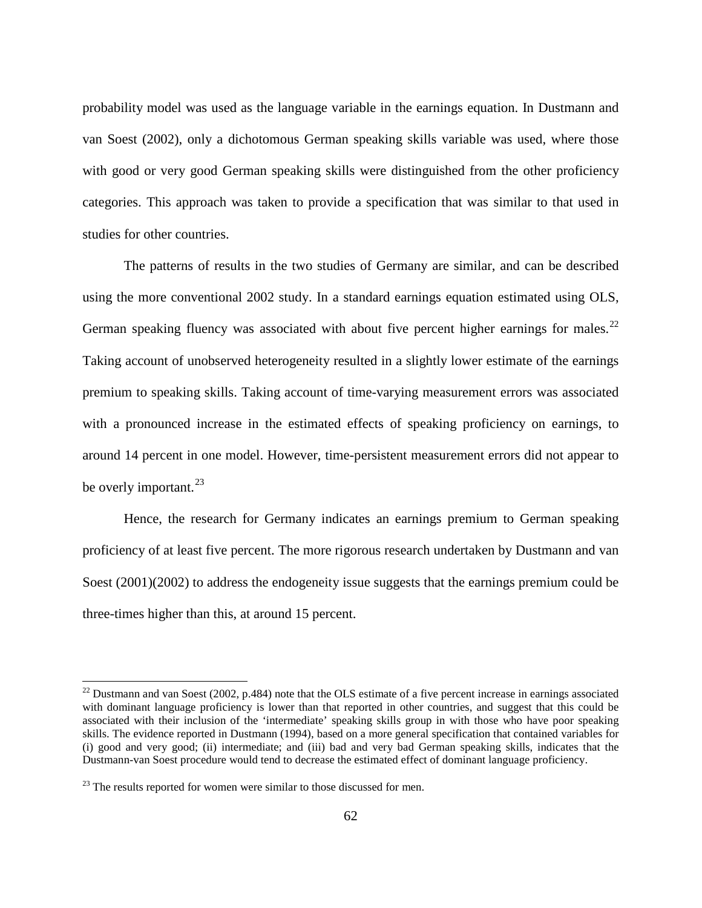probability model was used as the language variable in the earnings equation. In Dustmann and van Soest (2002), only a dichotomous German speaking skills variable was used, where those with good or very good German speaking skills were distinguished from the other proficiency categories. This approach was taken to provide a specification that was similar to that used in studies for other countries.

The patterns of results in the two studies of Germany are similar, and can be described using the more conventional 2002 study. In a standard earnings equation estimated using OLS, German speaking fluency was associated with about five percent higher earnings for males.[22] Taking account of unobserved heterogeneity resulted in a slightly lower estimate of the earnings premium to speaking skills. Taking account of time-varying measurement errors was associated with a pronounced increase in the estimated effects of speaking proficiency on earnings, to around 14 percent in one model. However, time-persistent measurement errors did not appear to be overly important.[23]

Hence, the research for Germany indicates an earnings premium to German speaking proficiency of at least five percent. The more rigorous research undertaken by Dustmann and van Soest (2001)(2002) to address the endogeneity issue suggests that the earnings premium could be three-times higher than this, at around 15 percent.

---

[22] Dustmann and van Soest (2002, p.484) note that the OLS estimate of a five percent increase in earnings associated with dominant language proficiency is lower than that reported in other countries, and suggest that this could be associated with their inclusion of the 'intermediate' speaking skills group in with those who have poor speaking skills. The evidence reported in Dustmann (1994), based on a more general specification that contained variables for (i) good and very good; (ii) intermediate; and (iii) bad and very bad German speaking skills, indicates that the Dustmann-van Soest procedure would tend to decrease the estimated effect of dominant language proficiency.

[23] The results reported for women were similar to those discussed for men.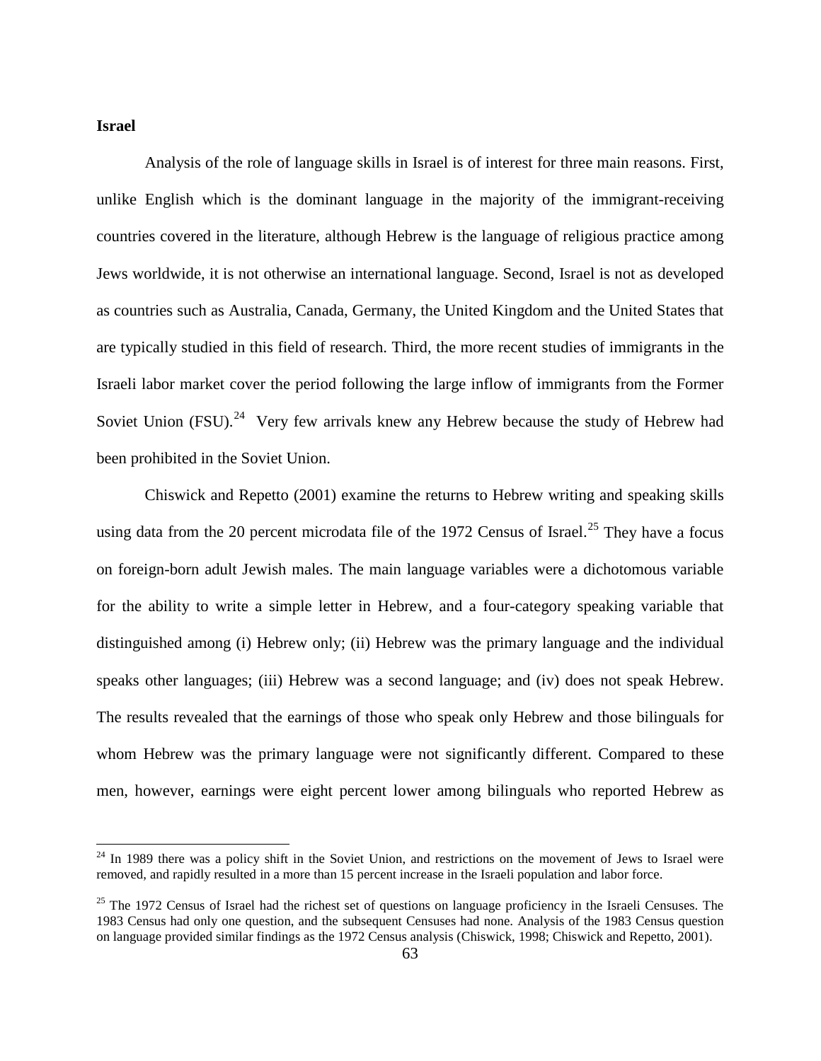**Israel**

Analysis of the role of language skills in Israel is of interest for three main reasons. First, unlike English which is the dominant language in the majority of the immigrant-receiving countries covered in the literature, although Hebrew is the language of religious practice among Jews worldwide, it is not otherwise an international language. Second, Israel is not as developed as countries such as Australia, Canada, Germany, the United Kingdom and the United States that are typically studied in this field of research. Third, the more recent studies of immigrants in the Israeli labor market cover the period following the large inflow of immigrants from the Former Soviet Union (FSU).[24] Very few arrivals knew any Hebrew because the study of Hebrew had been prohibited in the Soviet Union.

Chiswick and Repetto (2001) examine the returns to Hebrew writing and speaking skills using data from the 20 percent microdata file of the 1972 Census of Israel.[25] They have a focus on foreign-born adult Jewish males. The main language variables were a dichotomous variable for the ability to write a simple letter in Hebrew, and a four-category speaking variable that distinguished among (i) Hebrew only; (ii) Hebrew was the primary language and the individual speaks other languages; (iii) Hebrew was a second language; and (iv) does not speak Hebrew. The results revealed that the earnings of those who speak only Hebrew and those bilinguals for whom Hebrew was the primary language were not significantly different. Compared to these men, however, earnings were eight percent lower among bilinguals who reported Hebrew as

---

[24] In 1989 there was a policy shift in the Soviet Union, and restrictions on the movement of Jews to Israel were removed, and rapidly resulted in a more than 15 percent increase in the Israeli population and labor force.

[25] The 1972 Census of Israel had the richest set of questions on language proficiency in the Israeli Censuses. The 1983 Census had only one question, and the subsequent Censuses had none. Analysis of the 1983 Census question on language provided similar findings as the 1972 Census analysis (Chiswick, 1998; Chiswick and Repetto, 2001).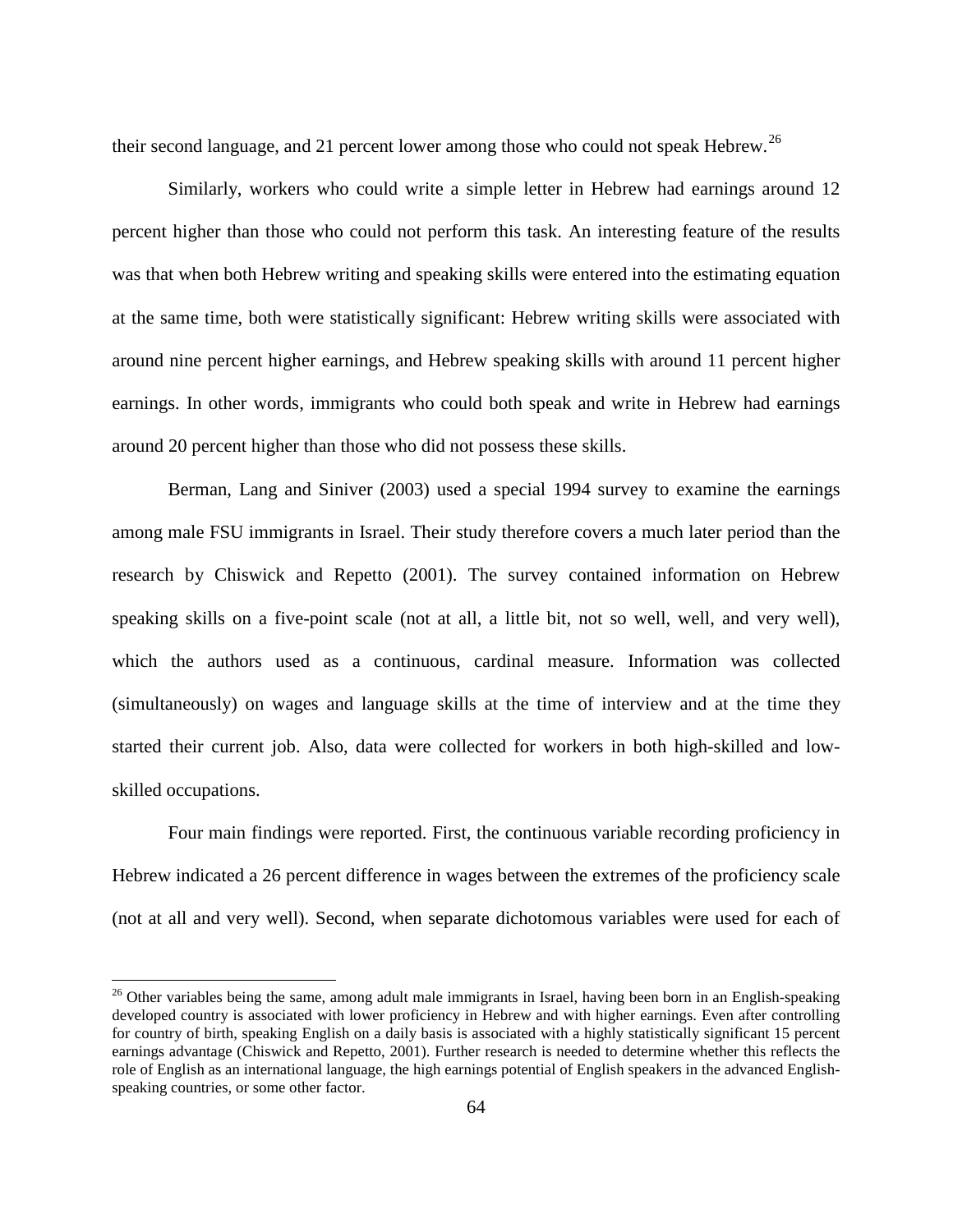their second language, and 21 percent lower among those who could not speak Hebrew.[26]

Similarly, workers who could write a simple letter in Hebrew had earnings around 12 percent higher than those who could not perform this task. An interesting feature of the results was that when both Hebrew writing and speaking skills were entered into the estimating equation at the same time, both were statistically significant: Hebrew writing skills were associated with around nine percent higher earnings, and Hebrew speaking skills with around 11 percent higher earnings. In other words, immigrants who could both speak and write in Hebrew had earnings around 20 percent higher than those who did not possess these skills.

Berman, Lang and Siniver (2003) used a special 1994 survey to examine the earnings among male FSU immigrants in Israel. Their study therefore covers a much later period than the research by Chiswick and Repetto (2001). The survey contained information on Hebrew speaking skills on a five-point scale (not at all, a little bit, not so well, well, and very well), which the authors used as a continuous, cardinal measure. Information was collected (simultaneously) on wages and language skills at the time of interview and at the time they started their current job. Also, data were collected for workers in both high-skilled and low-skilled occupations.

Four main findings were reported. First, the continuous variable recording proficiency in Hebrew indicated a 26 percent difference in wages between the extremes of the proficiency scale (not at all and very well). Second, when separate dichotomous variables were used for each of

---

[26] Other variables being the same, among adult male immigrants in Israel, having been born in an English-speaking developed country is associated with lower proficiency in Hebrew and with higher earnings. Even after controlling for country of birth, speaking English on a daily basis is associated with a highly statistically significant 15 percent earnings advantage (Chiswick and Repetto, 2001). Further research is needed to determine whether this reflects the role of English as an international language, the high earnings potential of English speakers in the advanced English-speaking countries, or some other factor.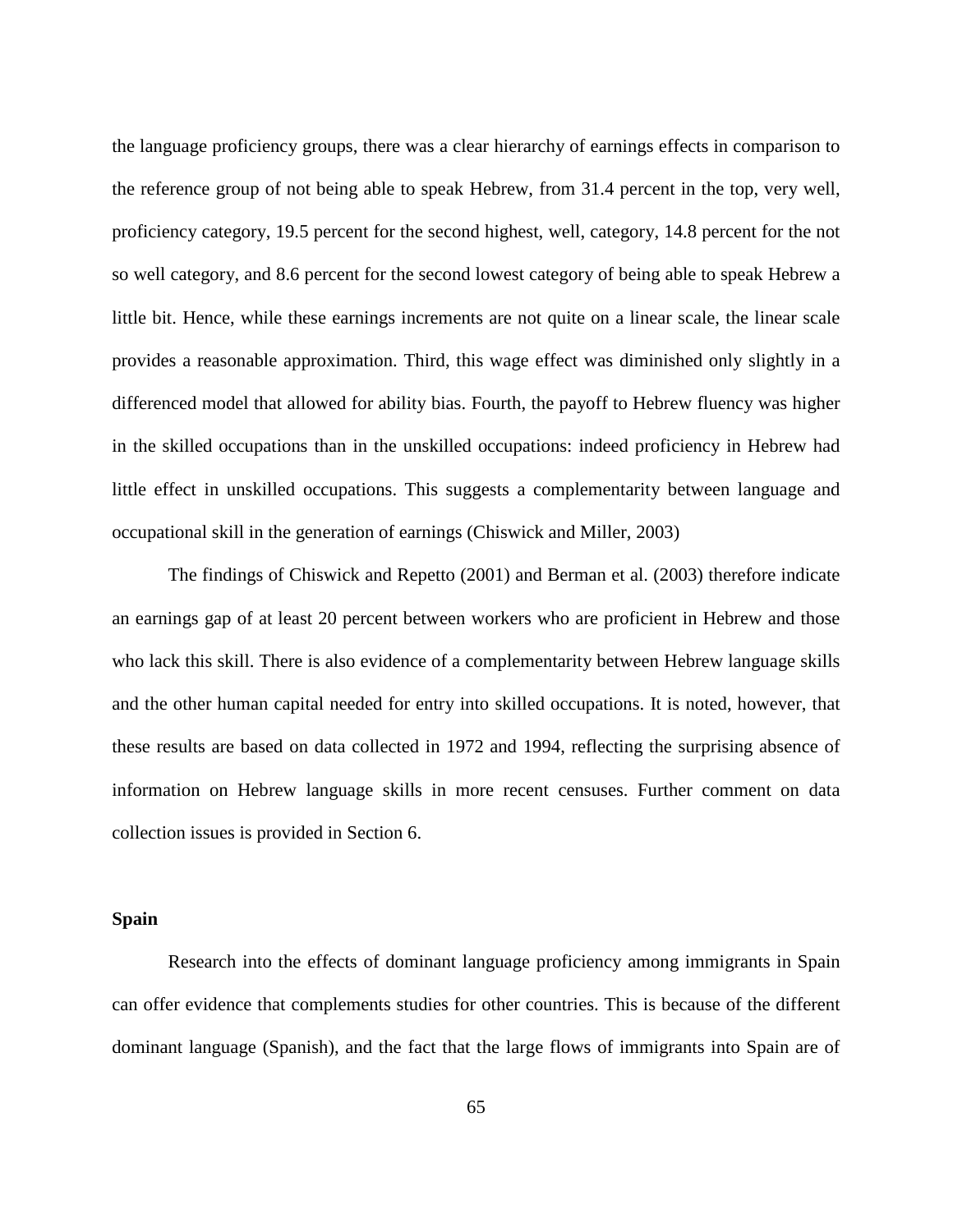the language proficiency groups, there was a clear hierarchy of earnings effects in comparison to the reference group of not being able to speak Hebrew, from 31.4 percent in the top, very well, proficiency category, 19.5 percent for the second highest, well, category, 14.8 percent for the not so well category, and 8.6 percent for the second lowest category of being able to speak Hebrew a little bit. Hence, while these earnings increments are not quite on a linear scale, the linear scale provides a reasonable approximation. Third, this wage effect was diminished only slightly in a differenced model that allowed for ability bias. Fourth, the payoff to Hebrew fluency was higher in the skilled occupations than in the unskilled occupations: indeed proficiency in Hebrew had little effect in unskilled occupations. This suggests a complementarity between language and occupational skill in the generation of earnings (Chiswick and Miller, 2003)

The findings of Chiswick and Repetto (2001) and Berman et al. (2003) therefore indicate an earnings gap of at least 20 percent between workers who are proficient in Hebrew and those who lack this skill. There is also evidence of a complementarity between Hebrew language skills and the other human capital needed for entry into skilled occupations. It is noted, however, that these results are based on data collected in 1972 and 1994, reflecting the surprising absence of information on Hebrew language skills in more recent censuses. Further comment on data collection issues is provided in Section 6.

**Spain**

Research into the effects of dominant language proficiency among immigrants in Spain can offer evidence that complements studies for other countries. This is because of the different dominant language (Spanish), and the fact that the large flows of immigrants into Spain are of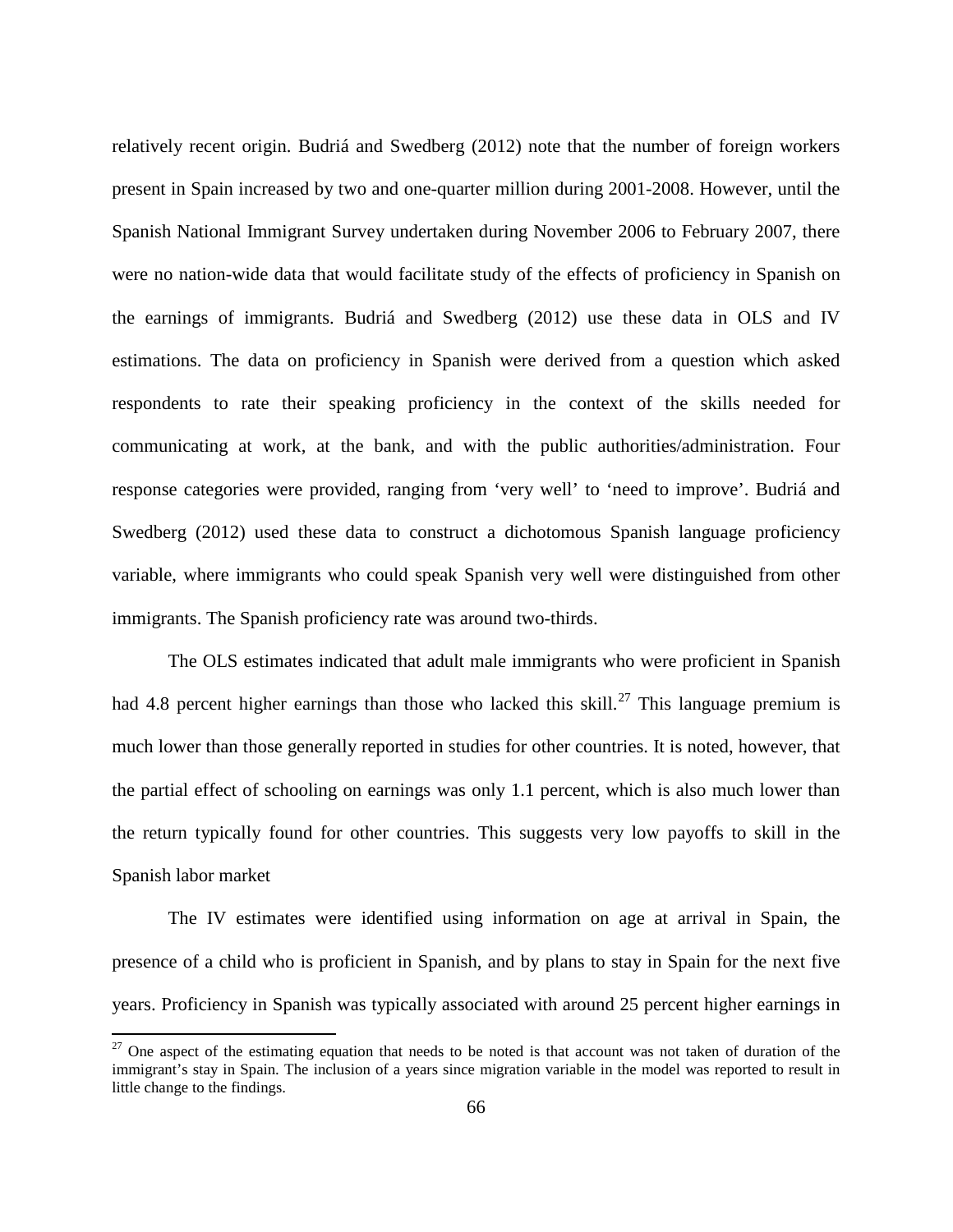relatively recent origin. Budriá and Swedberg (2012) note that the number of foreign workers present in Spain increased by two and one-quarter million during 2001-2008. However, until the Spanish National Immigrant Survey undertaken during November 2006 to February 2007, there were no nation-wide data that would facilitate study of the effects of proficiency in Spanish on the earnings of immigrants. Budriá and Swedberg (2012) use these data in OLS and IV estimations. The data on proficiency in Spanish were derived from a question which asked respondents to rate their speaking proficiency in the context of the skills needed for communicating at work, at the bank, and with the public authorities/administration. Four response categories were provided, ranging from 'very well' to 'need to improve'. Budriá and Swedberg (2012) used these data to construct a dichotomous Spanish language proficiency variable, where immigrants who could speak Spanish very well were distinguished from other immigrants. The Spanish proficiency rate was around two-thirds.

The OLS estimates indicated that adult male immigrants who were proficient in Spanish had 4.8 percent higher earnings than those who lacked this skill.[27] This language premium is much lower than those generally reported in studies for other countries. It is noted, however, that the partial effect of schooling on earnings was only 1.1 percent, which is also much lower than the return typically found for other countries. This suggests very low payoffs to skill in the Spanish labor market

The IV estimates were identified using information on age at arrival in Spain, the presence of a child who is proficient in Spanish, and by plans to stay in Spain for the next five years. Proficiency in Spanish was typically associated with around 25 percent higher earnings in

[27] One aspect of the estimating equation that needs to be noted is that account was not taken of duration of the immigrant's stay in Spain. The inclusion of a years since migration variable in the model was reported to result in little change to the findings.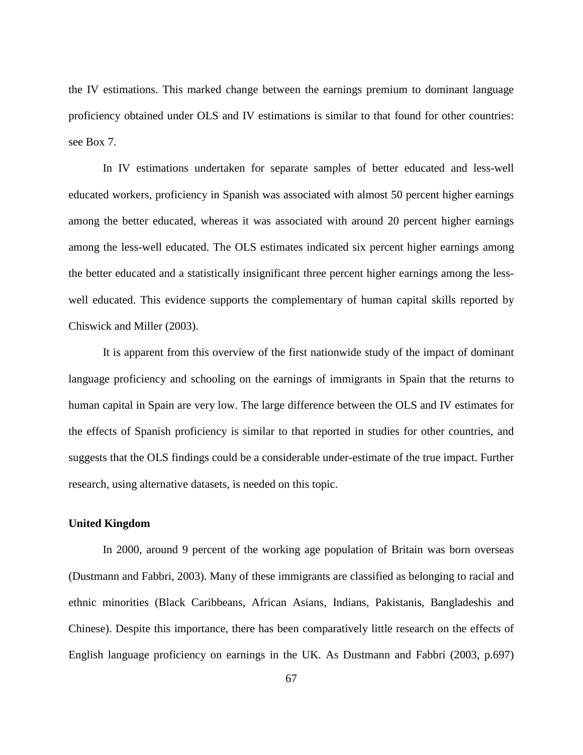the IV estimations. This marked change between the earnings premium to dominant language proficiency obtained under OLS and IV estimations is similar to that found for other countries: see Box 7.

In IV estimations undertaken for separate samples of better educated and less-well educated workers, proficiency in Spanish was associated with almost 50 percent higher earnings among the better educated, whereas it was associated with around 20 percent higher earnings among the less-well educated. The OLS estimates indicated six percent higher earnings among the better educated and a statistically insignificant three percent higher earnings among the less-well educated. This evidence supports the complementary of human capital skills reported by Chiswick and Miller (2003).

It is apparent from this overview of the first nationwide study of the impact of dominant language proficiency and schooling on the earnings of immigrants in Spain that the returns to human capital in Spain are very low. The large difference between the OLS and IV estimates for the effects of Spanish proficiency is similar to that reported in studies for other countries, and suggests that the OLS findings could be a considerable under-estimate of the true impact. Further research, using alternative datasets, is needed on this topic.

**United Kingdom**

In 2000, around 9 percent of the working age population of Britain was born overseas (Dustmann and Fabbri, 2003). Many of these immigrants are classified as belonging to racial and ethnic minorities (Black Caribbeans, African Asians, Indians, Pakistanis, Bangladeshis and Chinese). Despite this importance, there has been comparatively little research on the effects of English language proficiency on earnings in the UK. As Dustmann and Fabbri (2003, p.697)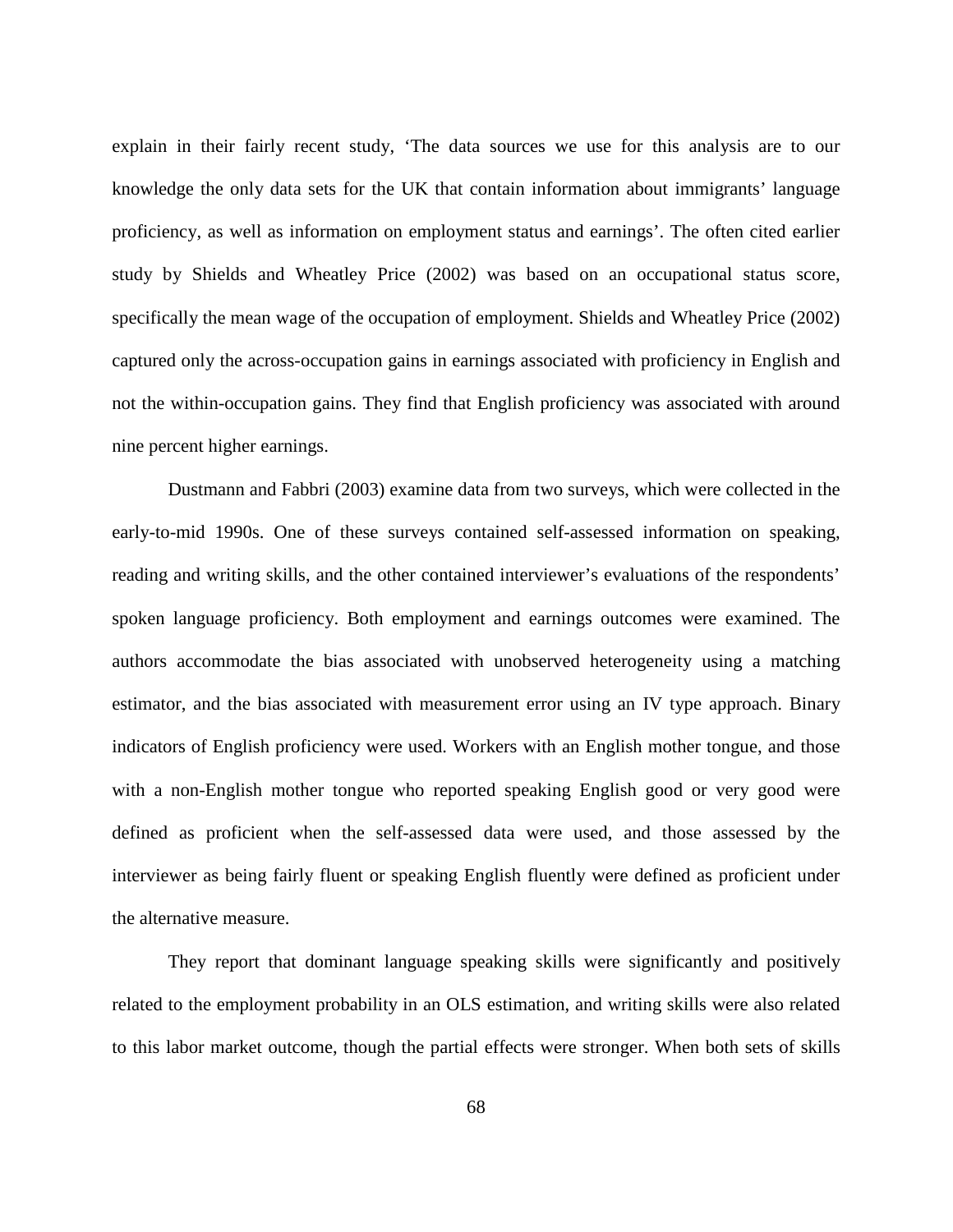explain in their fairly recent study, 'The data sources we use for this analysis are to our knowledge the only data sets for the UK that contain information about immigrants' language proficiency, as well as information on employment status and earnings'. The often cited earlier study by Shields and Wheatley Price (2002) was based on an occupational status score, specifically the mean wage of the occupation of employment. Shields and Wheatley Price (2002) captured only the across-occupation gains in earnings associated with proficiency in English and not the within-occupation gains. They find that English proficiency was associated with around nine percent higher earnings.

Dustmann and Fabbri (2003) examine data from two surveys, which were collected in the early-to-mid 1990s. One of these surveys contained self-assessed information on speaking, reading and writing skills, and the other contained interviewer's evaluations of the respondents' spoken language proficiency. Both employment and earnings outcomes were examined. The authors accommodate the bias associated with unobserved heterogeneity using a matching estimator, and the bias associated with measurement error using an IV type approach. Binary indicators of English proficiency were used. Workers with an English mother tongue, and those with a non-English mother tongue who reported speaking English good or very good were defined as proficient when the self-assessed data were used, and those assessed by the interviewer as being fairly fluent or speaking English fluently were defined as proficient under the alternative measure.

They report that dominant language speaking skills were significantly and positively related to the employment probability in an OLS estimation, and writing skills were also related to this labor market outcome, though the partial effects were stronger. When both sets of skills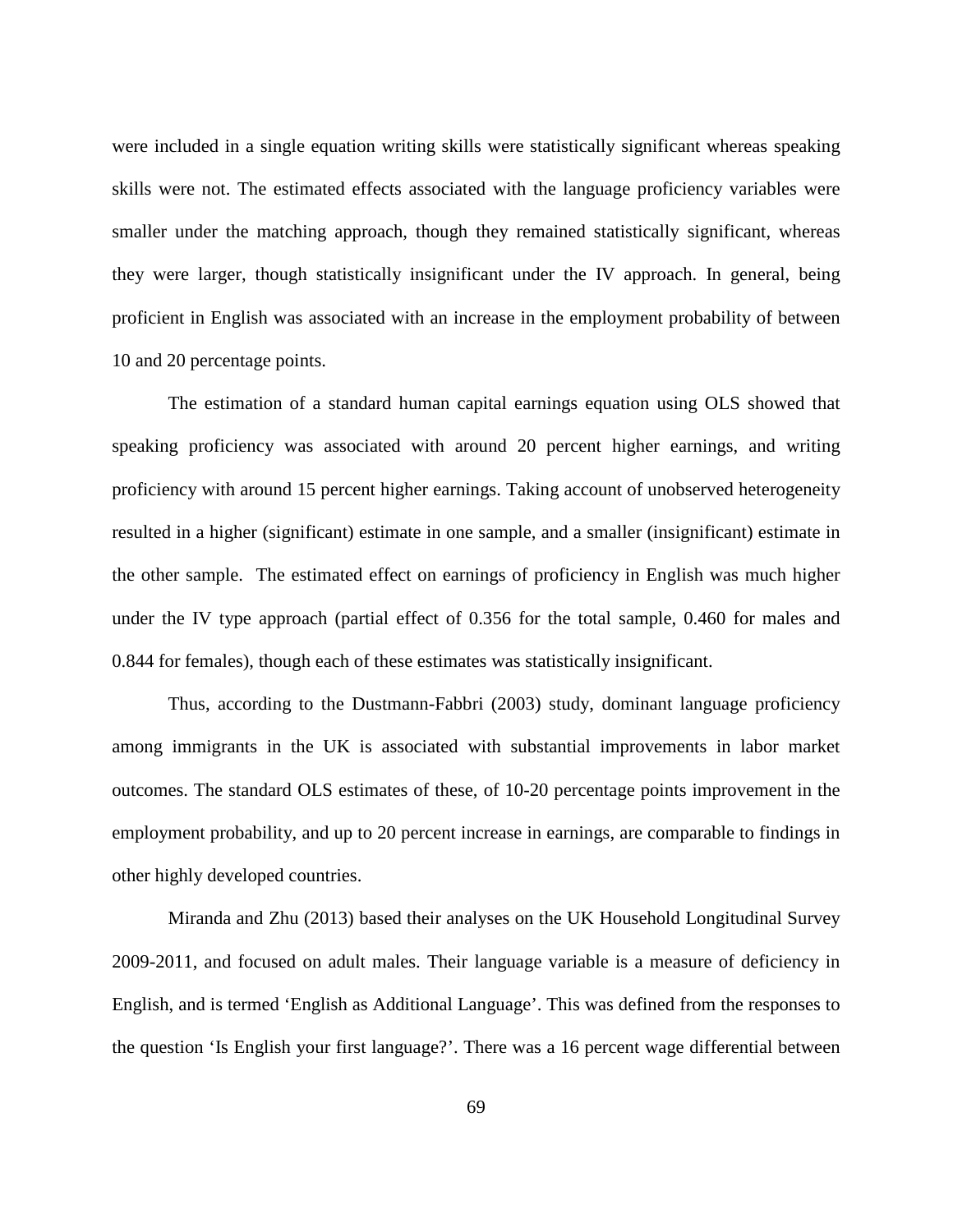were included in a single equation writing skills were statistically significant whereas speaking skills were not. The estimated effects associated with the language proficiency variables were smaller under the matching approach, though they remained statistically significant, whereas they were larger, though statistically insignificant under the IV approach. In general, being proficient in English was associated with an increase in the employment probability of between 10 and 20 percentage points.

The estimation of a standard human capital earnings equation using OLS showed that speaking proficiency was associated with around 20 percent higher earnings, and writing proficiency with around 15 percent higher earnings. Taking account of unobserved heterogeneity resulted in a higher (significant) estimate in one sample, and a smaller (insignificant) estimate in the other sample. The estimated effect on earnings of proficiency in English was much higher under the IV type approach (partial effect of 0.356 for the total sample, 0.460 for males and 0.844 for females), though each of these estimates was statistically insignificant.

Thus, according to the Dustmann-Fabbri (2003) study, dominant language proficiency among immigrants in the UK is associated with substantial improvements in labor market outcomes. The standard OLS estimates of these, of 10-20 percentage points improvement in the employment probability, and up to 20 percent increase in earnings, are comparable to findings in other highly developed countries.

Miranda and Zhu (2013) based their analyses on the UK Household Longitudinal Survey 2009-2011, and focused on adult males. Their language variable is a measure of deficiency in English, and is termed 'English as Additional Language'. This was defined from the responses to the question 'Is English your first language?'. There was a 16 percent wage differential between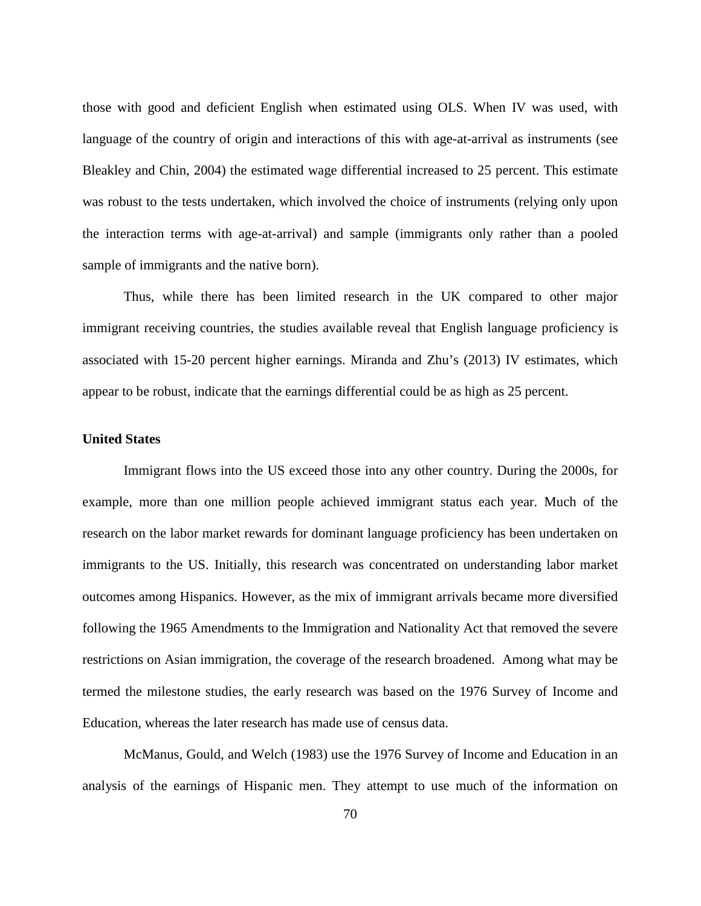those with good and deficient English when estimated using OLS. When IV was used, with language of the country of origin and interactions of this with age-at-arrival as instruments (see Bleakley and Chin, 2004) the estimated wage differential increased to 25 percent. This estimate was robust to the tests undertaken, which involved the choice of instruments (relying only upon the interaction terms with age-at-arrival) and sample (immigrants only rather than a pooled sample of immigrants and the native born).

Thus, while there has been limited research in the UK compared to other major immigrant receiving countries, the studies available reveal that English language proficiency is associated with 15-20 percent higher earnings. Miranda and Zhu's (2013) IV estimates, which appear to be robust, indicate that the earnings differential could be as high as 25 percent.

**United States**

Immigrant flows into the US exceed those into any other country. During the 2000s, for example, more than one million people achieved immigrant status each year. Much of the research on the labor market rewards for dominant language proficiency has been undertaken on immigrants to the US. Initially, this research was concentrated on understanding labor market outcomes among Hispanics. However, as the mix of immigrant arrivals became more diversified following the 1965 Amendments to the Immigration and Nationality Act that removed the severe restrictions on Asian immigration, the coverage of the research broadened. Among what may be termed the milestone studies, the early research was based on the 1976 Survey of Income and Education, whereas the later research has made use of census data.

McManus, Gould, and Welch (1983) use the 1976 Survey of Income and Education in an analysis of the earnings of Hispanic men. They attempt to use much of the information on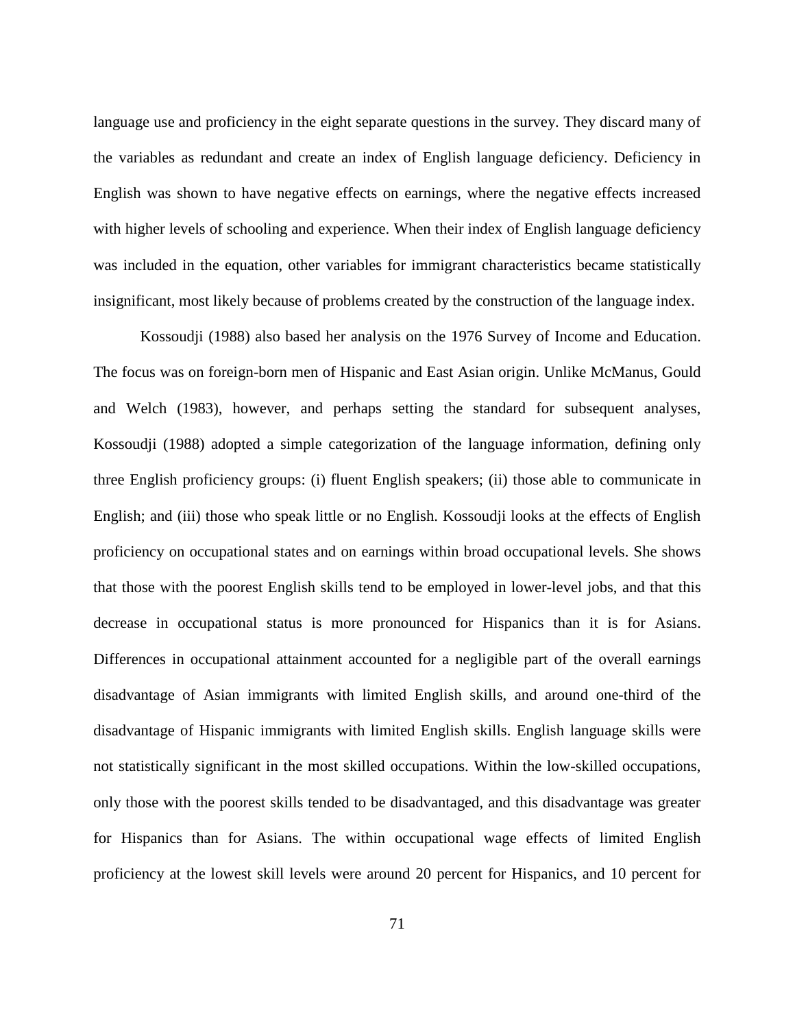language use and proficiency in the eight separate questions in the survey. They discard many of the variables as redundant and create an index of English language deficiency. Deficiency in English was shown to have negative effects on earnings, where the negative effects increased with higher levels of schooling and experience. When their index of English language deficiency was included in the equation, other variables for immigrant characteristics became statistically insignificant, most likely because of problems created by the construction of the language index.

Kossoudji (1988) also based her analysis on the 1976 Survey of Income and Education. The focus was on foreign-born men of Hispanic and East Asian origin. Unlike McManus, Gould and Welch (1983), however, and perhaps setting the standard for subsequent analyses, Kossoudji (1988) adopted a simple categorization of the language information, defining only three English proficiency groups: (i) fluent English speakers; (ii) those able to communicate in English; and (iii) those who speak little or no English. Kossoudji looks at the effects of English proficiency on occupational states and on earnings within broad occupational levels. She shows that those with the poorest English skills tend to be employed in lower-level jobs, and that this decrease in occupational status is more pronounced for Hispanics than it is for Asians. Differences in occupational attainment accounted for a negligible part of the overall earnings disadvantage of Asian immigrants with limited English skills, and around one-third of the disadvantage of Hispanic immigrants with limited English skills. English language skills were not statistically significant in the most skilled occupations. Within the low-skilled occupations, only those with the poorest skills tended to be disadvantaged, and this disadvantage was greater for Hispanics than for Asians. The within occupational wage effects of limited English proficiency at the lowest skill levels were around 20 percent for Hispanics, and 10 percent for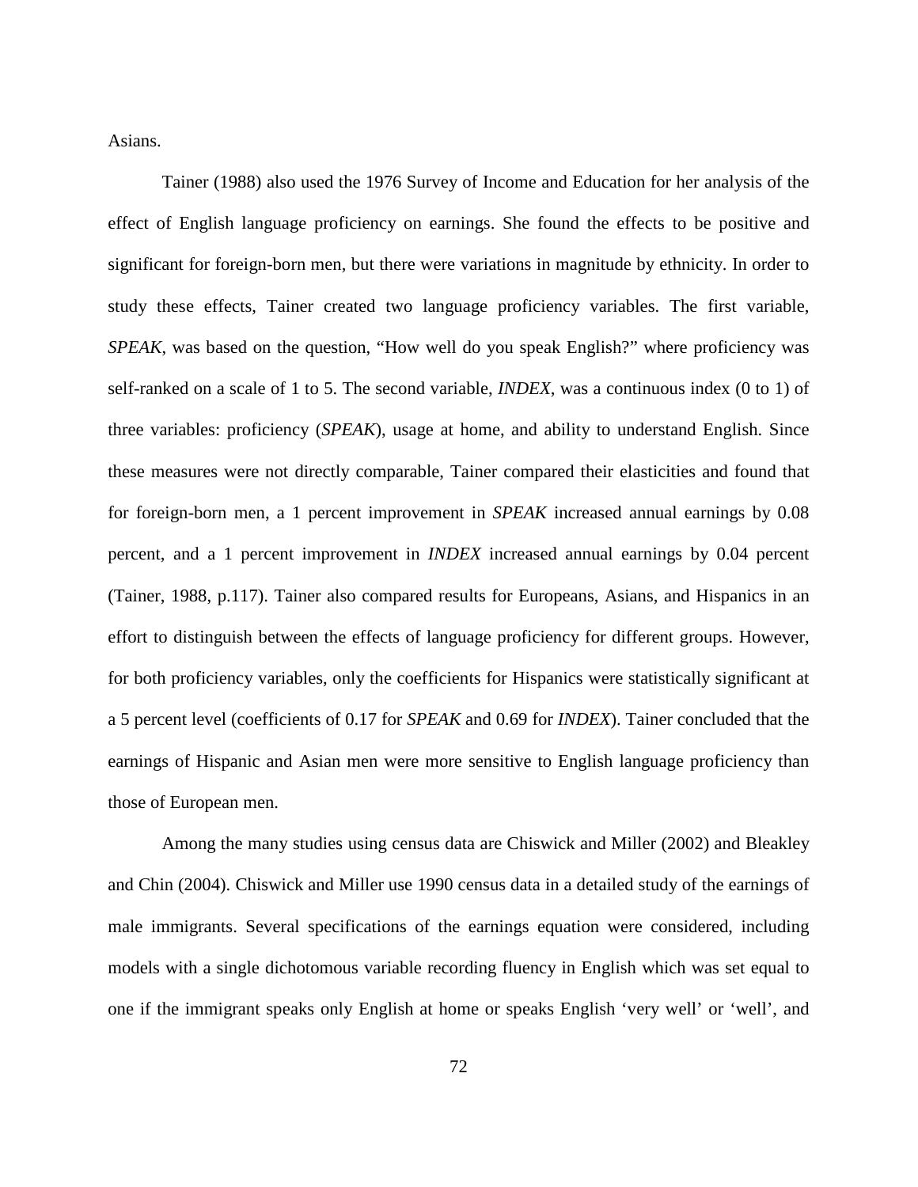Asians.

Tainer (1988) also used the 1976 Survey of Income and Education for her analysis of the effect of English language proficiency on earnings. She found the effects to be positive and significant for foreign-born men, but there were variations in magnitude by ethnicity. In order to study these effects, Tainer created two language proficiency variables. The first variable, *SPEAK*, was based on the question, "How well do you speak English?" where proficiency was self-ranked on a scale of 1 to 5. The second variable, *INDEX*, was a continuous index (0 to 1) of three variables: proficiency (*SPEAK*), usage at home, and ability to understand English. Since these measures were not directly comparable, Tainer compared their elasticities and found that for foreign-born men, a 1 percent improvement in *SPEAK* increased annual earnings by 0.08 percent, and a 1 percent improvement in *INDEX* increased annual earnings by 0.04 percent (Tainer, 1988, p.117). Tainer also compared results for Europeans, Asians, and Hispanics in an effort to distinguish between the effects of language proficiency for different groups. However, for both proficiency variables, only the coefficients for Hispanics were statistically significant at a 5 percent level (coefficients of 0.17 for *SPEAK* and 0.69 for *INDEX*). Tainer concluded that the earnings of Hispanic and Asian men were more sensitive to English language proficiency than those of European men.

Among the many studies using census data are Chiswick and Miller (2002) and Bleakley and Chin (2004). Chiswick and Miller use 1990 census data in a detailed study of the earnings of male immigrants. Several specifications of the earnings equation were considered, including models with a single dichotomous variable recording fluency in English which was set equal to one if the immigrant speaks only English at home or speaks English 'very well' or 'well', and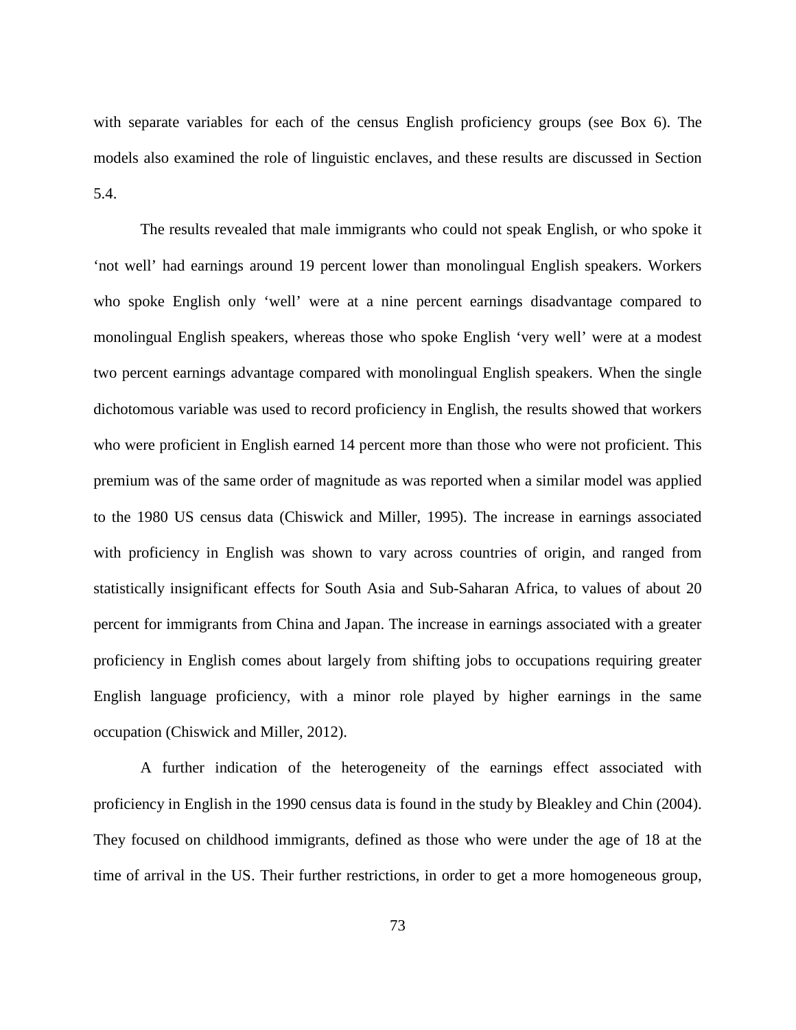with separate variables for each of the census English proficiency groups (see Box 6). The models also examined the role of linguistic enclaves, and these results are discussed in Section 5.4.

The results revealed that male immigrants who could not speak English, or who spoke it 'not well' had earnings around 19 percent lower than monolingual English speakers. Workers who spoke English only 'well' were at a nine percent earnings disadvantage compared to monolingual English speakers, whereas those who spoke English 'very well' were at a modest two percent earnings advantage compared with monolingual English speakers. When the single dichotomous variable was used to record proficiency in English, the results showed that workers who were proficient in English earned 14 percent more than those who were not proficient. This premium was of the same order of magnitude as was reported when a similar model was applied to the 1980 US census data (Chiswick and Miller, 1995). The increase in earnings associated with proficiency in English was shown to vary across countries of origin, and ranged from statistically insignificant effects for South Asia and Sub-Saharan Africa, to values of about 20 percent for immigrants from China and Japan. The increase in earnings associated with a greater proficiency in English comes about largely from shifting jobs to occupations requiring greater English language proficiency, with a minor role played by higher earnings in the same occupation (Chiswick and Miller, 2012).

A further indication of the heterogeneity of the earnings effect associated with proficiency in English in the 1990 census data is found in the study by Bleakley and Chin (2004). They focused on childhood immigrants, defined as those who were under the age of 18 at the time of arrival in the US. Their further restrictions, in order to get a more homogeneous group,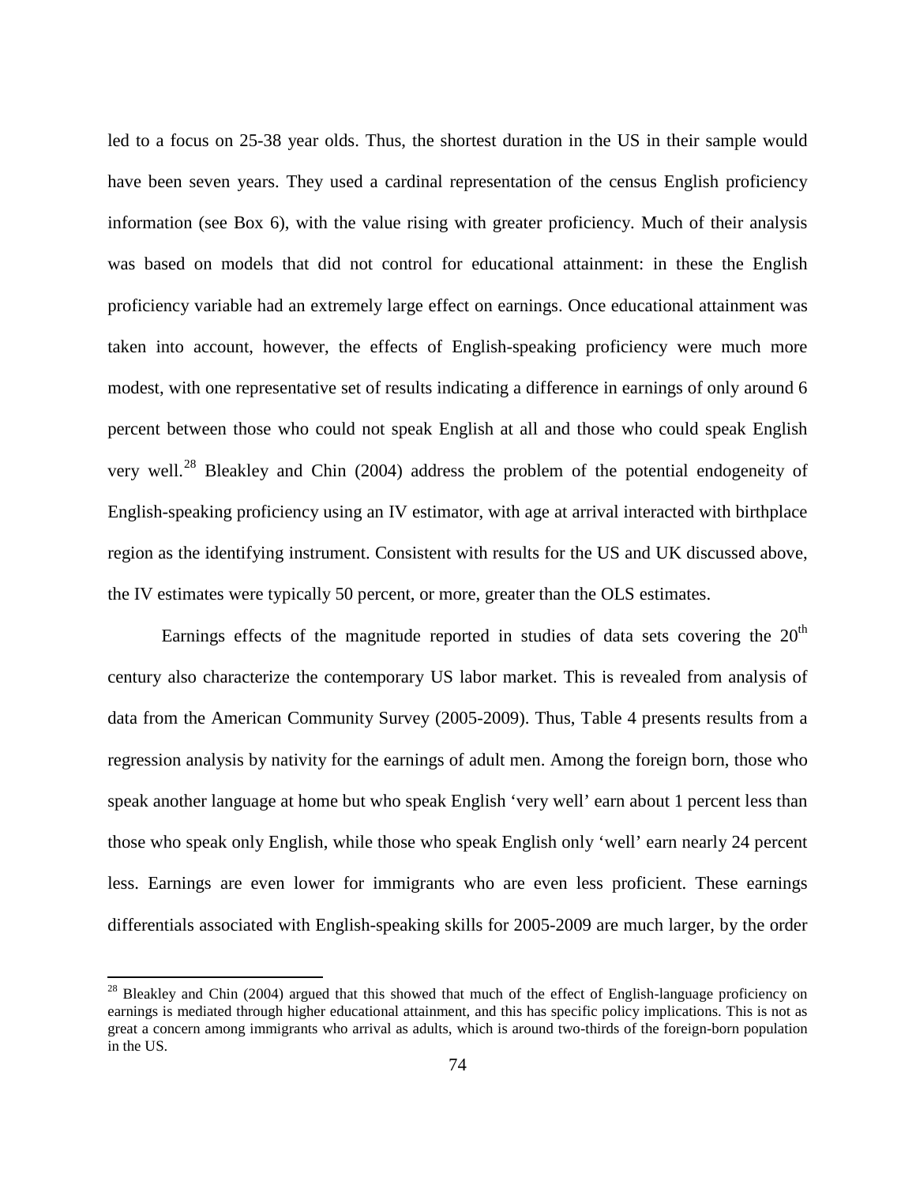led to a focus on 25-38 year olds. Thus, the shortest duration in the US in their sample would have been seven years. They used a cardinal representation of the census English proficiency information (see Box 6), with the value rising with greater proficiency. Much of their analysis was based on models that did not control for educational attainment: in these the English proficiency variable had an extremely large effect on earnings. Once educational attainment was taken into account, however, the effects of English-speaking proficiency were much more modest, with one representative set of results indicating a difference in earnings of only around 6 percent between those who could not speak English at all and those who could speak English very well.[28] Bleakley and Chin (2004) address the problem of the potential endogeneity of English-speaking proficiency using an IV estimator, with age at arrival interacted with birthplace region as the identifying instrument. Consistent with results for the US and UK discussed above, the IV estimates were typically 50 percent, or more, greater than the OLS estimates.

Earnings effects of the magnitude reported in studies of data sets covering the 20th century also characterize the contemporary US labor market. This is revealed from analysis of data from the American Community Survey (2005-2009). Thus, Table 4 presents results from a regression analysis by nativity for the earnings of adult men. Among the foreign born, those who speak another language at home but who speak English 'very well' earn about 1 percent less than those who speak only English, while those who speak English only 'well' earn nearly 24 percent less. Earnings are even lower for immigrants who are even less proficient. These earnings differentials associated with English-speaking skills for 2005-2009 are much larger, by the order

[28] Bleakley and Chin (2004) argued that this showed that much of the effect of English-language proficiency on earnings is mediated through higher educational attainment, and this has specific policy implications. This is not as great a concern among immigrants who arrival as adults, which is around two-thirds of the foreign-born population in the US.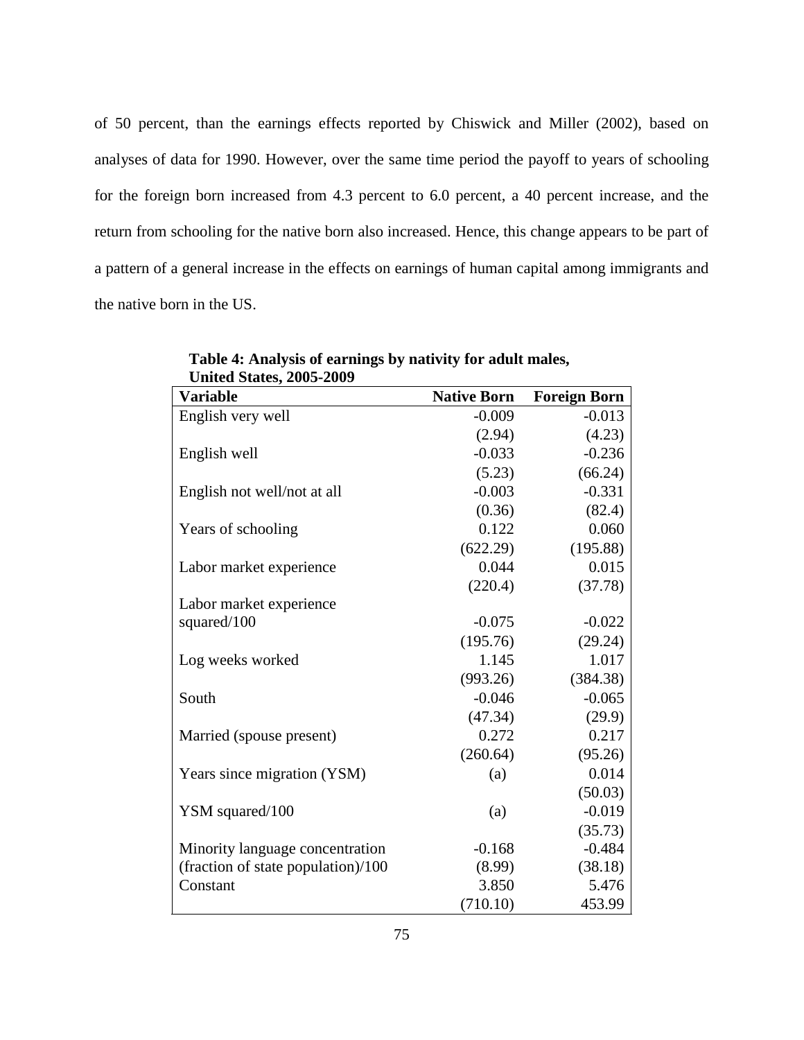of 50 percent, than the earnings effects reported by Chiswick and Miller (2002), based on analyses of data for 1990. However, over the same time period the payoff to years of schooling for the foreign born increased from 4.3 percent to 6.0 percent, a 40 percent increase, and the return from schooling for the native born also increased. Hence, this change appears to be part of a pattern of a general increase in the effects on earnings of human capital among immigrants and the native born in the US.

**Table 4: Analysis of earnings by nativity for adult males, United States, 2005-2009**

| Variable | Native Born | Foreign Born |
|---|---|---|
| English very well | -0.009 | -0.013 |
| | (2.94) | (4.23) |
| English well | -0.033 | -0.236 |
| | (5.23) | (66.24) |
| English not well/not at all | -0.003 | -0.331 |
| | (0.36) | (82.4) |
| Years of schooling | 0.122 | 0.060 |
| | (622.29) | (195.88) |
| Labor market experience | 0.044 | 0.015 |
| | (220.4) | (37.78) |
| Labor market experience squared/100 | -0.075 | -0.022 |
| | (195.76) | (29.24) |
| Log weeks worked | 1.145 | 1.017 |
| | (993.26) | (384.38) |
| South | -0.046 | -0.065 |
| | (47.34) | (29.9) |
| Married (spouse present) | 0.272 | 0.217 |
| | (260.64) | (95.26) |
| Years since migration (YSM) | (a) | 0.014 |
| | | (50.03) |
| YSM squared/100 | (a) | -0.019 |
| | | (35.73) |
| Minority language concentration | -0.168 | -0.484 |
| (fraction of state population)/100 | (8.99) | (38.18) |
| Constant | 3.850 | 5.476 |
| | (710.10) | 453.99 |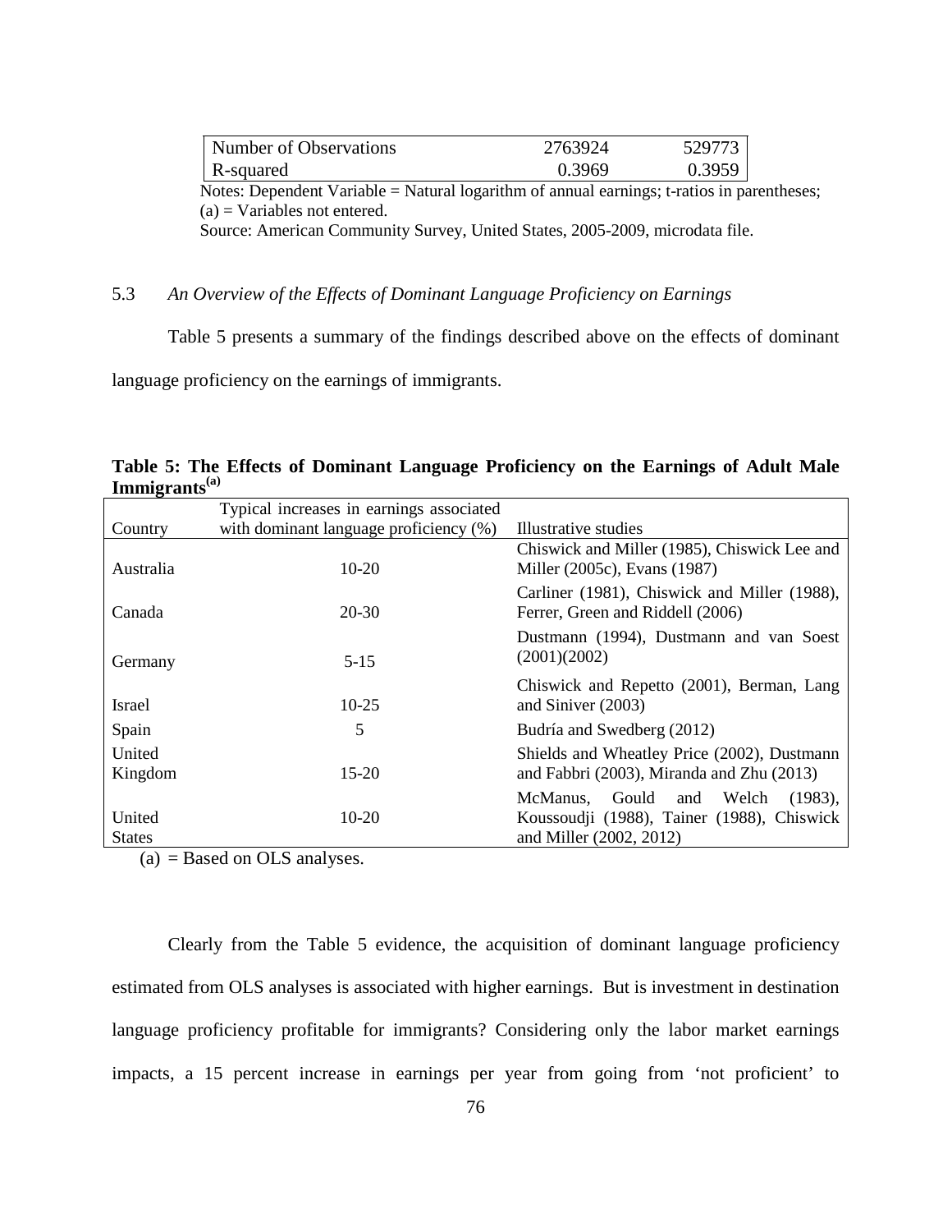| Number of Observations | 2763924 | 529773 |
|---|---|---|
| R-squared | 0.3969 | 0.3959 |

Notes: Dependent Variable = Natural logarithm of annual earnings; t-ratios in parentheses; (a) = Variables not entered.

Source: American Community Survey, United States, 2005-2009, microdata file.

### 5.3 *An Overview of the Effects of Dominant Language Proficiency on Earnings*

Table 5 presents a summary of the findings described above on the effects of dominant language proficiency on the earnings of immigrants.

**Table 5: The Effects of Dominant Language Proficiency on the Earnings of Adult Male Immigrants[(a)]**

| Country | Typical increases in earnings associated with dominant language proficiency (%) | Illustrative studies |
|---|---|---|
| Australia | 10-20 | Chiswick and Miller (1985), Chiswick Lee and Miller (2005c), Evans (1987) |
| Canada | 20-30 | Carliner (1981), Chiswick and Miller (1988), Ferrer, Green and Riddell (2006) |
| Germany | 5-15 | Dustmann (1994), Dustmann and van Soest (2001)(2002) |
| Israel | 10-25 | Chiswick and Repetto (2001), Berman, Lang and Siniver (2003) |
| Spain | 5 | Budría and Swedberg (2012) |
| United Kingdom | 15-20 | Shields and Wheatley Price (2002), Dustmann and Fabbri (2003), Miranda and Zhu (2013) |
| United States | 10-20 | McManus, Gould and Welch (1983), Koussoudji (1988), Tainer (1988), Chiswick and Miller (2002, 2012) |

(a) = Based on OLS analyses.

Clearly from the Table 5 evidence, the acquisition of dominant language proficiency estimated from OLS analyses is associated with higher earnings. But is investment in destination language proficiency profitable for immigrants? Considering only the labor market earnings impacts, a 15 percent increase in earnings per year from going from 'not proficient' to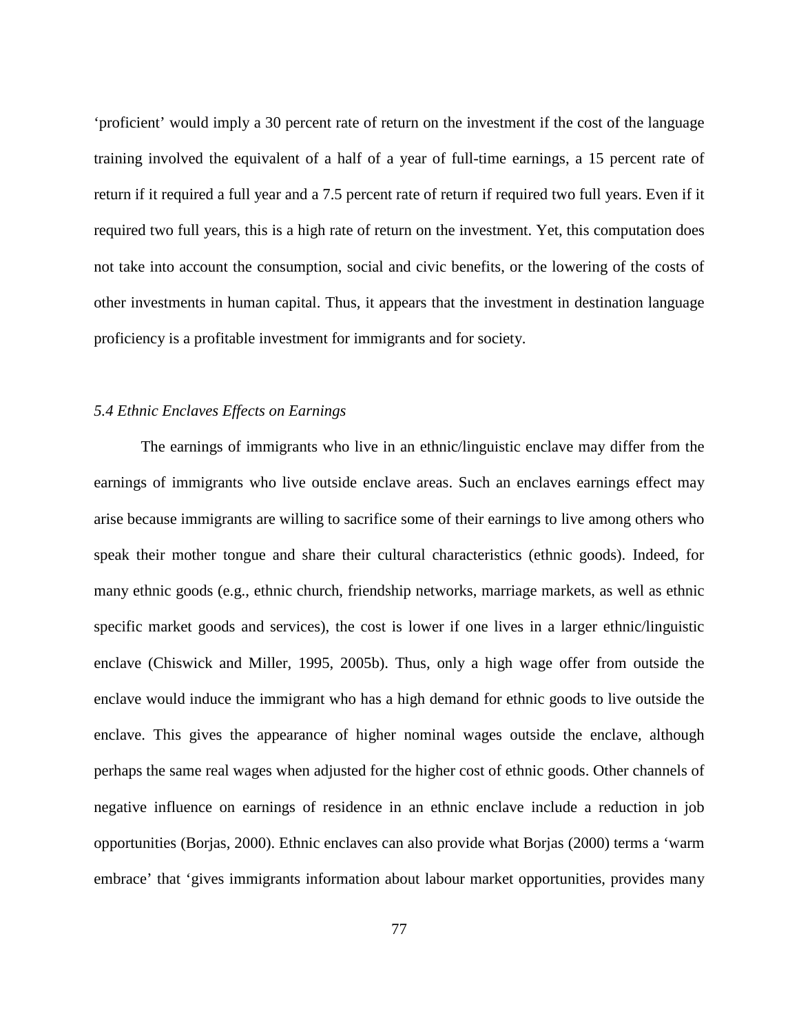'proficient' would imply a 30 percent rate of return on the investment if the cost of the language training involved the equivalent of a half of a year of full-time earnings, a 15 percent rate of return if it required a full year and a 7.5 percent rate of return if required two full years. Even if it required two full years, this is a high rate of return on the investment. Yet, this computation does not take into account the consumption, social and civic benefits, or the lowering of the costs of other investments in human capital. Thus, it appears that the investment in destination language proficiency is a profitable investment for immigrants and for society.

### *5.4 Ethnic Enclaves Effects on Earnings*

The earnings of immigrants who live in an ethnic/linguistic enclave may differ from the earnings of immigrants who live outside enclave areas. Such an enclaves earnings effect may arise because immigrants are willing to sacrifice some of their earnings to live among others who speak their mother tongue and share their cultural characteristics (ethnic goods). Indeed, for many ethnic goods (e.g., ethnic church, friendship networks, marriage markets, as well as ethnic specific market goods and services), the cost is lower if one lives in a larger ethnic/linguistic enclave (Chiswick and Miller, 1995, 2005b). Thus, only a high wage offer from outside the enclave would induce the immigrant who has a high demand for ethnic goods to live outside the enclave. This gives the appearance of higher nominal wages outside the enclave, although perhaps the same real wages when adjusted for the higher cost of ethnic goods. Other channels of negative influence on earnings of residence in an ethnic enclave include a reduction in job opportunities (Borjas, 2000). Ethnic enclaves can also provide what Borjas (2000) terms a 'warm embrace' that 'gives immigrants information about labour market opportunities, provides many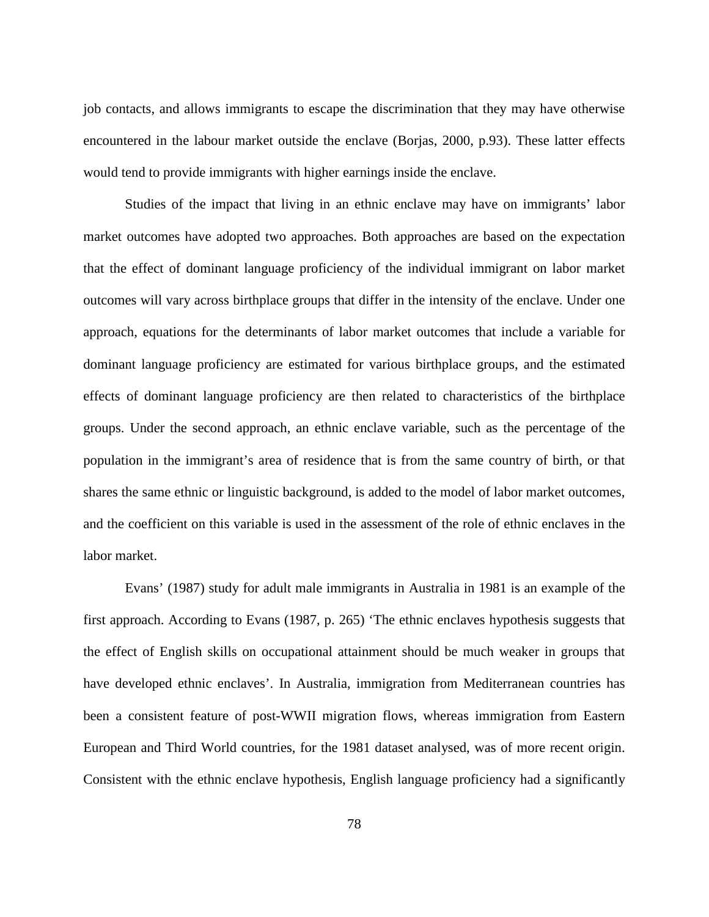job contacts, and allows immigrants to escape the discrimination that they may have otherwise encountered in the labour market outside the enclave (Borjas, 2000, p.93). These latter effects would tend to provide immigrants with higher earnings inside the enclave.

Studies of the impact that living in an ethnic enclave may have on immigrants' labor market outcomes have adopted two approaches. Both approaches are based on the expectation that the effect of dominant language proficiency of the individual immigrant on labor market outcomes will vary across birthplace groups that differ in the intensity of the enclave. Under one approach, equations for the determinants of labor market outcomes that include a variable for dominant language proficiency are estimated for various birthplace groups, and the estimated effects of dominant language proficiency are then related to characteristics of the birthplace groups. Under the second approach, an ethnic enclave variable, such as the percentage of the population in the immigrant's area of residence that is from the same country of birth, or that shares the same ethnic or linguistic background, is added to the model of labor market outcomes, and the coefficient on this variable is used in the assessment of the role of ethnic enclaves in the labor market.

Evans' (1987) study for adult male immigrants in Australia in 1981 is an example of the first approach. According to Evans (1987, p. 265) 'The ethnic enclaves hypothesis suggests that the effect of English skills on occupational attainment should be much weaker in groups that have developed ethnic enclaves'. In Australia, immigration from Mediterranean countries has been a consistent feature of post-WWII migration flows, whereas immigration from Eastern European and Third World countries, for the 1981 dataset analysed, was of more recent origin. Consistent with the ethnic enclave hypothesis, English language proficiency had a significantly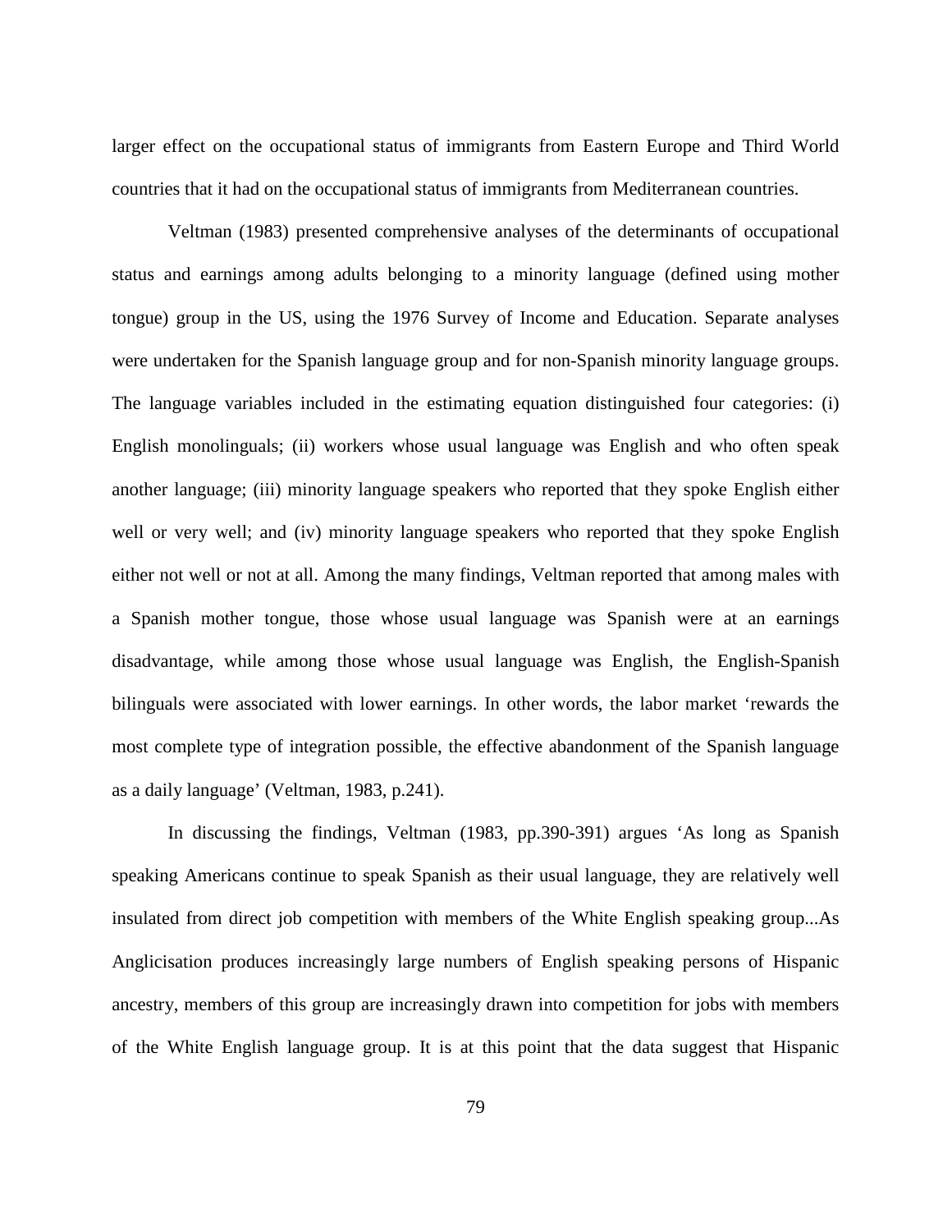larger effect on the occupational status of immigrants from Eastern Europe and Third World countries that it had on the occupational status of immigrants from Mediterranean countries.

Veltman (1983) presented comprehensive analyses of the determinants of occupational status and earnings among adults belonging to a minority language (defined using mother tongue) group in the US, using the 1976 Survey of Income and Education. Separate analyses were undertaken for the Spanish language group and for non-Spanish minority language groups. The language variables included in the estimating equation distinguished four categories: (i) English monolinguals; (ii) workers whose usual language was English and who often speak another language; (iii) minority language speakers who reported that they spoke English either well or very well; and (iv) minority language speakers who reported that they spoke English either not well or not at all. Among the many findings, Veltman reported that among males with a Spanish mother tongue, those whose usual language was Spanish were at an earnings disadvantage, while among those whose usual language was English, the English-Spanish bilinguals were associated with lower earnings. In other words, the labor market 'rewards the most complete type of integration possible, the effective abandonment of the Spanish language as a daily language' (Veltman, 1983, p.241).

In discussing the findings, Veltman (1983, pp.390-391) argues 'As long as Spanish speaking Americans continue to speak Spanish as their usual language, they are relatively well insulated from direct job competition with members of the White English speaking group...As Anglicisation produces increasingly large numbers of English speaking persons of Hispanic ancestry, members of this group are increasingly drawn into competition for jobs with members of the White English language group. It is at this point that the data suggest that Hispanic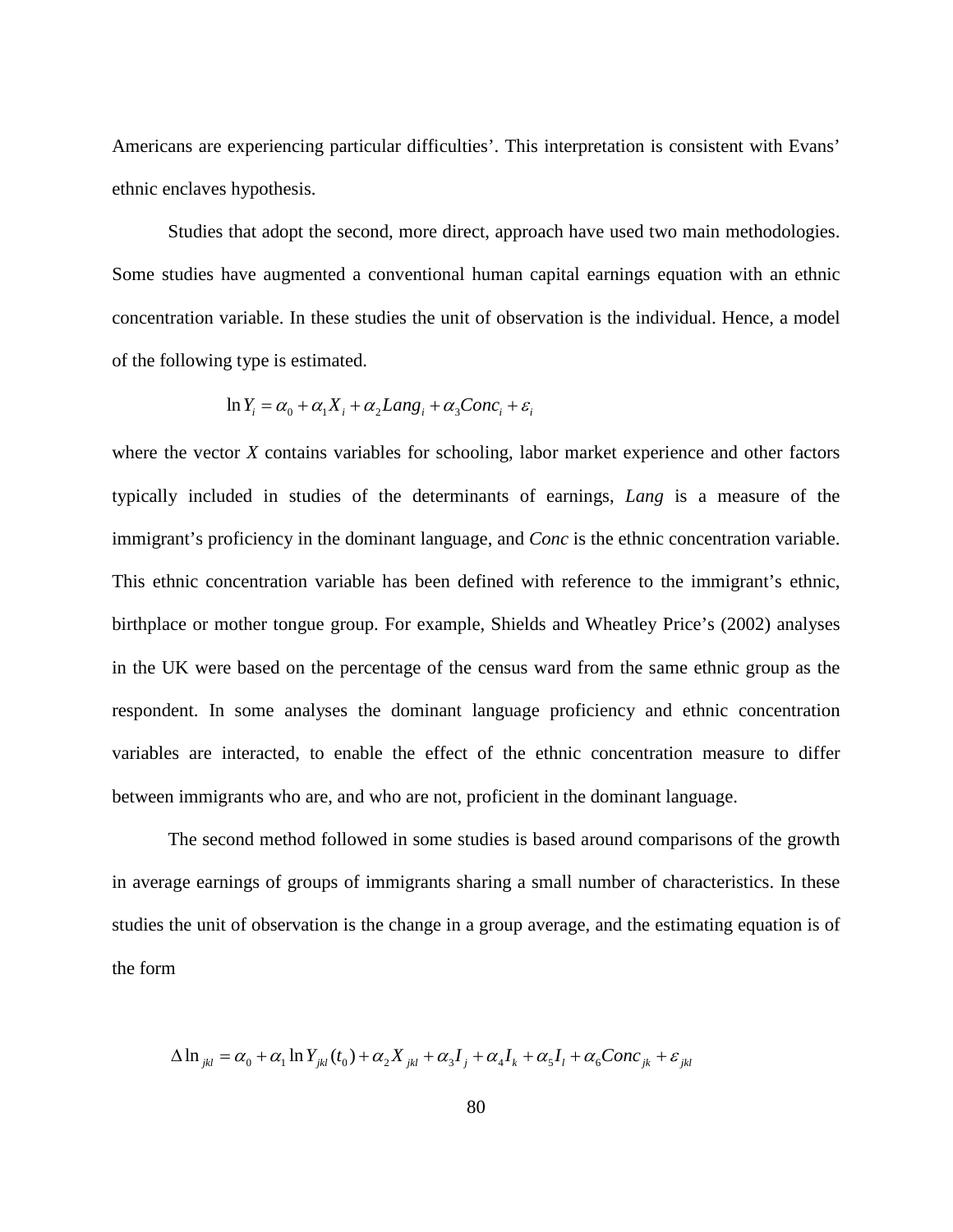Americans are experiencing particular difficulties'. This interpretation is consistent with Evans' ethnic enclaves hypothesis.

Studies that adopt the second, more direct, approach have used two main methodologies. Some studies have augmented a conventional human capital earnings equation with an ethnic concentration variable. In these studies the unit of observation is the individual. Hence, a model of the following type is estimated.

$$\ln Y_i = \alpha_0 + \alpha_1 X_i + \alpha_2 Lang_i + \alpha_3 Conc_i + \varepsilon_i$$

where the vector *X* contains variables for schooling, labor market experience and other factors typically included in studies of the determinants of earnings, *Lang* is a measure of the immigrant's proficiency in the dominant language, and *Conc* is the ethnic concentration variable. This ethnic concentration variable has been defined with reference to the immigrant's ethnic, birthplace or mother tongue group. For example, Shields and Wheatley Price's (2002) analyses in the UK were based on the percentage of the census ward from the same ethnic group as the respondent. In some analyses the dominant language proficiency and ethnic concentration variables are interacted, to enable the effect of the ethnic concentration measure to differ between immigrants who are, and who are not, proficient in the dominant language.

The second method followed in some studies is based around comparisons of the growth in average earnings of groups of immigrants sharing a small number of characteristics. In these studies the unit of observation is the change in a group average, and the estimating equation is of the form

$$\Delta \ln_{jkl} = \alpha_0 + \alpha_1 \ln Y_{jkl}(t_0) + \alpha_2 X_{jkl} + \alpha_3 I_j + \alpha_4 I_k + \alpha_5 I_l + \alpha_6 Conc_{jk} + \varepsilon_{jkl}$$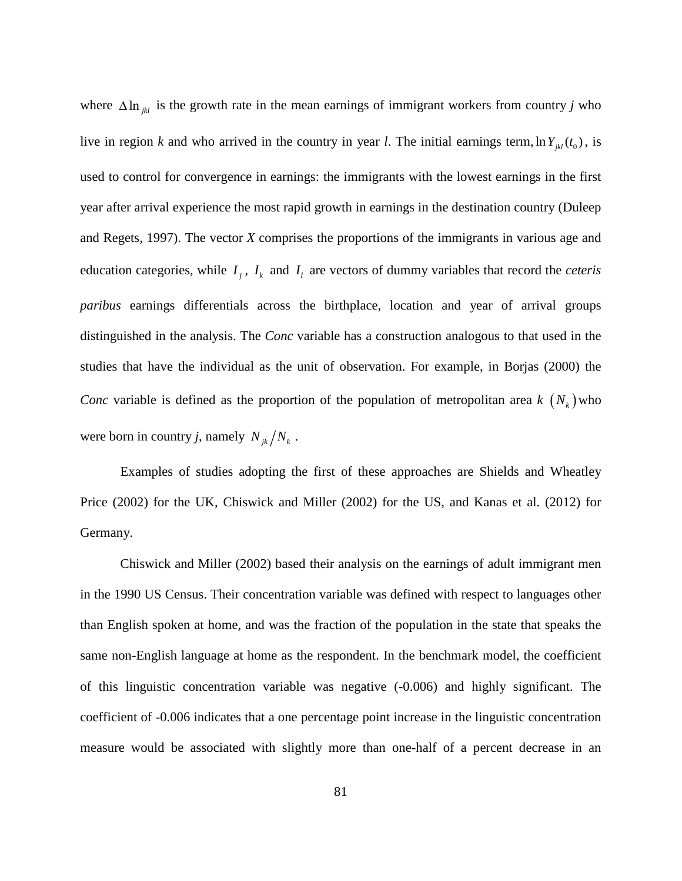where $\Delta \ln_{jkl}$ is the growth rate in the mean earnings of immigrant workers from country *j* who live in region *k* and who arrived in the country in year *l*. The initial earnings term, $\ln Y_{jkl}(t_0)$, is used to control for convergence in earnings: the immigrants with the lowest earnings in the first year after arrival experience the most rapid growth in earnings in the destination country (Duleep and Regets, 1997). The vector *X* comprises the proportions of the immigrants in various age and education categories, while $I_j$, $I_k$ and $I_l$ are vectors of dummy variables that record the *ceteris paribus* earnings differentials across the birthplace, location and year of arrival groups distinguished in the analysis. The *Conc* variable has a construction analogous to that used in the studies that have the individual as the unit of observation. For example, in Borjas (2000) the *Conc* variable is defined as the proportion of the population of metropolitan area *k* $(N_k)$ who were born in country *j*, namely $N_{jk}/N_k$.

Examples of studies adopting the first of these approaches are Shields and Wheatley Price (2002) for the UK, Chiswick and Miller (2002) for the US, and Kanas et al. (2012) for Germany.

Chiswick and Miller (2002) based their analysis on the earnings of adult immigrant men in the 1990 US Census. Their concentration variable was defined with respect to languages other than English spoken at home, and was the fraction of the population in the state that speaks the same non-English language at home as the respondent. In the benchmark model, the coefficient of this linguistic concentration variable was negative (-0.006) and highly significant. The coefficient of -0.006 indicates that a one percentage point increase in the linguistic concentration measure would be associated with slightly more than one-half of a percent decrease in an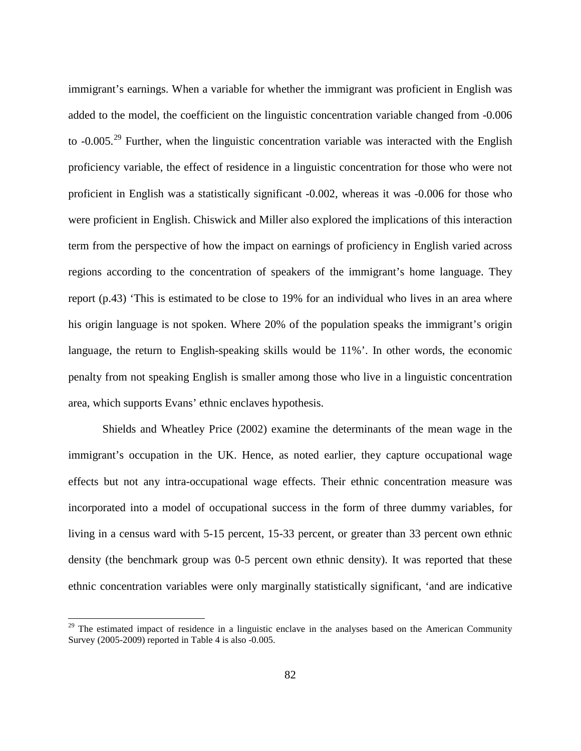immigrant's earnings. When a variable for whether the immigrant was proficient in English was added to the model, the coefficient on the linguistic concentration variable changed from -0.006 to -0.005.[29] Further, when the linguistic concentration variable was interacted with the English proficiency variable, the effect of residence in a linguistic concentration for those who were not proficient in English was a statistically significant -0.002, whereas it was -0.006 for those who were proficient in English. Chiswick and Miller also explored the implications of this interaction term from the perspective of how the impact on earnings of proficiency in English varied across regions according to the concentration of speakers of the immigrant's home language. They report (p.43) 'This is estimated to be close to 19% for an individual who lives in an area where his origin language is not spoken. Where 20% of the population speaks the immigrant's origin language, the return to English-speaking skills would be 11%'. In other words, the economic penalty from not speaking English is smaller among those who live in a linguistic concentration area, which supports Evans' ethnic enclaves hypothesis.

Shields and Wheatley Price (2002) examine the determinants of the mean wage in the immigrant's occupation in the UK. Hence, as noted earlier, they capture occupational wage effects but not any intra-occupational wage effects. Their ethnic concentration measure was incorporated into a model of occupational success in the form of three dummy variables, for living in a census ward with 5-15 percent, 15-33 percent, or greater than 33 percent own ethnic density (the benchmark group was 0-5 percent own ethnic density). It was reported that these ethnic concentration variables were only marginally statistically significant, 'and are indicative

[29] The estimated impact of residence in a linguistic enclave in the analyses based on the American Community Survey (2005-2009) reported in Table 4 is also -0.005.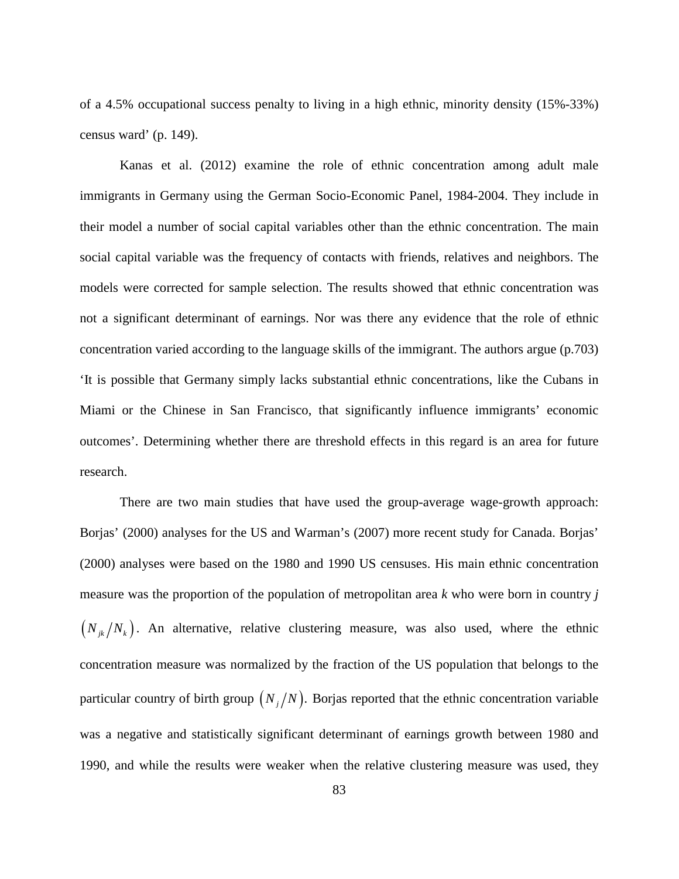of a 4.5% occupational success penalty to living in a high ethnic, minority density (15%-33%) census ward' (p. 149).

Kanas et al. (2012) examine the role of ethnic concentration among adult male immigrants in Germany using the German Socio-Economic Panel, 1984-2004. They include in their model a number of social capital variables other than the ethnic concentration. The main social capital variable was the frequency of contacts with friends, relatives and neighbors. The models were corrected for sample selection. The results showed that ethnic concentration was not a significant determinant of earnings. Nor was there any evidence that the role of ethnic concentration varied according to the language skills of the immigrant. The authors argue (p.703) 'It is possible that Germany simply lacks substantial ethnic concentrations, like the Cubans in Miami or the Chinese in San Francisco, that significantly influence immigrants' economic outcomes'. Determining whether there are threshold effects in this regard is an area for future research.

There are two main studies that have used the group-average wage-growth approach: Borjas' (2000) analyses for the US and Warman's (2007) more recent study for Canada. Borjas' (2000) analyses were based on the 1980 and 1990 US censuses. His main ethnic concentration measure was the proportion of the population of metropolitan area *k* who were born in country *j* $\left(N_{jk}/N_k\right)$. An alternative, relative clustering measure, was also used, where the ethnic concentration measure was normalized by the fraction of the US population that belongs to the particular country of birth group $\left(N_j/N\right)$. Borjas reported that the ethnic concentration variable was a negative and statistically significant determinant of earnings growth between 1980 and 1990, and while the results were weaker when the relative clustering measure was used, they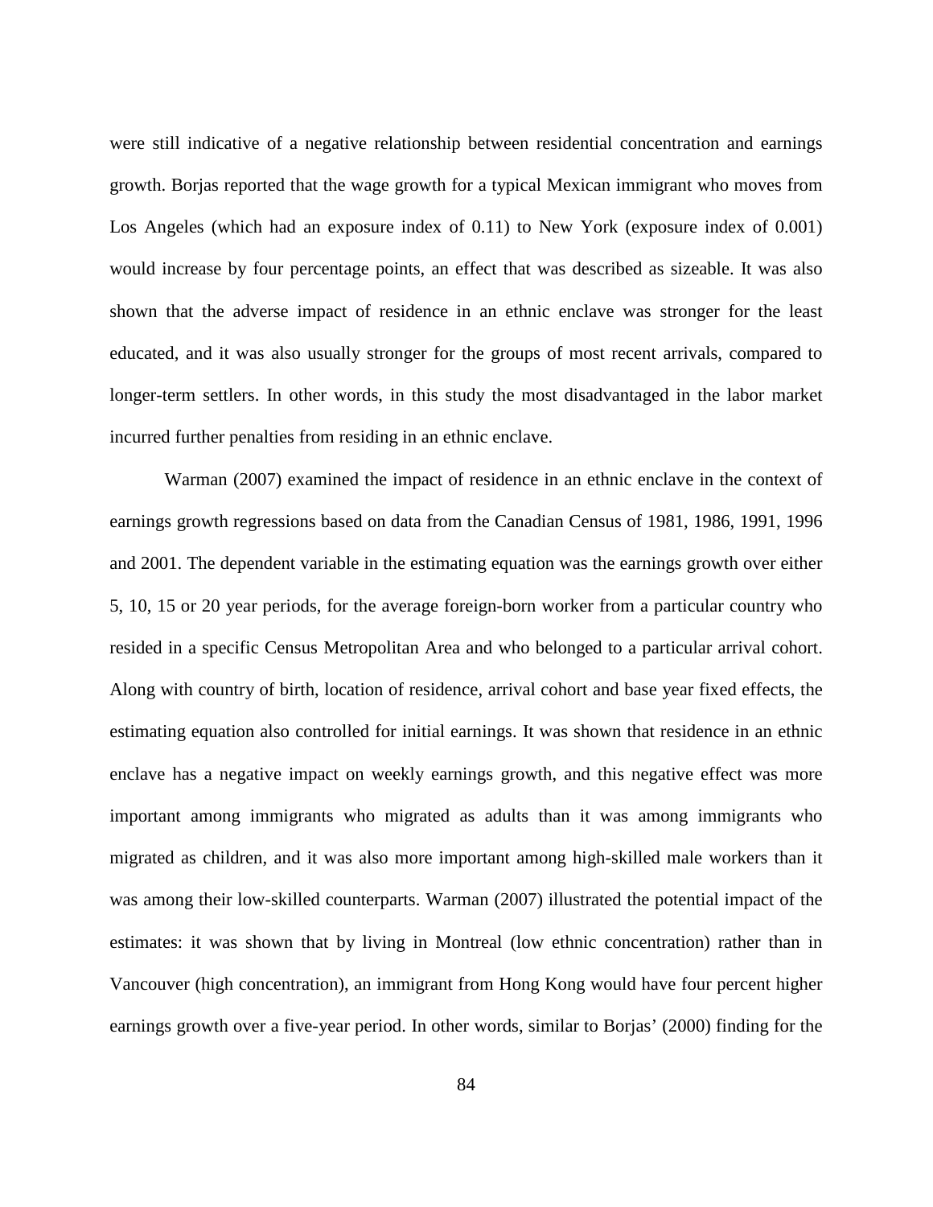were still indicative of a negative relationship between residential concentration and earnings growth. Borjas reported that the wage growth for a typical Mexican immigrant who moves from Los Angeles (which had an exposure index of 0.11) to New York (exposure index of 0.001) would increase by four percentage points, an effect that was described as sizeable. It was also shown that the adverse impact of residence in an ethnic enclave was stronger for the least educated, and it was also usually stronger for the groups of most recent arrivals, compared to longer-term settlers. In other words, in this study the most disadvantaged in the labor market incurred further penalties from residing in an ethnic enclave.

Warman (2007) examined the impact of residence in an ethnic enclave in the context of earnings growth regressions based on data from the Canadian Census of 1981, 1986, 1991, 1996 and 2001. The dependent variable in the estimating equation was the earnings growth over either 5, 10, 15 or 20 year periods, for the average foreign-born worker from a particular country who resided in a specific Census Metropolitan Area and who belonged to a particular arrival cohort. Along with country of birth, location of residence, arrival cohort and base year fixed effects, the estimating equation also controlled for initial earnings. It was shown that residence in an ethnic enclave has a negative impact on weekly earnings growth, and this negative effect was more important among immigrants who migrated as adults than it was among immigrants who migrated as children, and it was also more important among high-skilled male workers than it was among their low-skilled counterparts. Warman (2007) illustrated the potential impact of the estimates: it was shown that by living in Montreal (low ethnic concentration) rather than in Vancouver (high concentration), an immigrant from Hong Kong would have four percent higher earnings growth over a five-year period. In other words, similar to Borjas' (2000) finding for the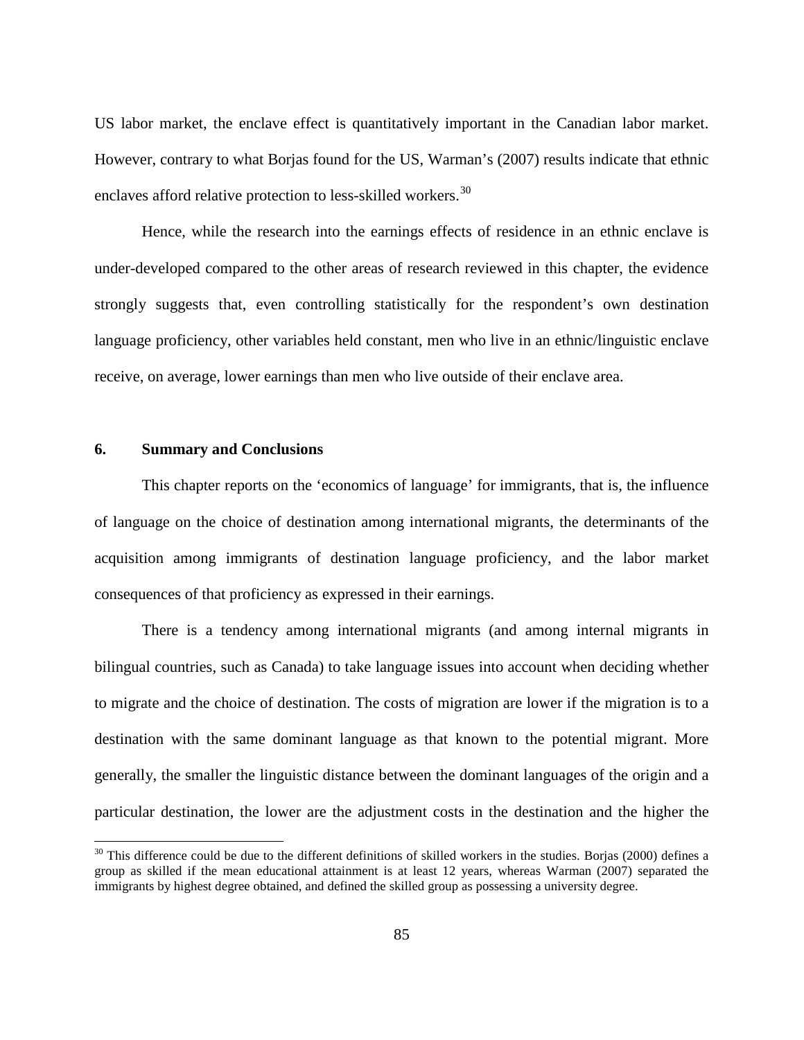US labor market, the enclave effect is quantitatively important in the Canadian labor market. However, contrary to what Borjas found for the US, Warman's (2007) results indicate that ethnic enclaves afford relative protection to less-skilled workers.[30]

Hence, while the research into the earnings effects of residence in an ethnic enclave is under-developed compared to the other areas of research reviewed in this chapter, the evidence strongly suggests that, even controlling statistically for the respondent's own destination language proficiency, other variables held constant, men who live in an ethnic/linguistic enclave receive, on average, lower earnings than men who live outside of their enclave area.

## 6. Summary and Conclusions

This chapter reports on the 'economics of language' for immigrants, that is, the influence of language on the choice of destination among international migrants, the determinants of the acquisition among immigrants of destination language proficiency, and the labor market consequences of that proficiency as expressed in their earnings.

There is a tendency among international migrants (and among internal migrants in bilingual countries, such as Canada) to take language issues into account when deciding whether to migrate and the choice of destination. The costs of migration are lower if the migration is to a destination with the same dominant language as that known to the potential migrant. More generally, the smaller the linguistic distance between the dominant languages of the origin and a particular destination, the lower are the adjustment costs in the destination and the higher the

[30] This difference could be due to the different definitions of skilled workers in the studies. Borjas (2000) defines a group as skilled if the mean educational attainment is at least 12 years, whereas Warman (2007) separated the immigrants by highest degree obtained, and defined the skilled group as possessing a university degree.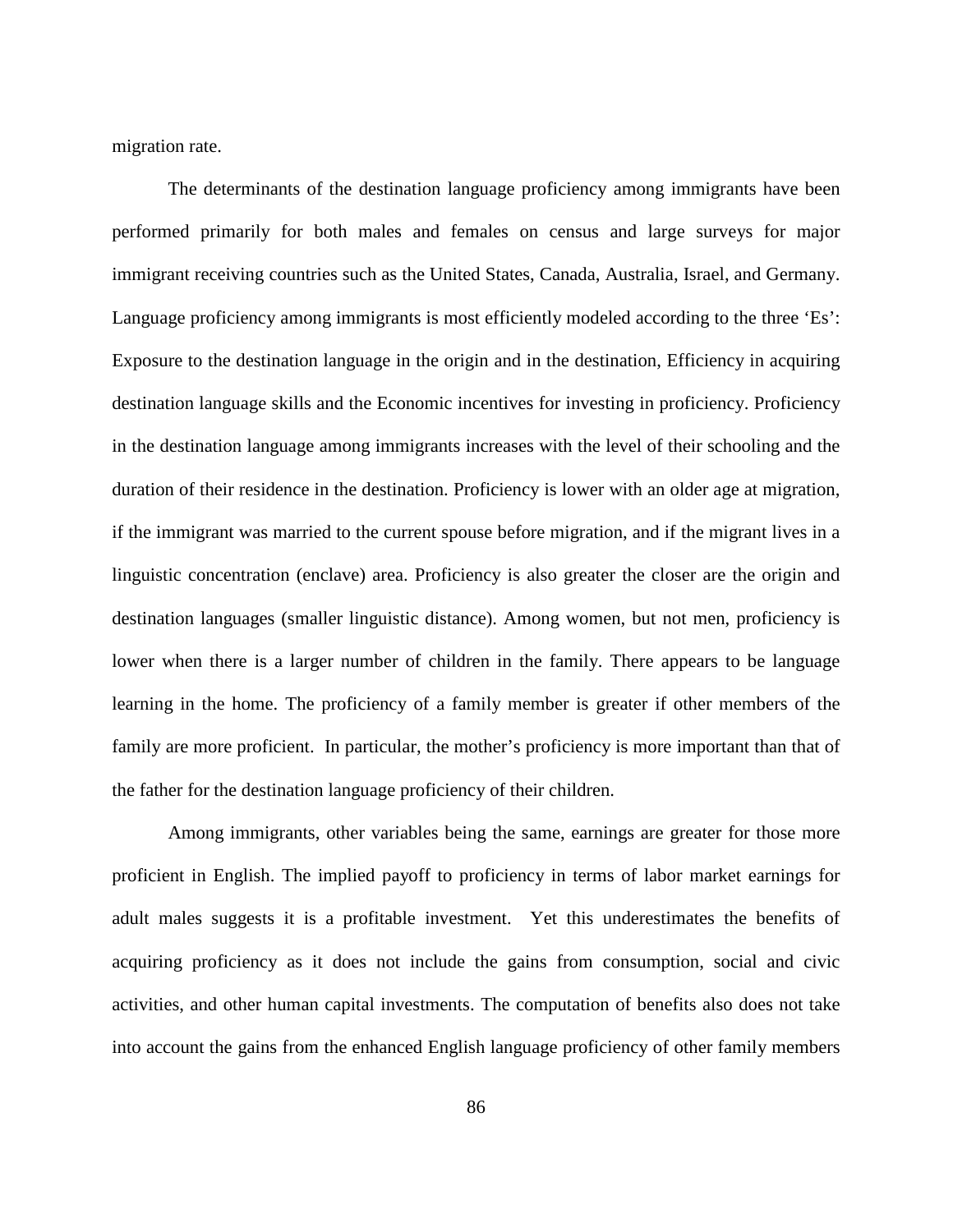migration rate.

The determinants of the destination language proficiency among immigrants have been performed primarily for both males and females on census and large surveys for major immigrant receiving countries such as the United States, Canada, Australia, Israel, and Germany. Language proficiency among immigrants is most efficiently modeled according to the three 'Es': Exposure to the destination language in the origin and in the destination, Efficiency in acquiring destination language skills and the Economic incentives for investing in proficiency. Proficiency in the destination language among immigrants increases with the level of their schooling and the duration of their residence in the destination. Proficiency is lower with an older age at migration, if the immigrant was married to the current spouse before migration, and if the migrant lives in a linguistic concentration (enclave) area. Proficiency is also greater the closer are the origin and destination languages (smaller linguistic distance). Among women, but not men, proficiency is lower when there is a larger number of children in the family. There appears to be language learning in the home. The proficiency of a family member is greater if other members of the family are more proficient. In particular, the mother's proficiency is more important than that of the father for the destination language proficiency of their children.

Among immigrants, other variables being the same, earnings are greater for those more proficient in English. The implied payoff to proficiency in terms of labor market earnings for adult males suggests it is a profitable investment. Yet this underestimates the benefits of acquiring proficiency as it does not include the gains from consumption, social and civic activities, and other human capital investments. The computation of benefits also does not take into account the gains from the enhanced English language proficiency of other family members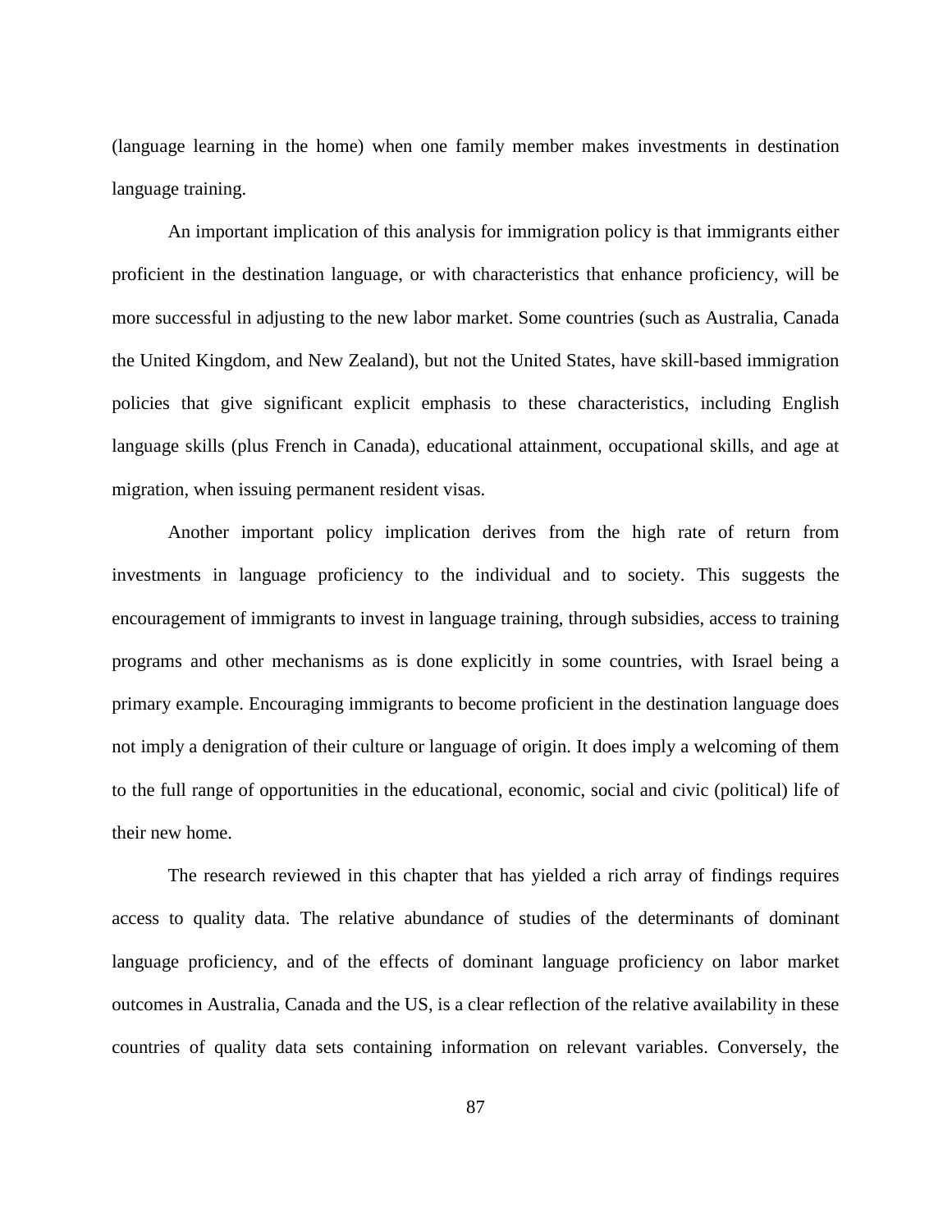(language learning in the home) when one family member makes investments in destination language training.

An important implication of this analysis for immigration policy is that immigrants either proficient in the destination language, or with characteristics that enhance proficiency, will be more successful in adjusting to the new labor market. Some countries (such as Australia, Canada the United Kingdom, and New Zealand), but not the United States, have skill-based immigration policies that give significant explicit emphasis to these characteristics, including English language skills (plus French in Canada), educational attainment, occupational skills, and age at migration, when issuing permanent resident visas.

Another important policy implication derives from the high rate of return from investments in language proficiency to the individual and to society. This suggests the encouragement of immigrants to invest in language training, through subsidies, access to training programs and other mechanisms as is done explicitly in some countries, with Israel being a primary example. Encouraging immigrants to become proficient in the destination language does not imply a denigration of their culture or language of origin. It does imply a welcoming of them to the full range of opportunities in the educational, economic, social and civic (political) life of their new home.

The research reviewed in this chapter that has yielded a rich array of findings requires access to quality data. The relative abundance of studies of the determinants of dominant language proficiency, and of the effects of dominant language proficiency on labor market outcomes in Australia, Canada and the US, is a clear reflection of the relative availability in these countries of quality data sets containing information on relevant variables. Conversely, the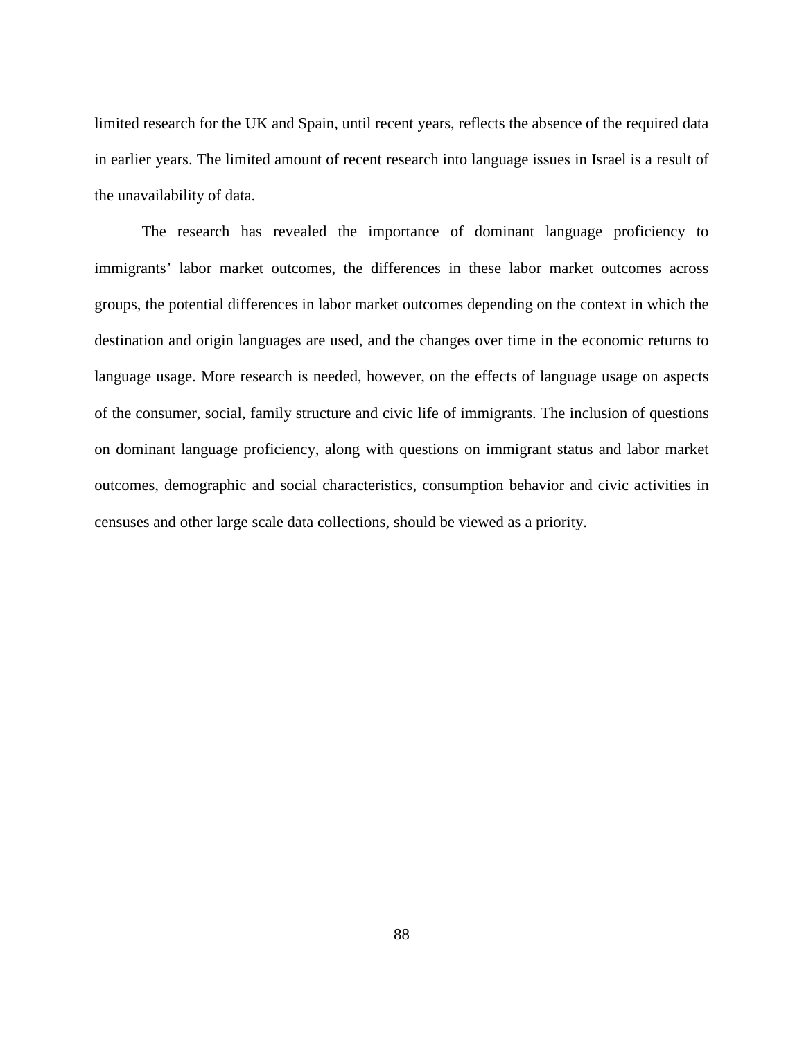limited research for the UK and Spain, until recent years, reflects the absence of the required data in earlier years. The limited amount of recent research into language issues in Israel is a result of the unavailability of data.

The research has revealed the importance of dominant language proficiency to immigrants' labor market outcomes, the differences in these labor market outcomes across groups, the potential differences in labor market outcomes depending on the context in which the destination and origin languages are used, and the changes over time in the economic returns to language usage. More research is needed, however, on the effects of language usage on aspects of the consumer, social, family structure and civic life of immigrants. The inclusion of questions on dominant language proficiency, along with questions on immigrant status and labor market outcomes, demographic and social characteristics, consumption behavior and civic activities in censuses and other large scale data collections, should be viewed as a priority.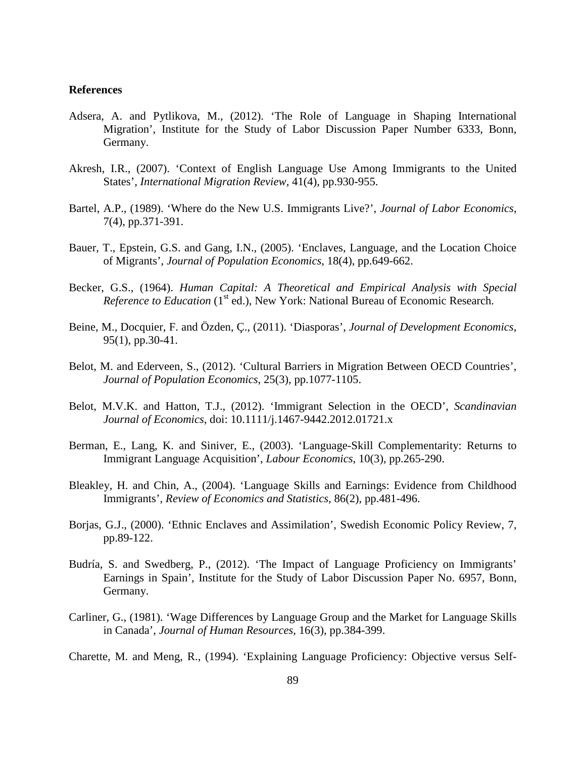**References**

Adsera, A. and Pytlikova, M., (2012). 'The Role of Language in Shaping International Migration', Institute for the Study of Labor Discussion Paper Number 6333, Bonn, Germany.

Akresh, I.R., (2007). 'Context of English Language Use Among Immigrants to the United States', *International Migration Review*, 41(4), pp.930-955.

Bartel, A.P., (1989). 'Where do the New U.S. Immigrants Live?', *Journal of Labor Economics*, 7(4), pp.371-391.

Bauer, T., Epstein, G.S. and Gang, I.N., (2005). 'Enclaves, Language, and the Location Choice of Migrants', *Journal of Population Economics*, 18(4), pp.649-662.

Becker, G.S., (1964). *Human Capital: A Theoretical and Empirical Analysis with Special Reference to Education* (1st ed.), New York: National Bureau of Economic Research.

Beine, M., Docquier, F. and Özden, Ç., (2011). 'Diasporas', *Journal of Development Economics*, 95(1), pp.30-41.

Belot, M. and Ederveen, S., (2012). 'Cultural Barriers in Migration Between OECD Countries', *Journal of Population Economics*, 25(3), pp.1077-1105.

Belot, M.V.K. and Hatton, T.J., (2012). 'Immigrant Selection in the OECD', *Scandinavian Journal of Economics*, doi: 10.1111/j.1467-9442.2012.01721.x

Berman, E., Lang, K. and Siniver, E., (2003). 'Language-Skill Complementarity: Returns to Immigrant Language Acquisition', *Labour Economics*, 10(3), pp.265-290.

Bleakley, H. and Chin, A., (2004). 'Language Skills and Earnings: Evidence from Childhood Immigrants', *Review of Economics and Statistics*, 86(2), pp.481-496.

Borjas, G.J., (2000). 'Ethnic Enclaves and Assimilation', Swedish Economic Policy Review, 7, pp.89-122.

Budría, S. and Swedberg, P., (2012). 'The Impact of Language Proficiency on Immigrants' Earnings in Spain', Institute for the Study of Labor Discussion Paper No. 6957, Bonn, Germany.

Carliner, G., (1981). 'Wage Differences by Language Group and the Market for Language Skills in Canada', *Journal of Human Resources*, 16(3), pp.384-399.

Charette, M. and Meng, R., (1994). 'Explaining Language Proficiency: Objective versus Self-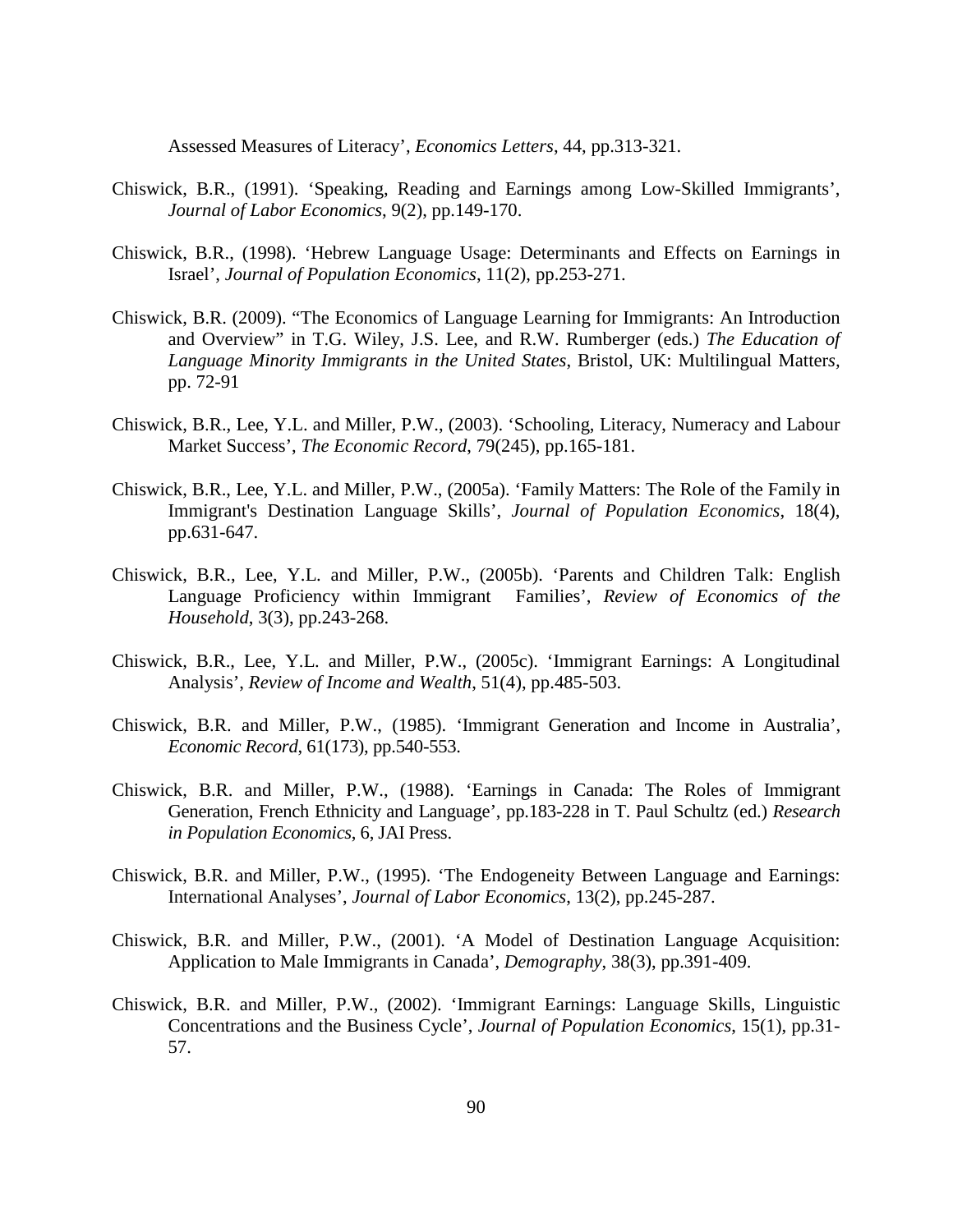Assessed Measures of Literacy', *Economics Letters*, 44, pp.313-321.

Chiswick, B.R., (1991). 'Speaking, Reading and Earnings among Low-Skilled Immigrants', *Journal of Labor Economics*, 9(2), pp.149-170.

Chiswick, B.R., (1998). 'Hebrew Language Usage: Determinants and Effects on Earnings in Israel', *Journal of Population Economics*, 11(2), pp.253-271.

Chiswick, B.R. (2009). "The Economics of Language Learning for Immigrants: An Introduction and Overview" in T.G. Wiley, J.S. Lee, and R.W. Rumberger (eds.) *The Education of Language Minority Immigrants in the United States*, Bristol, UK: Multilingual Matters, pp. 72-91

Chiswick, B.R., Lee, Y.L. and Miller, P.W., (2003). 'Schooling, Literacy, Numeracy and Labour Market Success', *The Economic Record*, 79(245), pp.165-181.

Chiswick, B.R., Lee, Y.L. and Miller, P.W., (2005a). 'Family Matters: The Role of the Family in Immigrant's Destination Language Skills', *Journal of Population Economics*, 18(4), pp.631-647.

Chiswick, B.R., Lee, Y.L. and Miller, P.W., (2005b). 'Parents and Children Talk: English Language Proficiency within Immigrant Families', *Review of Economics of the Household*, 3(3), pp.243-268.

Chiswick, B.R., Lee, Y.L. and Miller, P.W., (2005c). 'Immigrant Earnings: A Longitudinal Analysis', *Review of Income and Wealth*, 51(4), pp.485-503.

Chiswick, B.R. and Miller, P.W., (1985). 'Immigrant Generation and Income in Australia', *Economic Record*, 61(173), pp.540-553.

Chiswick, B.R. and Miller, P.W., (1988). 'Earnings in Canada: The Roles of Immigrant Generation, French Ethnicity and Language', pp.183-228 in T. Paul Schultz (ed.) *Research in Population Economics*, 6, JAI Press.

Chiswick, B.R. and Miller, P.W., (1995). 'The Endogeneity Between Language and Earnings: International Analyses', *Journal of Labor Economics*, 13(2), pp.245-287.

Chiswick, B.R. and Miller, P.W., (2001). 'A Model of Destination Language Acquisition: Application to Male Immigrants in Canada', *Demography*, 38(3), pp.391-409.

Chiswick, B.R. and Miller, P.W., (2002). 'Immigrant Earnings: Language Skills, Linguistic Concentrations and the Business Cycle', *Journal of Population Economics*, 15(1), pp.31-57.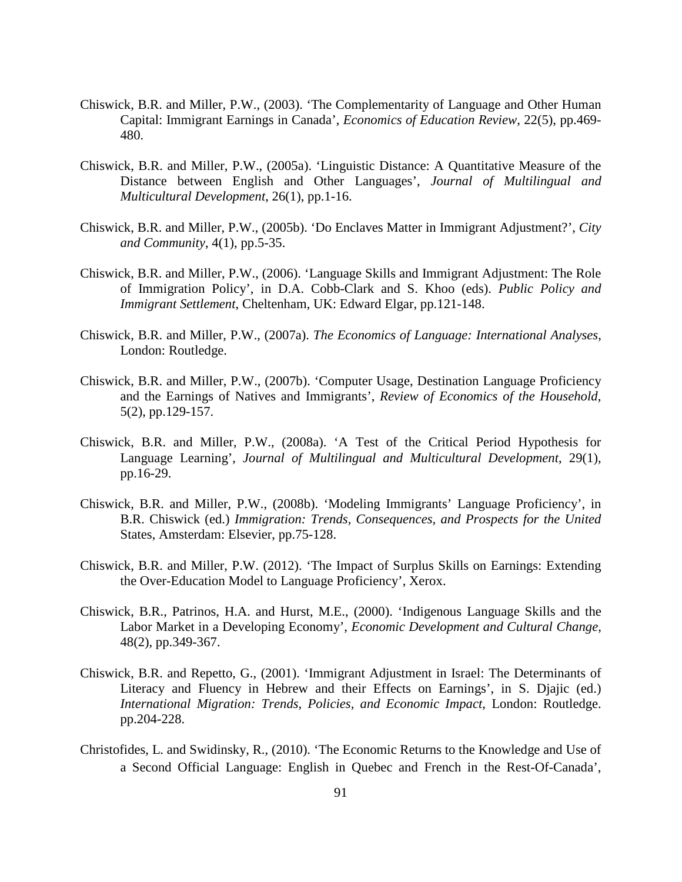Chiswick, B.R. and Miller, P.W., (2003). 'The Complementarity of Language and Other Human Capital: Immigrant Earnings in Canada', *Economics of Education Review*, 22(5), pp.469-480.

Chiswick, B.R. and Miller, P.W., (2005a). 'Linguistic Distance: A Quantitative Measure of the Distance between English and Other Languages', *Journal of Multilingual and Multicultural Development*, 26(1), pp.1-16.

Chiswick, B.R. and Miller, P.W., (2005b). 'Do Enclaves Matter in Immigrant Adjustment?', *City and Community*, 4(1), pp.5-35.

Chiswick, B.R. and Miller, P.W., (2006). 'Language Skills and Immigrant Adjustment: The Role of Immigration Policy', in D.A. Cobb-Clark and S. Khoo (eds). *Public Policy and Immigrant Settlement*, Cheltenham, UK: Edward Elgar, pp.121-148.

Chiswick, B.R. and Miller, P.W., (2007a). *The Economics of Language: International Analyses*, London: Routledge.

Chiswick, B.R. and Miller, P.W., (2007b). 'Computer Usage, Destination Language Proficiency and the Earnings of Natives and Immigrants', *Review of Economics of the Household*, 5(2), pp.129-157.

Chiswick, B.R. and Miller, P.W., (2008a). 'A Test of the Critical Period Hypothesis for Language Learning', *Journal of Multilingual and Multicultural Development*, 29(1), pp.16-29.

Chiswick, B.R. and Miller, P.W., (2008b). 'Modeling Immigrants' Language Proficiency', in B.R. Chiswick (ed.) *Immigration: Trends, Consequences, and Prospects for the United* States, Amsterdam: Elsevier, pp.75-128.

Chiswick, B.R. and Miller, P.W. (2012). 'The Impact of Surplus Skills on Earnings: Extending the Over-Education Model to Language Proficiency', Xerox.

Chiswick, B.R., Patrinos, H.A. and Hurst, M.E., (2000). 'Indigenous Language Skills and the Labor Market in a Developing Economy', *Economic Development and Cultural Change*, 48(2), pp.349-367.

Chiswick, B.R. and Repetto, G., (2001). 'Immigrant Adjustment in Israel: The Determinants of Literacy and Fluency in Hebrew and their Effects on Earnings', in S. Djajic (ed.) *International Migration: Trends, Policies, and Economic Impact*, London: Routledge. pp.204-228.

Christofides, L. and Swidinsky, R., (2010). 'The Economic Returns to the Knowledge and Use of a Second Official Language: English in Quebec and French in the Rest-Of-Canada',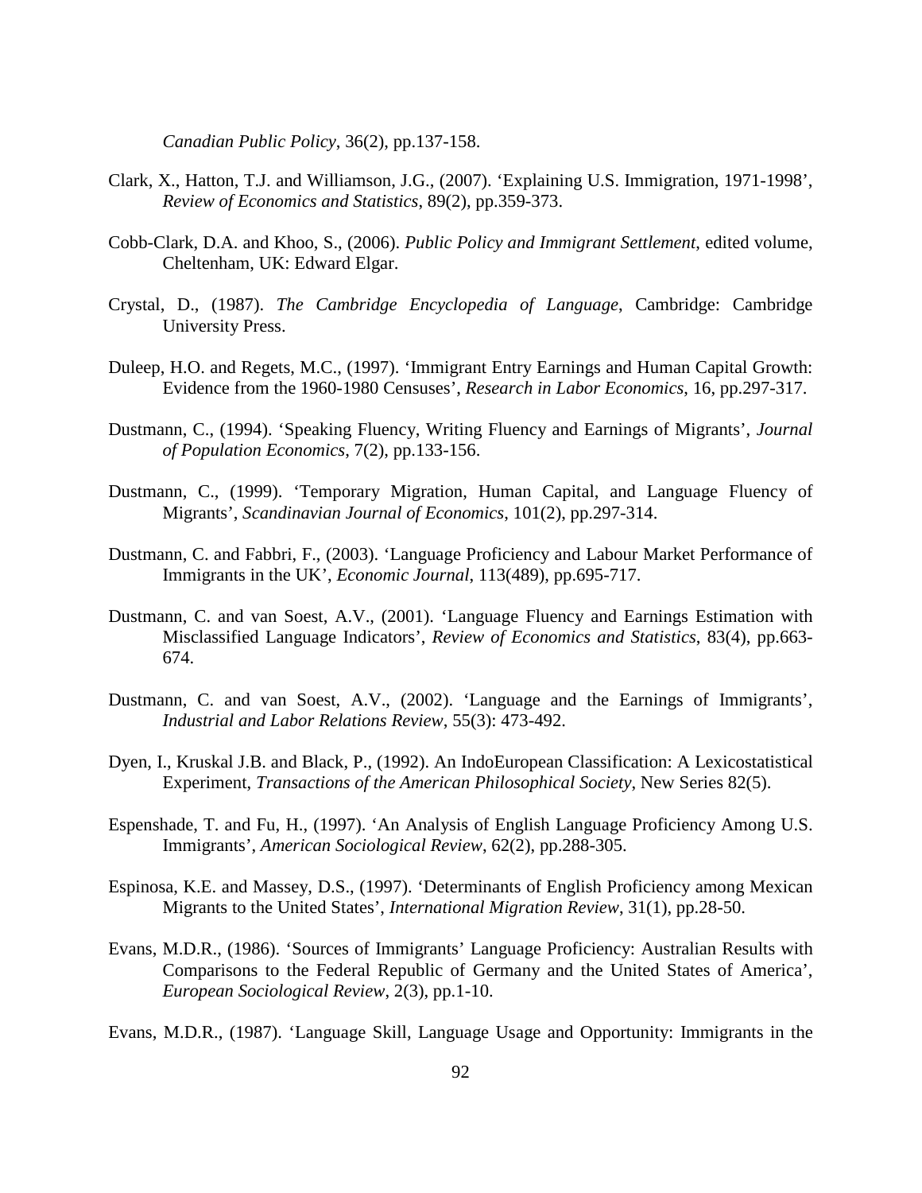*Canadian Public Policy*, 36(2), pp.137-158.

Clark, X., Hatton, T.J. and Williamson, J.G., (2007). 'Explaining U.S. Immigration, 1971-1998', *Review of Economics and Statistics*, 89(2), pp.359-373.

Cobb-Clark, D.A. and Khoo, S., (2006). *Public Policy and Immigrant Settlement*, edited volume, Cheltenham, UK: Edward Elgar.

Crystal, D., (1987). *The Cambridge Encyclopedia of Language*, Cambridge: Cambridge University Press.

Duleep, H.O. and Regets, M.C., (1997). 'Immigrant Entry Earnings and Human Capital Growth: Evidence from the 1960-1980 Censuses', *Research in Labor Economics*, 16, pp.297-317.

Dustmann, C., (1994). 'Speaking Fluency, Writing Fluency and Earnings of Migrants', *Journal of Population Economics*, 7(2), pp.133-156.

Dustmann, C., (1999). 'Temporary Migration, Human Capital, and Language Fluency of Migrants', *Scandinavian Journal of Economics*, 101(2), pp.297-314.

Dustmann, C. and Fabbri, F., (2003). 'Language Proficiency and Labour Market Performance of Immigrants in the UK', *Economic Journal*, 113(489), pp.695-717.

Dustmann, C. and van Soest, A.V., (2001). 'Language Fluency and Earnings Estimation with Misclassified Language Indicators', *Review of Economics and Statistics*, 83(4), pp.663-674.

Dustmann, C. and van Soest, A.V., (2002). 'Language and the Earnings of Immigrants', *Industrial and Labor Relations Review*, 55(3): 473-492.

Dyen, I., Kruskal J.B. and Black, P., (1992). An IndoEuropean Classification: A Lexicostatistical Experiment, *Transactions of the American Philosophical Society*, New Series 82(5).

Espenshade, T. and Fu, H., (1997). 'An Analysis of English Language Proficiency Among U.S. Immigrants', *American Sociological Review*, 62(2), pp.288-305.

Espinosa, K.E. and Massey, D.S., (1997). 'Determinants of English Proficiency among Mexican Migrants to the United States', *International Migration Review*, 31(1), pp.28-50.

Evans, M.D.R., (1986). 'Sources of Immigrants' Language Proficiency: Australian Results with Comparisons to the Federal Republic of Germany and the United States of America', *European Sociological Review*, 2(3), pp.1-10.

Evans, M.D.R., (1987). 'Language Skill, Language Usage and Opportunity: Immigrants in the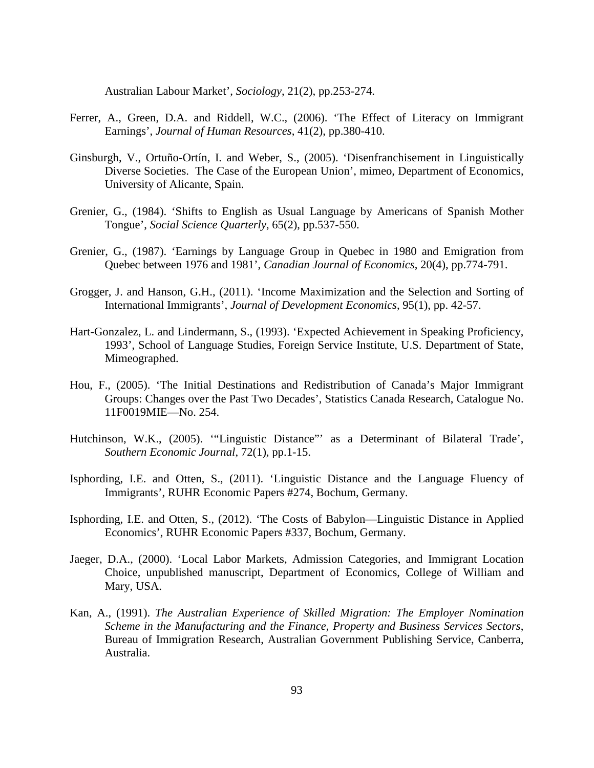Australian Labour Market', *Sociology*, 21(2), pp.253-274.

Ferrer, A., Green, D.A. and Riddell, W.C., (2006). 'The Effect of Literacy on Immigrant Earnings', *Journal of Human Resources*, 41(2), pp.380-410.

Ginsburgh, V., Ortuño-Ortín, I. and Weber, S., (2005). 'Disenfranchisement in Linguistically Diverse Societies. The Case of the European Union', mimeo, Department of Economics, University of Alicante, Spain.

Grenier, G., (1984). 'Shifts to English as Usual Language by Americans of Spanish Mother Tongue', *Social Science Quarterly*, 65(2), pp.537-550.

Grenier, G., (1987). 'Earnings by Language Group in Quebec in 1980 and Emigration from Quebec between 1976 and 1981', *Canadian Journal of Economics*, 20(4), pp.774-791.

Grogger, J. and Hanson, G.H., (2011). 'Income Maximization and the Selection and Sorting of International Immigrants', *Journal of Development Economics*, 95(1), pp. 42-57.

Hart-Gonzalez, L. and Lindermann, S., (1993). 'Expected Achievement in Speaking Proficiency, 1993', School of Language Studies, Foreign Service Institute, U.S. Department of State, Mimeographed.

Hou, F., (2005). 'The Initial Destinations and Redistribution of Canada's Major Immigrant Groups: Changes over the Past Two Decades', Statistics Canada Research, Catalogue No. 11F0019MIE—No. 254.

Hutchinson, W.K., (2005). '"Linguistic Distance"' as a Determinant of Bilateral Trade', *Southern Economic Journal*, 72(1), pp.1-15.

Isphording, I.E. and Otten, S., (2011). 'Linguistic Distance and the Language Fluency of Immigrants', RUHR Economic Papers #274, Bochum, Germany.

Isphording, I.E. and Otten, S., (2012). 'The Costs of Babylon—Linguistic Distance in Applied Economics', RUHR Economic Papers #337, Bochum, Germany.

Jaeger, D.A., (2000). 'Local Labor Markets, Admission Categories, and Immigrant Location Choice, unpublished manuscript, Department of Economics, College of William and Mary, USA.

Kan, A., (1991). *The Australian Experience of Skilled Migration: The Employer Nomination Scheme in the Manufacturing and the Finance, Property and Business Services Sectors*, Bureau of Immigration Research, Australian Government Publishing Service, Canberra, Australia.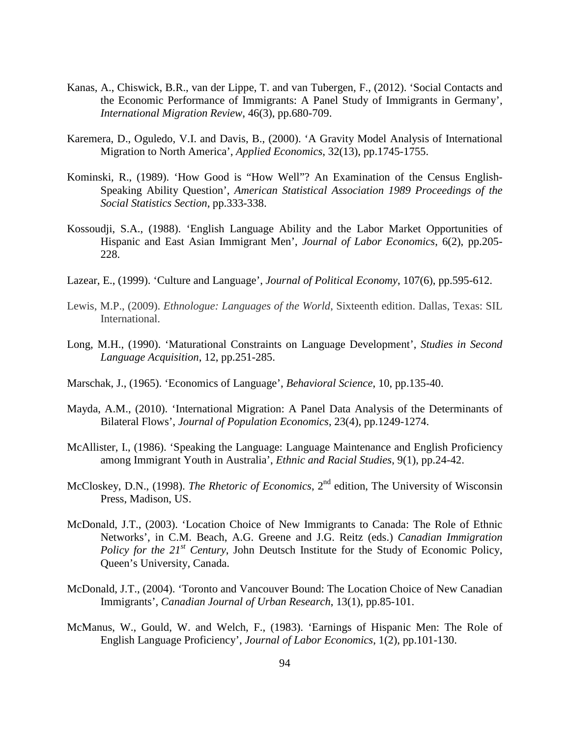Kanas, A., Chiswick, B.R., van der Lippe, T. and van Tubergen, F., (2012). 'Social Contacts and the Economic Performance of Immigrants: A Panel Study of Immigrants in Germany', *International Migration Review*, 46(3), pp.680-709.

Karemera, D., Oguledo, V.I. and Davis, B., (2000). 'A Gravity Model Analysis of International Migration to North America', *Applied Economics*, 32(13), pp.1745-1755.

Kominski, R., (1989). 'How Good is "How Well"? An Examination of the Census English-Speaking Ability Question', *American Statistical Association 1989 Proceedings of the Social Statistics Section*, pp.333-338.

Kossoudji, S.A., (1988). 'English Language Ability and the Labor Market Opportunities of Hispanic and East Asian Immigrant Men', *Journal of Labor Economics*, 6(2), pp.205-228.

Lazear, E., (1999). 'Culture and Language', *Journal of Political Economy*, 107(6), pp.595-612.

Lewis, M.P., (2009). *Ethnologue: Languages of the World*, Sixteenth edition. Dallas, Texas: SIL International.

Long, M.H., (1990). 'Maturational Constraints on Language Development', *Studies in Second Language Acquisition*, 12, pp.251-285.

Marschak, J., (1965). 'Economics of Language', *Behavioral Science*, 10, pp.135-40.

Mayda, A.M., (2010). 'International Migration: A Panel Data Analysis of the Determinants of Bilateral Flows', *Journal of Population Economics*, 23(4), pp.1249-1274.

McAllister, I., (1986). 'Speaking the Language: Language Maintenance and English Proficiency among Immigrant Youth in Australia', *Ethnic and Racial Studies*, 9(1), pp.24-42.

McCloskey, D.N., (1998). *The Rhetoric of Economics*, 2nd edition, The University of Wisconsin Press, Madison, US.

McDonald, J.T., (2003). 'Location Choice of New Immigrants to Canada: The Role of Ethnic Networks', in C.M. Beach, A.G. Greene and J.G. Reitz (eds.) *Canadian Immigration Policy for the 21st Century*, John Deutsch Institute for the Study of Economic Policy, Queen's University, Canada.

McDonald, J.T., (2004). 'Toronto and Vancouver Bound: The Location Choice of New Canadian Immigrants', *Canadian Journal of Urban Research*, 13(1), pp.85-101.

McManus, W., Gould, W. and Welch, F., (1983). 'Earnings of Hispanic Men: The Role of English Language Proficiency', *Journal of Labor Economics*, 1(2), pp.101-130.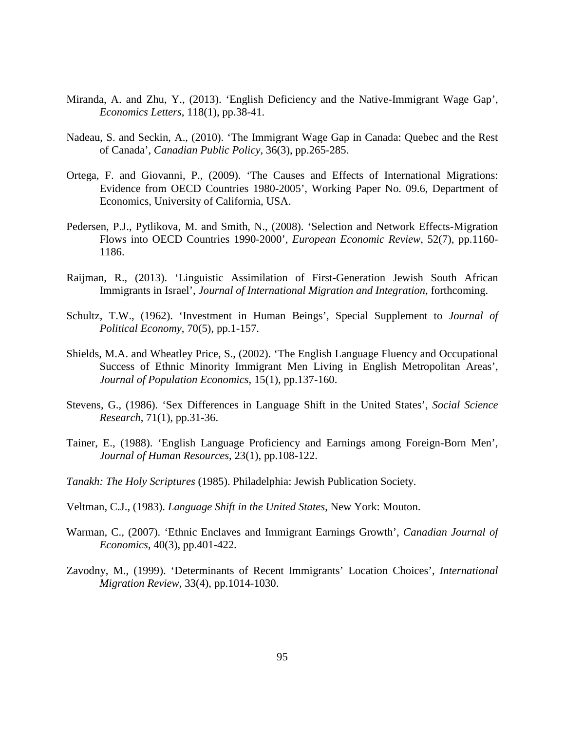Miranda, A. and Zhu, Y., (2013). 'English Deficiency and the Native-Immigrant Wage Gap', *Economics Letters*, 118(1), pp.38-41.

Nadeau, S. and Seckin, A., (2010). 'The Immigrant Wage Gap in Canada: Quebec and the Rest of Canada', *Canadian Public Policy*, 36(3), pp.265-285.

Ortega, F. and Giovanni, P., (2009). 'The Causes and Effects of International Migrations: Evidence from OECD Countries 1980-2005', Working Paper No. 09.6, Department of Economics, University of California, USA.

Pedersen, P.J., Pytlikova, M. and Smith, N., (2008). 'Selection and Network Effects-Migration Flows into OECD Countries 1990-2000', *European Economic Review*, 52(7), pp.1160-1186.

Raijman, R., (2013). 'Linguistic Assimilation of First-Generation Jewish South African Immigrants in Israel', *Journal of International Migration and Integration*, forthcoming.

Schultz, T.W., (1962). 'Investment in Human Beings', Special Supplement to *Journal of Political Economy*, 70(5), pp.1-157.

Shields, M.A. and Wheatley Price, S., (2002). 'The English Language Fluency and Occupational Success of Ethnic Minority Immigrant Men Living in English Metropolitan Areas', *Journal of Population Economics*, 15(1), pp.137-160.

Stevens, G., (1986). 'Sex Differences in Language Shift in the United States', *Social Science Research*, 71(1), pp.31-36.

Tainer, E., (1988). 'English Language Proficiency and Earnings among Foreign-Born Men', *Journal of Human Resources*, 23(1), pp.108-122.

*Tanakh: The Holy Scriptures* (1985). Philadelphia: Jewish Publication Society.

Veltman, C.J., (1983). *Language Shift in the United States*, New York: Mouton.

Warman, C., (2007). 'Ethnic Enclaves and Immigrant Earnings Growth', *Canadian Journal of Economics*, 40(3), pp.401-422.

Zavodny, M., (1999). 'Determinants of Recent Immigrants' Location Choices', *International Migration Review*, 33(4), pp.1014-1030.